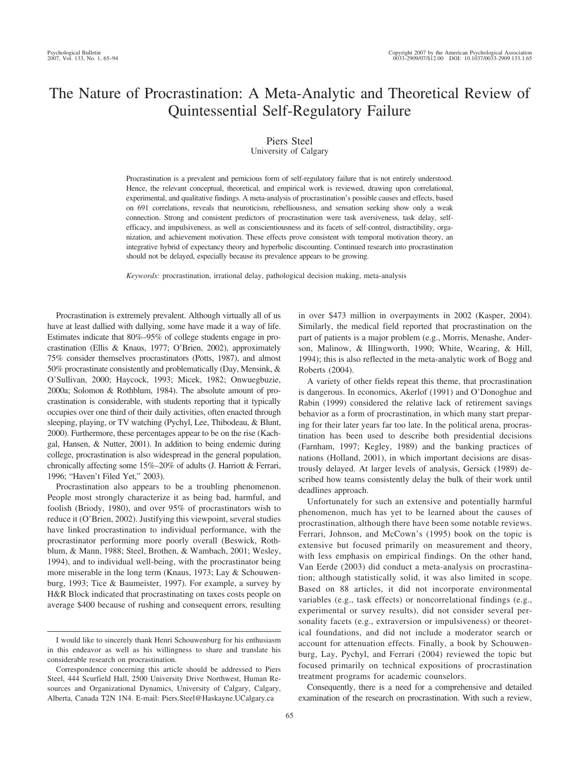# The Nature of Procrastination: A Meta-Analytic and Theoretical Review of Quintessential Self-Regulatory Failure

Piers Steel
University of Calgary

Procrastination is a prevalent and pernicious form of self-regulatory failure that is not entirely understood. Hence, the relevant conceptual, theoretical, and empirical work is reviewed, drawing upon correlational, experimental, and qualitative findings. A meta-analysis of procrastination's possible causes and effects, based on 691 correlations, reveals that neuroticism, rebelliousness, and sensation seeking show only a weak connection. Strong and consistent predictors of procrastination were task aversiveness, task delay, self-efficacy, and impulsiveness, as well as conscientiousness and its facets of self-control, distractibility, organization, and achievement motivation. These effects prove consistent with temporal motivation theory, an integrative hybrid of expectancy theory and hyperbolic discounting. Continued research into procrastination should not be delayed, especially because its prevalence appears to be growing.

*Keywords:* procrastination, irrational delay, pathological decision making, meta-analysis

Procrastination is extremely prevalent. Although virtually all of us have at least dallied with dallying, some have made it a way of life. Estimates indicate that 80%–95% of college students engage in procrastination (Ellis & Knaus, 1977; O'Brien, 2002), approximately 75% consider themselves procrastinators (Potts, 1987), and almost 50% procrastinate consistently and problematically (Day, Mensink, & O'Sullivan, 2000; Haycock, 1993; Micek, 1982; Onwuegbuzie, 2000a; Solomon & Rothblum, 1984). The absolute amount of procrastination is considerable, with students reporting that it typically occupies over one third of their daily activities, often enacted through sleeping, playing, or TV watching (Pychyl, Lee, Thibodeau, & Blunt, 2000). Furthermore, these percentages appear to be on the rise (Kachgal, Hansen, & Nutter, 2001). In addition to being endemic during college, procrastination is also widespread in the general population, chronically affecting some 15%–20% of adults (J. Harriott & Ferrari, 1996; "Haven't Filed Yet," 2003).

Procrastination also appears to be a troubling phenomenon. People most strongly characterize it as being bad, harmful, and foolish (Briody, 1980), and over 95% of procrastinators wish to reduce it (O'Brien, 2002). Justifying this viewpoint, several studies have linked procrastination to individual performance, with the procrastinator performing more poorly overall (Beswick, Rothblum, & Mann, 1988; Steel, Brothen, & Wambach, 2001; Wesley, 1994), and to individual well-being, with the procrastinator being more miserable in the long term (Knaus, 1973; Lay & Schouwenburg, 1993; Tice & Baumeister, 1997). For example, a survey by H&R Block indicated that procrastinating on taxes costs people on average $400 because of rushing and consequent errors, resulting in over $473 million in overpayments in 2002 (Kasper, 2004). Similarly, the medical field reported that procrastination on the part of patients is a major problem (e.g., Morris, Menashe, Anderson, Malinow, & Illingworth, 1990; White, Wearing, & Hill, 1994); this is also reflected in the meta-analytic work of Bogg and Roberts (2004).

A variety of other fields repeat this theme, that procrastination is dangerous. In economics, Akerlof (1991) and O'Donoghue and Rabin (1999) considered the relative lack of retirement savings behavior as a form of procrastination, in which many start preparing for their later years far too late. In the political arena, procrastination has been used to describe both presidential decisions (Farnham, 1997; Kegley, 1989) and the banking practices of nations (Holland, 2001), in which important decisions are disastrously delayed. At larger levels of analysis, Gersick (1989) described how teams consistently delay the bulk of their work until deadlines approach.

Unfortunately for such an extensive and potentially harmful phenomenon, much has yet to be learned about the causes of procrastination, although there have been some notable reviews. Ferrari, Johnson, and McCown's (1995) book on the topic is extensive but focused primarily on measurement and theory, with less emphasis on empirical findings. On the other hand, Van Eerde (2003) did conduct a meta-analysis on procrastination; although statistically solid, it was also limited in scope. Based on 88 articles, it did not incorporate environmental variables (e.g., task effects) or noncorrelational findings (e.g., experimental or survey results), did not consider several personality facets (e.g., extraversion or impulsiveness) or theoretical foundations, and did not include a moderator search or account for attenuation effects. Finally, a book by Schouwenburg, Lay, Pychyl, and Ferrari (2004) reviewed the topic but focused primarily on technical expositions of procrastination treatment programs for academic counselors.

Consequently, there is a need for a comprehensive and detailed examination of the research on procrastination. With such a review,

---

I would like to sincerely thank Henri Schouwenburg for his enthusiasm in this endeavor as well as his willingness to share and translate his considerable research on procrastination.

Correspondence concerning this article should be addressed to Piers Steel, 444 Scurfield Hall, 2500 University Drive Northwest, Human Resources and Organizational Dynamics, University of Calgary, Calgary, Alberta, Canada T2N 1N4. E-mail: Piers.Steel@Haskayne.UCalgary.ca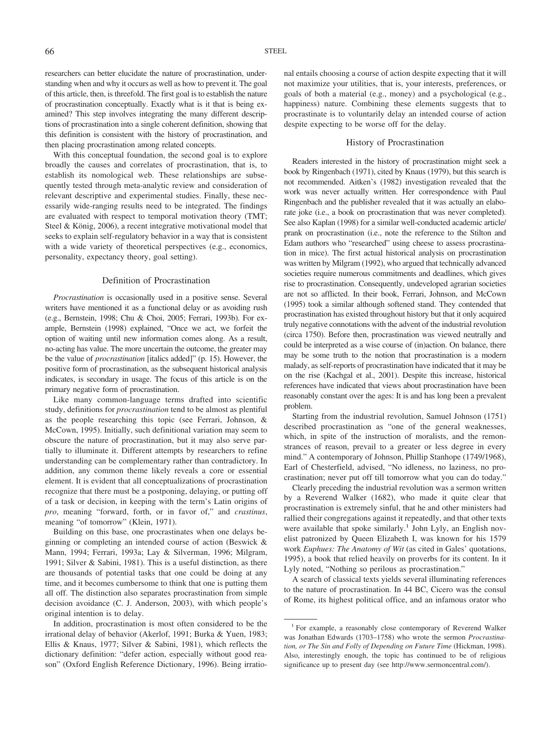researchers can better elucidate the nature of procrastination, understanding when and why it occurs as well as how to prevent it. The goal of this article, then, is threefold. The first goal is to establish the nature of procrastination conceptually. Exactly what is it that is being examined? This step involves integrating the many different descriptions of procrastination into a single coherent definition, showing that this definition is consistent with the history of procrastination, and then placing procrastination among related concepts.

With this conceptual foundation, the second goal is to explore broadly the causes and correlates of procrastination, that is, to establish its nomological web. These relationships are subsequently tested through meta-analytic review and consideration of relevant descriptive and experimental studies. Finally, these necessarily wide-ranging results need to be integrated. The findings are evaluated with respect to temporal motivation theory (TMT; Steel & König, 2006), a recent integrative motivational model that seeks to explain self-regulatory behavior in a way that is consistent with a wide variety of theoretical perspectives (e.g., economics, personality, expectancy theory, goal setting).

## Definition of Procrastination

*Procrastination* is occasionally used in a positive sense. Several writers have mentioned it as a functional delay or as avoiding rush (e.g., Bernstein, 1998; Chu & Choi, 2005; Ferrari, 1993b). For example, Bernstein (1998) explained, "Once we act, we forfeit the option of waiting until new information comes along. As a result, no-acting has value. The more uncertain the outcome, the greater may be the value of *procrastination* [italics added]" (p. 15). However, the positive form of procrastination, as the subsequent historical analysis indicates, is secondary in usage. The focus of this article is on the primary negative form of procrastination.

Like many common-language terms drafted into scientific study, definitions for *procrastination* tend to be almost as plentiful as the people researching this topic (see Ferrari, Johnson, & McCown, 1995). Initially, such definitional variation may seem to obscure the nature of procrastination, but it may also serve partially to illuminate it. Different attempts by researchers to refine understanding can be complementary rather than contradictory. In addition, any common theme likely reveals a core or essential element. It is evident that all conceptualizations of procrastination recognize that there must be a postponing, delaying, or putting off of a task or decision, in keeping with the term's Latin origins of *pro*, meaning "forward, forth, or in favor of," and *crastinus*, meaning "of tomorrow" (Klein, 1971).

Building on this base, one procrastinates when one delays beginning or completing an intended course of action (Beswick & Mann, 1994; Ferrari, 1993a; Lay & Silverman, 1996; Milgram, 1991; Silver & Sabini, 1981). This is a useful distinction, as there are thousands of potential tasks that one could be doing at any time, and it becomes cumbersome to think that one is putting them all off. The distinction also separates procrastination from simple decision avoidance (C. J. Anderson, 2003), with which people's original intention is to delay.

In addition, procrastination is most often considered to be the irrational delay of behavior (Akerlof, 1991; Burka & Yuen, 1983; Ellis & Knaus, 1977; Silver & Sabini, 1981), which reflects the dictionary definition: "defer action, especially without good reason" (Oxford English Reference Dictionary, 1996). Being irrational entails choosing a course of action despite expecting that it will not maximize your utilities, that is, your interests, preferences, or goals of both a material (e.g., money) and a psychological (e.g., happiness) nature. Combining these elements suggests that to procrastinate is to voluntarily delay an intended course of action despite expecting to be worse off for the delay.

## History of Procrastination

Readers interested in the history of procrastination might seek a book by Ringenbach (1971), cited by Knaus (1979), but this search is not recommended. Aitken's (1982) investigation revealed that the work was never actually written. Her correspondence with Paul Ringenbach and the publisher revealed that it was actually an elaborate joke (i.e., a book on procrastination that was never completed). See also Kaplan (1998) for a similar well-conducted academic article/prank on procrastination (i.e., note the reference to the Stilton and Edam authors who "researched" using cheese to assess procrastination in mice). The first actual historical analysis on procrastination was written by Milgram (1992), who argued that technically advanced societies require numerous commitments and deadlines, which gives rise to procrastination. Consequently, undeveloped agrarian societies are not so afflicted. In their book, Ferrari, Johnson, and McCown (1995) took a similar although softened stand. They contended that procrastination has existed throughout history but that it only acquired truly negative connotations with the advent of the industrial revolution (circa 1750). Before then, procrastination was viewed neutrally and could be interpreted as a wise course of (in)action. On balance, there may be some truth to the notion that procrastination is a modern malady, as self-reports of procrastination have indicated that it may be on the rise (Kachgal et al., 2001). Despite this increase, historical references have indicated that views about procrastination have been reasonably constant over the ages: It is and has long been a prevalent problem.

Starting from the industrial revolution, Samuel Johnson (1751) described procrastination as "one of the general weaknesses, which, in spite of the instruction of moralists, and the remonstrances of reason, prevail to a greater or less degree in every mind." A contemporary of Johnson, Phillip Stanhope (1749/1968), Earl of Chesterfield, advised, "No idleness, no laziness, no procrastination; never put off till tomorrow what you can do today."

Clearly preceding the industrial revolution was a sermon written by a Reverend Walker (1682), who made it quite clear that procrastination is extremely sinful, that he and other ministers had rallied their congregations against it repeatedly, and that other texts were available that spoke similarly.[1] John Lyly, an English novelist patronized by Queen Elizabeth I, was known for his 1579 work *Euphues: The Anatomy of Wit* (as cited in Gales' quotations, 1995), a book that relied heavily on proverbs for its content. In it Lyly noted, "Nothing so perilous as procrastination."

A search of classical texts yields several illuminating references to the nature of procrastination. In 44 BC, Cicero was the consul of Rome, its highest political office, and an infamous orator who

[1] For example, a reasonably close contemporary of Reverend Walker was Jonathan Edwards (1703–1758) who wrote the sermon *Procrastination, or The Sin and Folly of Depending on Future Time* (Hickman, 1998). Also, interestingly enough, the topic has continued to be of religious significance up to present day (see http://www.sermoncentral.com/).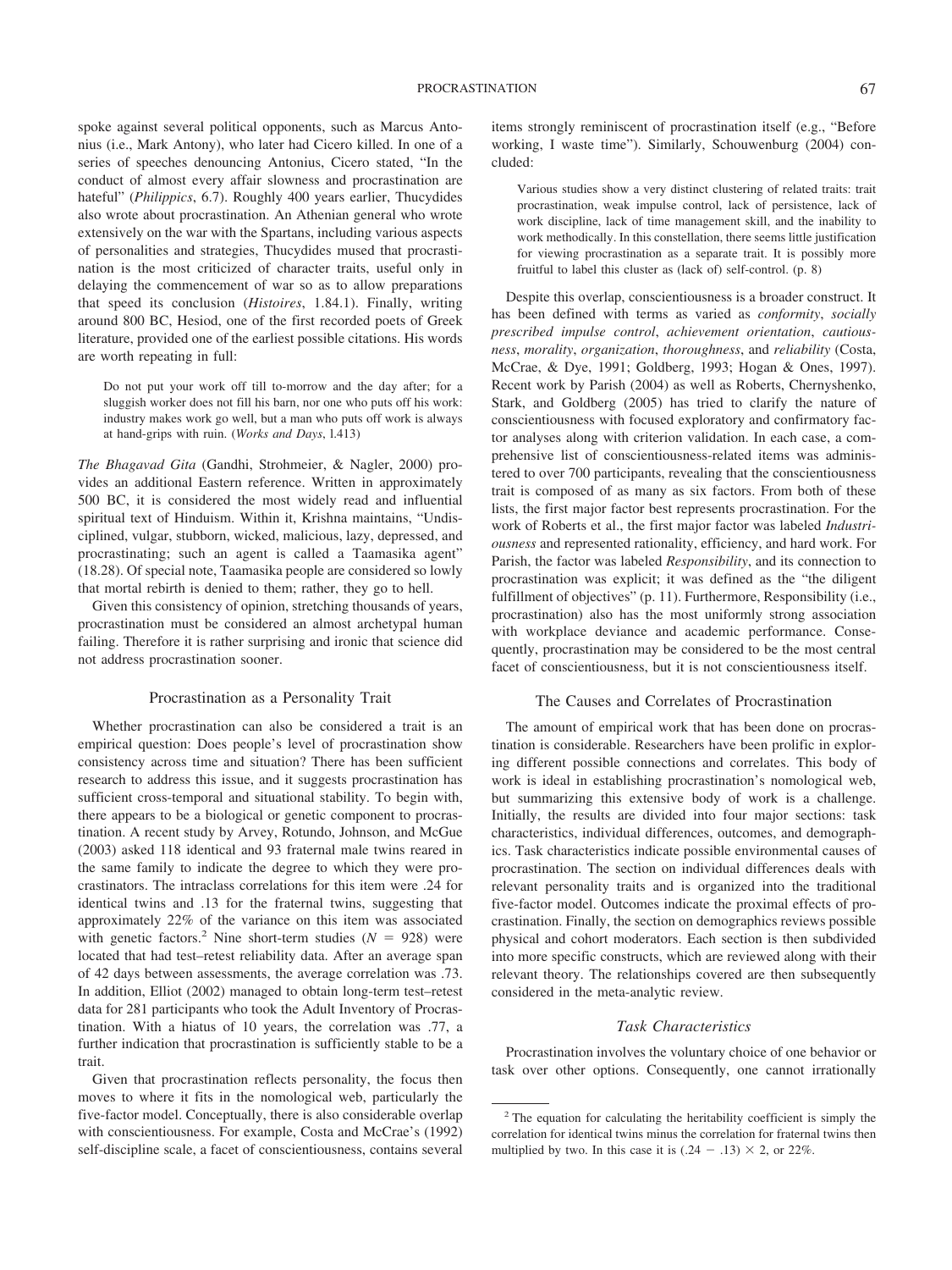spoke against several political opponents, such as Marcus Antonius (i.e., Mark Antony), who later had Cicero killed. In one of a series of speeches denouncing Antonius, Cicero stated, "In the conduct of almost every affair slowness and procrastination are hateful" (*Philippics*, 6.7). Roughly 400 years earlier, Thucydides also wrote about procrastination. An Athenian general who wrote extensively on the war with the Spartans, including various aspects of personalities and strategies, Thucydides mused that procrastination is the most criticized of character traits, useful only in delaying the commencement of war so as to allow preparations that speed its conclusion (*Histoires*, 1.84.1). Finally, writing around 800 BC, Hesiod, one of the first recorded poets of Greek literature, provided one of the earliest possible citations. His words are worth repeating in full:

> Do not put your work off till to-morrow and the day after; for a sluggish worker does not fill his barn, nor one who puts off his work: industry makes work go well, but a man who puts off work is always at hand-grips with ruin. (*Works and Days*, l.413)

*The Bhagavad Gita* (Gandhi, Strohmeier, & Nagler, 2000) provides an additional Eastern reference. Written in approximately 500 BC, it is considered the most widely read and influential spiritual text of Hinduism. Within it, Krishna maintains, "Undisciplined, vulgar, stubborn, wicked, malicious, lazy, depressed, and procrastinating; such an agent is called a Taamasika agent" (18.28). Of special note, Taamasika people are considered so lowly that mortal rebirth is denied to them; rather, they go to hell.

Given this consistency of opinion, stretching thousands of years, procrastination must be considered an almost archetypal human failing. Therefore it is rather surprising and ironic that science did not address procrastination sooner.

## Procrastination as a Personality Trait

Whether procrastination can also be considered a trait is an empirical question: Does people's level of procrastination show consistency across time and situation? There has been sufficient research to address this issue, and it suggests procrastination has sufficient cross-temporal and situational stability. To begin with, there appears to be a biological or genetic component to procrastination. A recent study by Arvey, Rotundo, Johnson, and McGue (2003) asked 118 identical and 93 fraternal male twins reared in the same family to indicate the degree to which they were procrastinators. The intraclass correlations for this item were .24 for identical twins and .13 for the fraternal twins, suggesting that approximately 22% of the variance on this item was associated with genetic factors.[2] Nine short-term studies ($N$ = 928) were located that had test–retest reliability data. After an average span of 42 days between assessments, the average correlation was .73. In addition, Elliot (2002) managed to obtain long-term test–retest data for 281 participants who took the Adult Inventory of Procrastination. With a hiatus of 10 years, the correlation was .77, a further indication that procrastination is sufficiently stable to be a trait.

Given that procrastination reflects personality, the focus then moves to where it fits in the nomological web, particularly the five-factor model. Conceptually, there is also considerable overlap with conscientiousness. For example, Costa and McCrae's (1992) self-discipline scale, a facet of conscientiousness, contains several items strongly reminiscent of procrastination itself (e.g., "Before working, I waste time"). Similarly, Schouwenburg (2004) concluded:

> Various studies show a very distinct clustering of related traits: trait procrastination, weak impulse control, lack of persistence, lack of work discipline, lack of time management skill, and the inability to work methodically. In this constellation, there seems little justification for viewing procrastination as a separate trait. It is possibly more fruitful to label this cluster as (lack of) self-control. (p. 8)

Despite this overlap, conscientiousness is a broader construct. It has been defined with terms as varied as *conformity*, *socially prescribed impulse control*, *achievement orientation*, *cautiousness*, *morality*, *organization*, *thoroughness*, and *reliability* (Costa, McCrae, & Dye, 1991; Goldberg, 1993; Hogan & Ones, 1997). Recent work by Parish (2004) as well as Roberts, Chernyshenko, Stark, and Goldberg (2005) has tried to clarify the nature of conscientiousness with focused exploratory and confirmatory factor analyses along with criterion validation. In each case, a comprehensive list of conscientiousness-related items was administered to over 700 participants, revealing that the conscientiousness trait is composed of as many as six factors. From both of these lists, the first major factor best represents procrastination. For the work of Roberts et al., the first major factor was labeled *Industriousness* and represented rationality, efficiency, and hard work. For Parish, the factor was labeled *Responsibility*, and its connection to procrastination was explicit; it was defined as the "the diligent fulfillment of objectives" (p. 11). Furthermore, Responsibility (i.e., procrastination) also has the most uniformly strong association with workplace deviance and academic performance. Consequently, procrastination may be considered to be the most central facet of conscientiousness, but it is not conscientiousness itself.

## The Causes and Correlates of Procrastination

The amount of empirical work that has been done on procrastination is considerable. Researchers have been prolific in exploring different possible connections and correlates. This body of work is ideal in establishing procrastination's nomological web, but summarizing this extensive body of work is a challenge. Initially, the results are divided into four major sections: task characteristics, individual differences, outcomes, and demographics. Task characteristics indicate possible environmental causes of procrastination. The section on individual differences deals with relevant personality traits and is organized into the traditional five-factor model. Outcomes indicate the proximal effects of procrastination. Finally, the section on demographics reviews possible physical and cohort moderators. Each section is then subdivided into more specific constructs, which are reviewed along with their relevant theory. The relationships covered are then subsequently considered in the meta-analytic review.

### Task Characteristics

Procrastination involves the voluntary choice of one behavior or task over other options. Consequently, one cannot irrationally

[2] The equation for calculating the heritability coefficient is simply the correlation for identical twins minus the correlation for fraternal twins then multiplied by two. In this case it is $(.24 - .13) \times 2$, or 22%.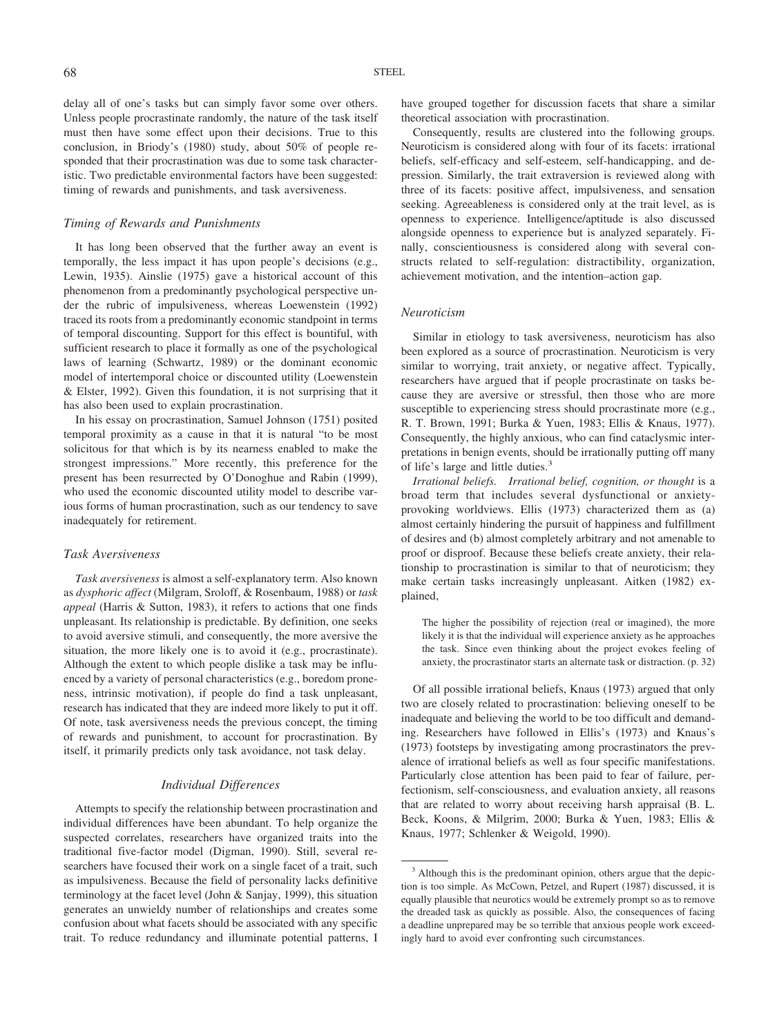delay all of one's tasks but can simply favor some over others. Unless people procrastinate randomly, the nature of the task itself must then have some effect upon their decisions. True to this conclusion, in Briody's (1980) study, about 50% of people responded that their procrastination was due to some task characteristic. Two predictable environmental factors have been suggested: timing of rewards and punishments, and task aversiveness.

### *Timing of Rewards and Punishments*

It has long been observed that the further away an event is temporally, the less impact it has upon people's decisions (e.g., Lewin, 1935). Ainslie (1975) gave a historical account of this phenomenon from a predominantly psychological perspective under the rubric of impulsiveness, whereas Loewenstein (1992) traced its roots from a predominantly economic standpoint in terms of temporal discounting. Support for this effect is bountiful, with sufficient research to place it formally as one of the psychological laws of learning (Schwartz, 1989) or the dominant economic model of intertemporal choice or discounted utility (Loewenstein & Elster, 1992). Given this foundation, it is not surprising that it has also been used to explain procrastination.

In his essay on procrastination, Samuel Johnson (1751) posited temporal proximity as a cause in that it is natural "to be most solicitous for that which is by its nearness enabled to make the strongest impressions." More recently, this preference for the present has been resurrected by O'Donoghue and Rabin (1999), who used the economic discounted utility model to describe various forms of human procrastination, such as our tendency to save inadequately for retirement.

### *Task Aversiveness*

*Task aversiveness* is almost a self-explanatory term. Also known as *dysphoric affect* (Milgram, Sroloff, & Rosenbaum, 1988) or *task appeal* (Harris & Sutton, 1983), it refers to actions that one finds unpleasant. Its relationship is predictable. By definition, one seeks to avoid aversive stimuli, and consequently, the more aversive the situation, the more likely one is to avoid it (e.g., procrastinate). Although the extent to which people dislike a task may be influenced by a variety of personal characteristics (e.g., boredom proneness, intrinsic motivation), if people do find a task unpleasant, research has indicated that they are indeed more likely to put it off. Of note, task aversiveness needs the previous concept, the timing of rewards and punishment, to account for procrastination. By itself, it primarily predicts only task avoidance, not task delay.

## *Individual Differences*

Attempts to specify the relationship between procrastination and individual differences have been abundant. To help organize the suspected correlates, researchers have organized traits into the traditional five-factor model (Digman, 1990). Still, several researchers have focused their work on a single facet of a trait, such as impulsiveness. Because the field of personality lacks definitive terminology at the facet level (John & Sanjay, 1999), this situation generates an unwieldy number of relationships and creates some confusion about what facets should be associated with any specific trait. To reduce redundancy and illuminate potential patterns, I have grouped together for discussion facets that share a similar theoretical association with procrastination.

Consequently, results are clustered into the following groups. Neuroticism is considered along with four of its facets: irrational beliefs, self-efficacy and self-esteem, self-handicapping, and depression. Similarly, the trait extraversion is reviewed along with three of its facets: positive affect, impulsiveness, and sensation seeking. Agreeableness is considered only at the trait level, as is openness to experience. Intelligence/aptitude is also discussed alongside openness to experience but is analyzed separately. Finally, conscientiousness is considered along with several constructs related to self-regulation: distractibility, organization, achievement motivation, and the intention–action gap.

### *Neuroticism*

Similar in etiology to task aversiveness, neuroticism has also been explored as a source of procrastination. Neuroticism is very similar to worrying, trait anxiety, or negative affect. Typically, researchers have argued that if people procrastinate on tasks because they are aversive or stressful, then those who are more susceptible to experiencing stress should procrastinate more (e.g., R. T. Brown, 1991; Burka & Yuen, 1983; Ellis & Knaus, 1977). Consequently, the highly anxious, who can find cataclysmic interpretations in benign events, should be irrationally putting off many of life's large and little duties.[3]

*Irrational beliefs.* *Irrational belief, cognition, or thought* is a broad term that includes several dysfunctional or anxiety-provoking worldviews. Ellis (1973) characterized them as (a) almost certainly hindering the pursuit of happiness and fulfillment of desires and (b) almost completely arbitrary and not amenable to proof or disproof. Because these beliefs create anxiety, their relationship to procrastination is similar to that of neuroticism; they make certain tasks increasingly unpleasant. Aitken (1982) explained,

> The higher the possibility of rejection (real or imagined), the more likely it is that the individual will experience anxiety as he approaches the task. Since even thinking about the project evokes feeling of anxiety, the procrastinator starts an alternate task or distraction. (p. 32)

Of all possible irrational beliefs, Knaus (1973) argued that only two are closely related to procrastination: believing oneself to be inadequate and believing the world to be too difficult and demanding. Researchers have followed in Ellis's (1973) and Knaus's (1973) footsteps by investigating among procrastinators the prevalence of irrational beliefs as well as four specific manifestations. Particularly close attention has been paid to fear of failure, perfectionism, self-consciousness, and evaluation anxiety, all reasons that are related to worry about receiving harsh appraisal (B. L. Beck, Koons, & Milgrim, 2000; Burka & Yuen, 1983; Ellis & Knaus, 1977; Schlenker & Weigold, 1990).

---

[3] Although this is the predominant opinion, others argue that the depiction is too simple. As McCown, Petzel, and Rupert (1987) discussed, it is equally plausible that neurotics would be extremely prompt so as to remove the dreaded task as quickly as possible. Also, the consequences of facing a deadline unprepared may be so terrible that anxious people work exceedingly hard to avoid ever confronting such circumstances.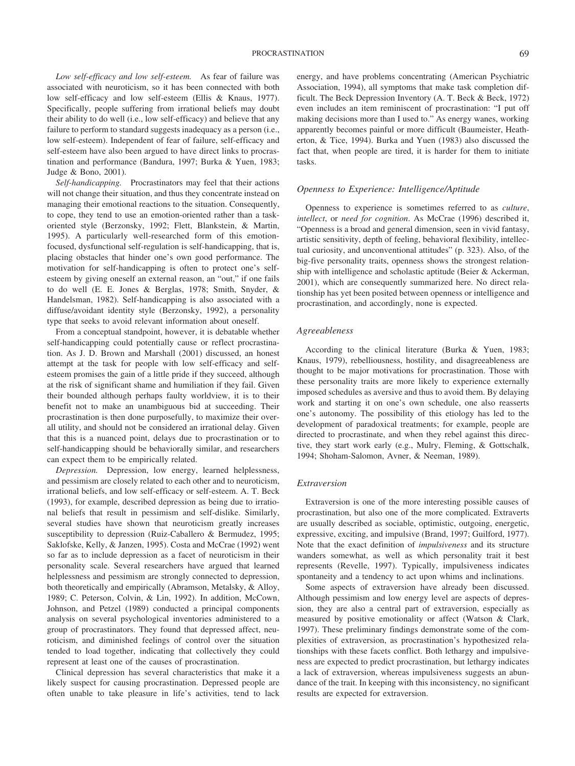*Low self-efficacy and low self-esteem.* As fear of failure was associated with neuroticism, so it has been connected with both low self-efficacy and low self-esteem (Ellis & Knaus, 1977). Specifically, people suffering from irrational beliefs may doubt their ability to do well (i.e., low self-efficacy) and believe that any failure to perform to standard suggests inadequacy as a person (i.e., low self-esteem). Independent of fear of failure, self-efficacy and self-esteem have also been argued to have direct links to procrastination and performance (Bandura, 1997; Burka & Yuen, 1983; Judge & Bono, 2001).

*Self-handicapping.* Procrastinators may feel that their actions will not change their situation, and thus they concentrate instead on managing their emotional reactions to the situation. Consequently, to cope, they tend to use an emotion-oriented rather than a task-oriented style (Berzonsky, 1992; Flett, Blankstein, & Martin, 1995). A particularly well-researched form of this emotion-focused, dysfunctional self-regulation is self-handicapping, that is, placing obstacles that hinder one's own good performance. The motivation for self-handicapping is often to protect one's self-esteem by giving oneself an external reason, an "out," if one fails to do well (E. E. Jones & Berglas, 1978; Smith, Snyder, & Handelsman, 1982). Self-handicapping is also associated with a diffuse/avoidant identity style (Berzonsky, 1992), a personality type that seeks to avoid relevant information about oneself.

From a conceptual standpoint, however, it is debatable whether self-handicapping could potentially cause or reflect procrastination. As J. D. Brown and Marshall (2001) discussed, an honest attempt at the task for people with low self-efficacy and self-esteem promises the gain of a little pride if they succeed, although at the risk of significant shame and humiliation if they fail. Given their bounded although perhaps faulty worldview, it is to their benefit not to make an unambiguous bid at succeeding. Their procrastination is then done purposefully, to maximize their overall utility, and should not be considered an irrational delay. Given that this is a nuanced point, delays due to procrastination or to self-handicapping should be behaviorally similar, and researchers can expect them to be empirically related.

*Depression.* Depression, low energy, learned helplessness, and pessimism are closely related to each other and to neuroticism, irrational beliefs, and low self-efficacy or self-esteem. A. T. Beck (1993), for example, described depression as being due to irrational beliefs that result in pessimism and self-dislike. Similarly, several studies have shown that neuroticism greatly increases susceptibility to depression (Ruiz-Caballero & Bermudez, 1995; Saklofske, Kelly, & Janzen, 1995). Costa and McCrae (1992) went so far as to include depression as a facet of neuroticism in their personality scale. Several researchers have argued that learned helplessness and pessimism are strongly connected to depression, both theoretically and empirically (Abramson, Metalsky, & Alloy, 1989; C. Peterson, Colvin, & Lin, 1992). In addition, McCown, Johnson, and Petzel (1989) conducted a principal components analysis on several psychological inventories administered to a group of procrastinators. They found that depressed affect, neuroticism, and diminished feelings of control over the situation tended to load together, indicating that collectively they could represent at least one of the causes of procrastination.

Clinical depression has several characteristics that make it a likely suspect for causing procrastination. Depressed people are often unable to take pleasure in life's activities, tend to lack energy, and have problems concentrating (American Psychiatric Association, 1994), all symptoms that make task completion difficult. The Beck Depression Inventory (A. T. Beck & Beck, 1972) even includes an item reminiscent of procrastination: "I put off making decisions more than I used to." As energy wanes, working apparently becomes painful or more difficult (Baumeister, Heatherton, & Tice, 1994). Burka and Yuen (1983) also discussed the fact that, when people are tired, it is harder for them to initiate tasks.

### Openness to Experience: Intelligence/Aptitude

Openness to experience is sometimes referred to as *culture*, *intellect*, or *need for cognition*. As McCrae (1996) described it, "Openness is a broad and general dimension, seen in vivid fantasy, artistic sensitivity, depth of feeling, behavioral flexibility, intellectual curiosity, and unconventional attitudes" (p. 323). Also, of the big-five personality traits, openness shows the strongest relationship with intelligence and scholastic aptitude (Beier & Ackerman, 2001), which are consequently summarized here. No direct relationship has yet been posited between openness or intelligence and procrastination, and accordingly, none is expected.

### Agreeableness

According to the clinical literature (Burka & Yuen, 1983; Knaus, 1979), rebelliousness, hostility, and disagreeableness are thought to be major motivations for procrastination. Those with these personality traits are more likely to experience externally imposed schedules as aversive and thus to avoid them. By delaying work and starting it on one's own schedule, one also reasserts one's autonomy. The possibility of this etiology has led to the development of paradoxical treatments; for example, people are directed to procrastinate, and when they rebel against this directive, they start work early (e.g., Mulry, Fleming, & Gottschalk, 1994; Shoham-Salomon, Avner, & Neeman, 1989).

### Extraversion

Extraversion is one of the more interesting possible causes of procrastination, but also one of the more complicated. Extraverts are usually described as sociable, optimistic, outgoing, energetic, expressive, exciting, and impulsive (Brand, 1997; Guilford, 1977). Note that the exact definition of *impulsiveness* and its structure wanders somewhat, as well as which personality trait it best represents (Revelle, 1997). Typically, impulsiveness indicates spontaneity and a tendency to act upon whims and inclinations.

Some aspects of extraversion have already been discussed. Although pessimism and low energy level are aspects of depression, they are also a central part of extraversion, especially as measured by positive emotionality or affect (Watson & Clark, 1997). These preliminary findings demonstrate some of the complexities of extraversion, as procrastination's hypothesized relationships with these facets conflict. Both lethargy and impulsiveness are expected to predict procrastination, but lethargy indicates a lack of extraversion, whereas impulsiveness suggests an abundance of the trait. In keeping with this inconsistency, no significant results are expected for extraversion.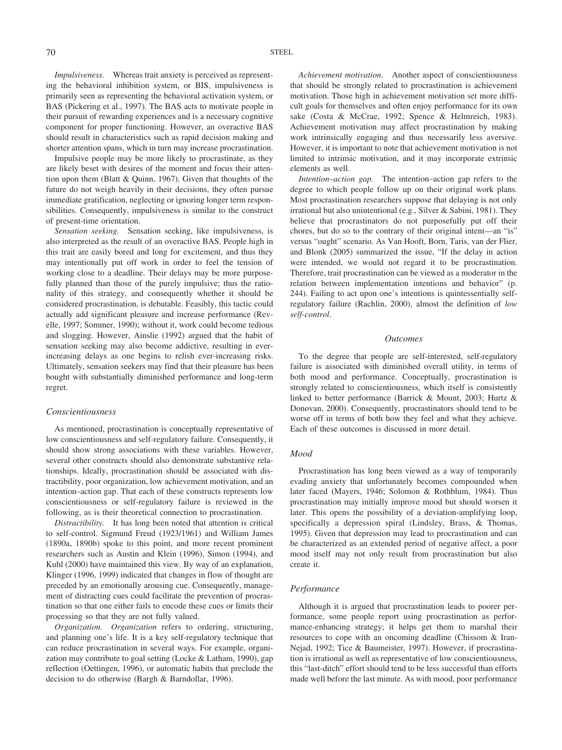*Impulsiveness.* Whereas trait anxiety is perceived as representing the behavioral inhibition system, or BIS, impulsiveness is primarily seen as representing the behavioral activation system, or BAS (Pickering et al., 1997). The BAS acts to motivate people in their pursuit of rewarding experiences and is a necessary cognitive component for proper functioning. However, an overactive BAS should result in characteristics such as rapid decision making and shorter attention spans, which in turn may increase procrastination.

Impulsive people may be more likely to procrastinate, as they are likely beset with desires of the moment and focus their attention upon them (Blatt & Quinn, 1967). Given that thoughts of the future do not weigh heavily in their decisions, they often pursue immediate gratification, neglecting or ignoring longer term responsibilities. Consequently, impulsiveness is similar to the construct of present-time orientation.

*Sensation seeking.* Sensation seeking, like impulsiveness, is also interpreted as the result of an overactive BAS. People high in this trait are easily bored and long for excitement, and thus they may intentionally put off work in order to feel the tension of working close to a deadline. Their delays may be more purposefully planned than those of the purely impulsive; thus the rationality of this strategy, and consequently whether it should be considered procrastination, is debatable. Feasibly, this tactic could actually add significant pleasure and increase performance (Revelle, 1997; Sommer, 1990); without it, work could become tedious and slogging. However, Ainslie (1992) argued that the habit of sensation seeking may also become addictive, resulting in ever-increasing delays as one begins to relish ever-increasing risks. Ultimately, sensation seekers may find that their pleasure has been bought with substantially diminished performance and long-term regret.

### Conscientiousness

As mentioned, procrastination is conceptually representative of low conscientiousness and self-regulatory failure. Consequently, it should show strong associations with these variables. However, several other constructs should also demonstrate substantive relationships. Ideally, procrastination should be associated with distractibility, poor organization, low achievement motivation, and an intention–action gap. That each of these constructs represents low conscientiousness or self-regulatory failure is reviewed in the following, as is their theoretical connection to procrastination.

*Distractibility.* It has long been noted that attention is critical to self-control. Sigmund Freud (1923/1961) and William James (1890a, 1890b) spoke to this point, and more recent prominent researchers such as Austin and Klein (1996), Simon (1994), and Kuhl (2000) have maintained this view. By way of an explanation, Klinger (1996, 1999) indicated that changes in flow of thought are preceded by an emotionally arousing cue. Consequently, management of distracting cues could facilitate the prevention of procrastination so that one either fails to encode these cues or limits their processing so that they are not fully valued.

*Organization. Organization* refers to ordering, structuring, and planning one's life. It is a key self-regulatory technique that can reduce procrastination in several ways. For example, organization may contribute to goal setting (Locke & Latham, 1990), gap reflection (Oettingen, 1996), or automatic habits that preclude the decision to do otherwise (Bargh & Barndollar, 1996).

*Achievement motivation.* Another aspect of conscientiousness that should be strongly related to procrastination is achievement motivation. Those high in achievement motivation set more difficult goals for themselves and often enjoy performance for its own sake (Costa & McCrae, 1992; Spence & Helmreich, 1983). Achievement motivation may affect procrastination by making work intrinsically engaging and thus necessarily less aversive. However, it is important to note that achievement motivation is not limited to intrinsic motivation, and it may incorporate extrinsic elements as well.

*Intention–action gap.* The intention–action gap refers to the degree to which people follow up on their original work plans. Most procrastination researchers suppose that delaying is not only irrational but also unintentional (e.g., Silver & Sabini, 1981). They believe that procrastinators do not purposefully put off their chores, but do so to the contrary of their original intent—an "is" versus "ought" scenario. As Van Hooft, Born, Taris, van der Flier, and Blonk (2005) summarized the issue, "If the delay in action were intended, we would not regard it to be procrastination. Therefore, trait procrastination can be viewed as a moderator in the relation between implementation intentions and behavior" (p. 244). Failing to act upon one's intentions is quintessentially self-regulatory failure (Rachlin, 2000), almost the definition of *low self-control*.

## Outcomes

To the degree that people are self-interested, self-regulatory failure is associated with diminished overall utility, in terms of both mood and performance. Conceptually, procrastination is strongly related to conscientiousness, which itself is consistently linked to better performance (Barrick & Mount, 2003; Hurtz & Donovan, 2000). Consequently, procrastinators should tend to be worse off in terms of both how they feel and what they achieve. Each of these outcomes is discussed in more detail.

### Mood

Procrastination has long been viewed as a way of temporarily evading anxiety that unfortunately becomes compounded when later faced (Mayers, 1946; Solomon & Rothblum, 1984). Thus procrastination may initially improve mood but should worsen it later. This opens the possibility of a deviation-amplifying loop, specifically a depression spiral (Lindsley, Brass, & Thomas, 1995). Given that depression may lead to procrastination and can be characterized as an extended period of negative affect, a poor mood itself may not only result from procrastination but also create it.

### Performance

Although it is argued that procrastination leads to poorer performance, some people report using procrastination as performance-enhancing strategy; it helps get them to marshal their resources to cope with an oncoming deadline (Chissom & Iran-Nejad, 1992; Tice & Baumeister, 1997). However, if procrastination is irrational as well as representative of low conscientiousness, this "last-ditch" effort should tend to be less successful than efforts made well before the last minute. As with mood, poor performance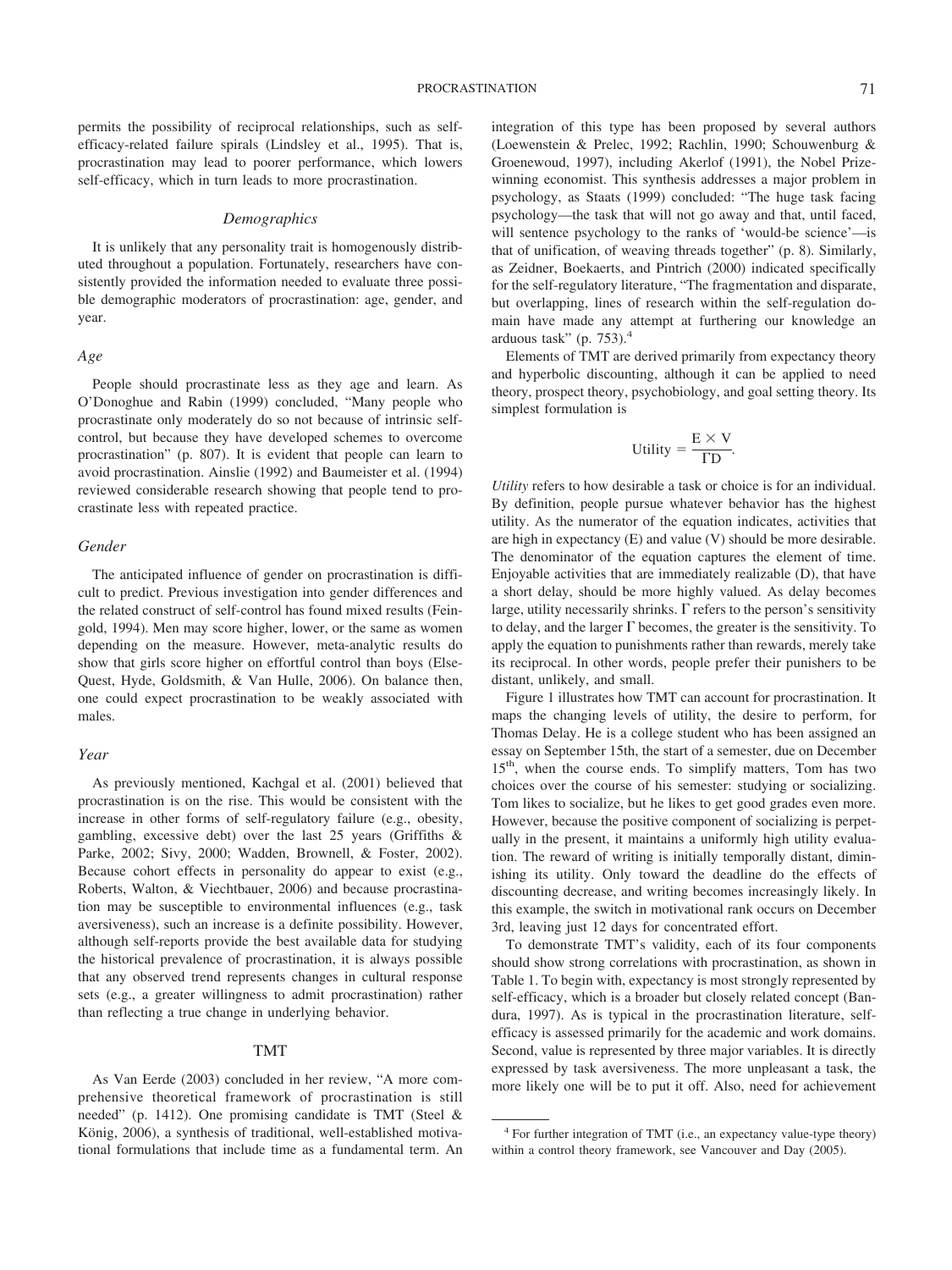permits the possibility of reciprocal relationships, such as self-efficacy-related failure spirals (Lindsley et al., 1995). That is, procrastination may lead to poorer performance, which lowers self-efficacy, which in turn leads to more procrastination.

### *Demographics*

It is unlikely that any personality trait is homogenously distributed throughout a population. Fortunately, researchers have consistently provided the information needed to evaluate three possible demographic moderators of procrastination: age, gender, and year.

#### *Age*

People should procrastinate less as they age and learn. As O'Donoghue and Rabin (1999) concluded, "Many people who procrastinate only moderately do so not because of intrinsic self-control, but because they have developed schemes to overcome procrastination" (p. 807). It is evident that people can learn to avoid procrastination. Ainslie (1992) and Baumeister et al. (1994) reviewed considerable research showing that people tend to procrastinate less with repeated practice.

#### *Gender*

The anticipated influence of gender on procrastination is difficult to predict. Previous investigation into gender differences and the related construct of self-control has found mixed results (Feingold, 1994). Men may score higher, lower, or the same as women depending on the measure. However, meta-analytic results do show that girls score higher on effortful control than boys (Else-Quest, Hyde, Goldsmith, & Van Hulle, 2006). On balance then, one could expect procrastination to be weakly associated with males.

#### *Year*

As previously mentioned, Kachgal et al. (2001) believed that procrastination is on the rise. This would be consistent with the increase in other forms of self-regulatory failure (e.g., obesity, gambling, excessive debt) over the last 25 years (Griffiths & Parke, 2002; Sivy, 2000; Wadden, Brownell, & Foster, 2002). Because cohort effects in personality do appear to exist (e.g., Roberts, Walton, & Viechtbauer, 2006) and because procrastination may be susceptible to environmental influences (e.g., task aversiveness), such an increase is a definite possibility. However, although self-reports provide the best available data for studying the historical prevalence of procrastination, it is always possible that any observed trend represents changes in cultural response sets (e.g., a greater willingness to admit procrastination) rather than reflecting a true change in underlying behavior.

## TMT

As Van Eerde (2003) concluded in her review, "A more comprehensive theoretical framework of procrastination is still needed" (p. 1412). One promising candidate is TMT (Steel & König, 2006), a synthesis of traditional, well-established motivational formulations that include time as a fundamental term. An integration of this type has been proposed by several authors (Loewenstein & Prelec, 1992; Rachlin, 1990; Schouwenburg & Groenewoud, 1997), including Akerlof (1991), the Nobel Prize-winning economist. This synthesis addresses a major problem in psychology, as Staats (1999) concluded: "The huge task facing psychology—the task that will not go away and that, until faced, will sentence psychology to the ranks of 'would-be science'—is that of unification, of weaving threads together" (p. 8). Similarly, as Zeidner, Boekaerts, and Pintrich (2000) indicated specifically for the self-regulatory literature, "The fragmentation and disparate, but overlapping, lines of research within the self-regulation domain have made any attempt at furthering our knowledge an arduous task" (p. 753).[4]

Elements of TMT are derived primarily from expectancy theory and hyperbolic discounting, although it can be applied to need theory, prospect theory, psychobiology, and goal setting theory. Its simplest formulation is

$$\text{Utility} = \frac{\text{E} \times \text{V}}{\Gamma\text{D}}.$$

*Utility* refers to how desirable a task or choice is for an individual. By definition, people pursue whatever behavior has the highest utility. As the numerator of the equation indicates, activities that are high in expectancy (E) and value (V) should be more desirable. The denominator of the equation captures the element of time. Enjoyable activities that are immediately realizable (D), that have a short delay, should be more highly valued. As delay becomes large, utility necessarily shrinks. $\Gamma$ refers to the person's sensitivity to delay, and the larger $\Gamma$ becomes, the greater is the sensitivity. To apply the equation to punishments rather than rewards, merely take its reciprocal. In other words, people prefer their punishers to be distant, unlikely, and small.

Figure 1 illustrates how TMT can account for procrastination. It maps the changing levels of utility, the desire to perform, for Thomas Delay. He is a college student who has been assigned an essay on September 15th, the start of a semester, due on December 15th, when the course ends. To simplify matters, Tom has two choices over the course of his semester: studying or socializing. Tom likes to socialize, but he likes to get good grades even more. However, because the positive component of socializing is perpetually in the present, it maintains a uniformly high utility evaluation. The reward of writing is initially temporally distant, diminishing its utility. Only toward the deadline do the effects of discounting decrease, and writing becomes increasingly likely. In this example, the switch in motivational rank occurs on December 3rd, leaving just 12 days for concentrated effort.

To demonstrate TMT's validity, each of its four components should show strong correlations with procrastination, as shown in Table 1. To begin with, expectancy is most strongly represented by self-efficacy, which is a broader but closely related concept (Bandura, 1997). As is typical in the procrastination literature, self-efficacy is assessed primarily for the academic and work domains. Second, value is represented by three major variables. It is directly expressed by task aversiveness. The more unpleasant a task, the more likely one will be to put it off. Also, need for achievement

---

[4] For further integration of TMT (i.e., an expectancy value-type theory) within a control theory framework, see Vancouver and Day (2005).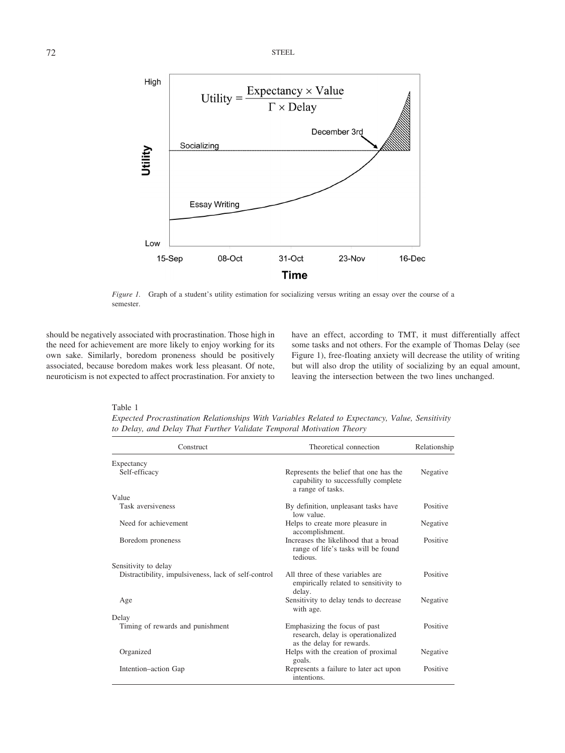$$\text{Utility} = \frac{\text{Expectancy} \times \text{Value}}{\Gamma \times \text{Delay}}$$

*Figure 1.* Graph of a student's utility estimation for socializing versus writing an essay over the course of a semester.

should be negatively associated with procrastination. Those high in the need for achievement are more likely to enjoy working for its own sake. Similarly, boredom proneness should be positively associated, because boredom makes work less pleasant. Of note, neuroticism is not expected to affect procrastination. For anxiety to have an effect, according to TMT, it must differentially affect some tasks and not others. For the example of Thomas Delay (see Figure 1), free-floating anxiety will decrease the utility of writing but will also drop the utility of socializing by an equal amount, leaving the intersection between the two lines unchanged.

Table 1
*Expected Procrastination Relationships With Variables Related to Expectancy, Value, Sensitivity to Delay, and Delay That Further Validate Temporal Motivation Theory*

| Construct | Theoretical connection | Relationship |
|---|---|---|
| Expectancy | | |
| Self-efficacy | Represents the belief that one has the capability to successfully complete a range of tasks. | Negative |
| Value | | |
| Task aversiveness | By definition, unpleasant tasks have low value. | Positive |
| Need for achievement | Helps to create more pleasure in accomplishment. | Negative |
| Boredom proneness | Increases the likelihood that a broad range of life's tasks will be found tedious. | Positive |
| Sensitivity to delay | | |
| Distractibility, impulsiveness, lack of self-control | All three of these variables are empirically related to sensitivity to delay. | Positive |
| Age | Sensitivity to delay tends to decrease with age. | Negative |
| Delay | | |
| Timing of rewards and punishment | Emphasizing the focus of past research, delay is operationalized as the delay for rewards. | Positive |
| Organized | Helps with the creation of proximal goals. | Negative |
| Intention–action Gap | Represents a failure to later act upon intentions. | Positive |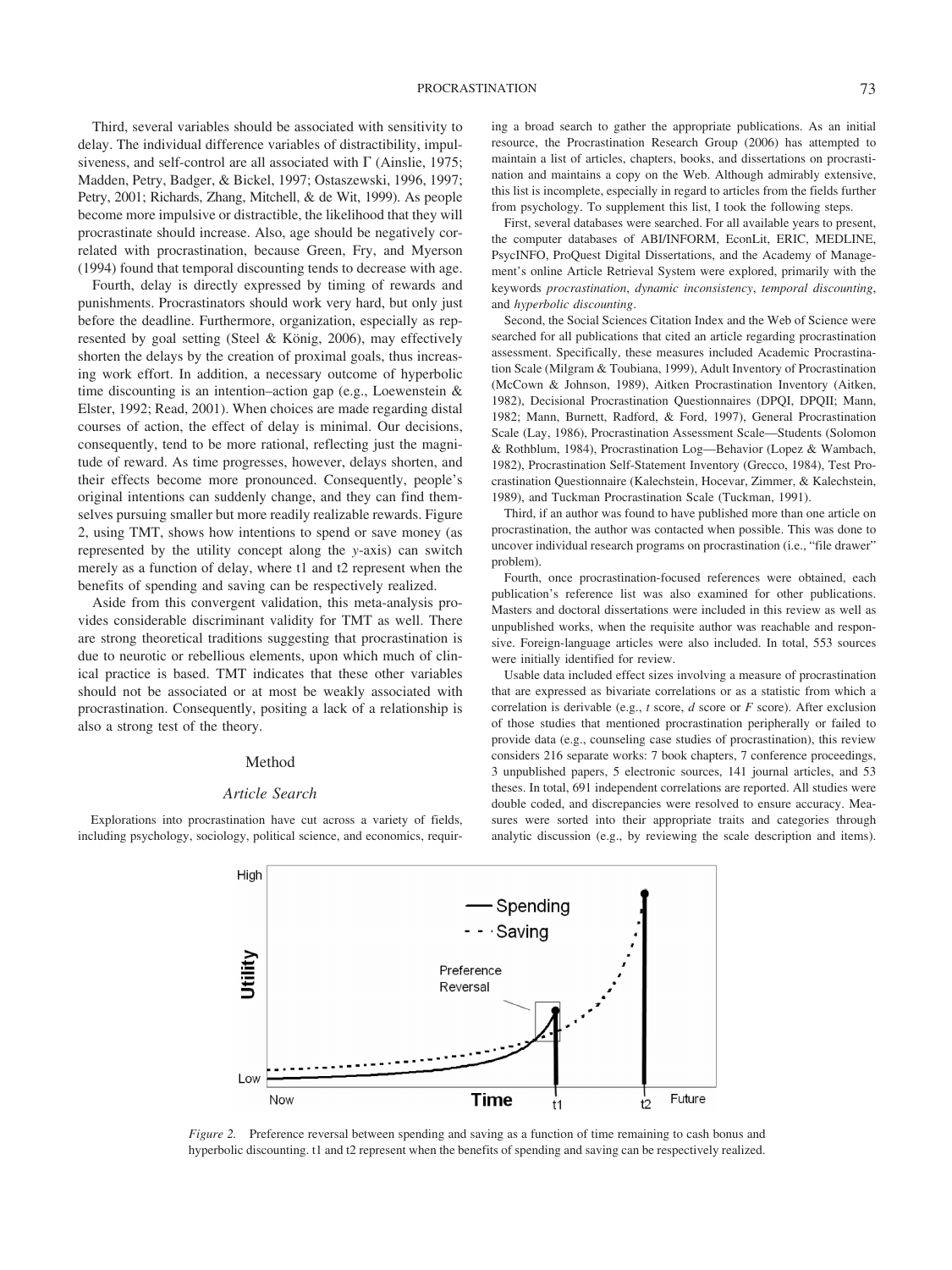Third, several variables should be associated with sensitivity to delay. The individual difference variables of distractibility, impulsiveness, and self-control are all associated with Γ (Ainslie, 1975; Madden, Petry, Badger, & Bickel, 1997; Ostaszewski, 1996, 1997; Petry, 2001; Richards, Zhang, Mitchell, & de Wit, 1999). As people become more impulsive or distractible, the likelihood that they will procrastinate should increase. Also, age should be negatively correlated with procrastination, because Green, Fry, and Myerson (1994) found that temporal discounting tends to decrease with age.

Fourth, delay is directly expressed by timing of rewards and punishments. Procrastinators should work very hard, but only just before the deadline. Furthermore, organization, especially as represented by goal setting (Steel & König, 2006), may effectively shorten the delays by the creation of proximal goals, thus increasing work effort. In addition, a necessary outcome of hyperbolic time discounting is an intention–action gap (e.g., Loewenstein & Elster, 1992; Read, 2001). When choices are made regarding distal courses of action, the effect of delay is minimal. Our decisions, consequently, tend to be more rational, reflecting just the magnitude of reward. As time progresses, however, delays shorten, and their effects become more pronounced. Consequently, people's original intentions can suddenly change, and they can find themselves pursuing smaller but more readily realizable rewards. Figure 2, using TMT, shows how intentions to spend or save money (as represented by the utility concept along the *y*-axis) can switch merely as a function of delay, where t1 and t2 represent when the benefits of spending and saving can be respectively realized.

Aside from this convergent validation, this meta-analysis provides considerable discriminant validity for TMT as well. There are strong theoretical traditions suggesting that procrastination is due to neurotic or rebellious elements, upon which much of clinical practice is based. TMT indicates that these other variables should not be associated or at most be weakly associated with procrastination. Consequently, positing a lack of a relationship is also a strong test of the theory.

## Method

### Article Search

Explorations into procrastination have cut across a variety of fields, including psychology, sociology, political science, and economics, requiring a broad search to gather the appropriate publications. As an initial resource, the Procrastination Research Group (2006) has attempted to maintain a list of articles, chapters, books, and dissertations on procrastination and maintains a copy on the Web. Although admirably extensive, this list is incomplete, especially in regard to articles from the fields further from psychology. To supplement this list, I took the following steps.

First, several databases were searched. For all available years to present, the computer databases of ABI/INFORM, EconLit, ERIC, MEDLINE, PsycINFO, ProQuest Digital Dissertations, and the Academy of Management's online Article Retrieval System were explored, primarily with the keywords *procrastination*, *dynamic inconsistency*, *temporal discounting*, and *hyperbolic discounting*.

Second, the Social Sciences Citation Index and the Web of Science were searched for all publications that cited an article regarding procrastination assessment. Specifically, these measures included Academic Procrastination Scale (Milgram & Toubiana, 1999), Adult Inventory of Procrastination (McCown & Johnson, 1989), Aitken Procrastination Inventory (Aitken, 1982), Decisional Procrastination Questionnaires (DPQI, DPQII; Mann, 1982; Mann, Burnett, Radford, & Ford, 1997), General Procrastination Scale (Lay, 1986), Procrastination Assessment Scale—Students (Solomon & Rothblum, 1984), Procrastination Log—Behavior (Lopez & Wambach, 1982), Procrastination Self-Statement Inventory (Grecco, 1984), Test Procrastination Questionnaire (Kalechstein, Hocevar, Zimmer, & Kalechstein, 1989), and Tuckman Procrastination Scale (Tuckman, 1991).

Third, if an author was found to have published more than one article on procrastination, the author was contacted when possible. This was done to uncover individual research programs on procrastination (i.e., "file drawer" problem).

Fourth, once procrastination-focused references were obtained, each publication's reference list was also examined for other publications. Masters and doctoral dissertations were included in this review as well as unpublished works, when the requisite author was reachable and responsive. Foreign-language articles were also included. In total, 553 sources were initially identified for review.

Usable data included effect sizes involving a measure of procrastination that are expressed as bivariate correlations or as a statistic from which a correlation is derivable (e.g., *t* score, *d* score or *F* score). After exclusion of those studies that mentioned procrastination peripherally or failed to provide data (e.g., counseling case studies of procrastination), this review considers 216 separate works: 7 book chapters, 7 conference proceedings, 3 unpublished papers, 5 electronic sources, 141 journal articles, and 53 theses. In total, 691 independent correlations are reported. All studies were double coded, and discrepancies were resolved to ensure accuracy. Measures were sorted into their appropriate traits and categories through analytic discussion (e.g., by reviewing the scale description and items).

High
Spending
Saving
Utility
Preference Reversal
Low
Now
Time
t1
t2
Future

*Figure 2.* Preference reversal between spending and saving as a function of time remaining to cash bonus and hyperbolic discounting. t1 and t2 represent when the benefits of spending and saving can be respectively realized.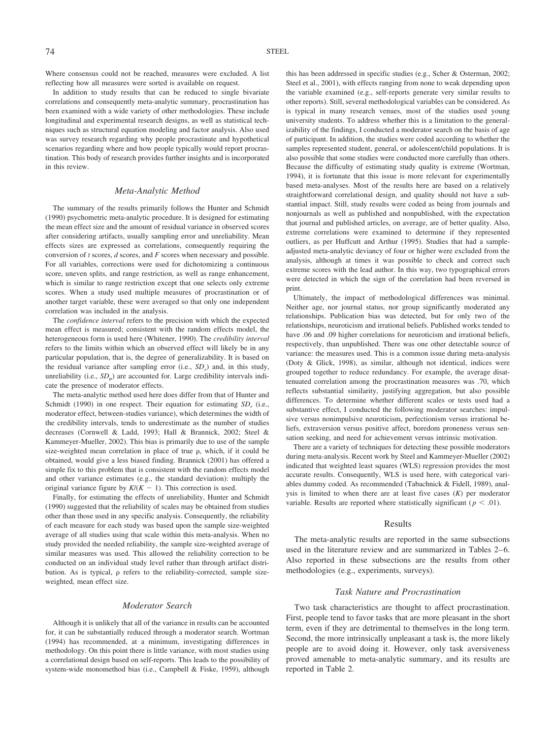Where consensus could not be reached, measures were excluded. A list reflecting how all measures were sorted is available on request.

In addition to study results that can be reduced to single bivariate correlations and consequently meta-analytic summary, procrastination has been examined with a wide variety of other methodologies. These include longitudinal and experimental research designs, as well as statistical techniques such as structural equation modeling and factor analysis. Also used was survey research regarding why people procrastinate and hypothetical scenarios regarding where and how people typically would report procrastination. This body of research provides further insights and is incorporated in this review.

### Meta-Analytic Method

The summary of the results primarily follows the Hunter and Schmidt (1990) psychometric meta-analytic procedure. It is designed for estimating the mean effect size and the amount of residual variance in observed scores after considering artifacts, usually sampling error and unreliability. Mean effects sizes are expressed as correlations, consequently requiring the conversion of *t* scores, *d* scores, and *F* scores when necessary and possible. For all variables, corrections were used for dichotomizing a continuous score, uneven splits, and range restriction, as well as range enhancement, which is similar to range restriction except that one selects only extreme scores. When a study used multiple measures of procrastination or of another target variable, these were averaged so that only one independent correlation was included in the analysis.

The *confidence interval* refers to the precision with which the expected mean effect is measured; consistent with the random effects model, the heterogeneous form is used here (Whitener, 1990). The *credibility interval* refers to the limits within which an observed effect will likely be in any particular population, that is, the degree of generalizability. It is based on the residual variance after sampling error (i.e., $SD_r$) and, in this study, unreliability (i.e., $SD_\rho$) are accounted for. Large credibility intervals indicate the presence of moderator effects.

The meta-analytic method used here does differ from that of Hunter and Schmidt (1990) in one respect. Their equation for estimating $SD_r$ (i.e., moderator effect, between-studies variance), which determines the width of the credibility intervals, tends to underestimate as the number of studies decreases (Cornwell & Ladd, 1993; Hall & Brannick, 2002; Steel & Kammeyer-Mueller, 2002). This bias is primarily due to use of the sample size-weighted mean correlation in place of true $\rho$, which, if it could be obtained, would give a less biased finding. Brannick (2001) has offered a simple fix to this problem that is consistent with the random effects model and other variance estimates (e.g., the standard deviation): multiply the original variance figure by $K/(K - 1)$. This correction is used.

Finally, for estimating the effects of unreliability, Hunter and Schmidt (1990) suggested that the reliability of scales may be obtained from studies other than those used in any specific analysis. Consequently, the reliability of each measure for each study was based upon the sample size-weighted average of all studies using that scale within this meta-analysis. When no study provided the needed reliability, the sample size-weighted average of similar measures was used. This allowed the reliability correction to be conducted on an individual study level rather than through artifact distribution. As is typical, $\rho$ refers to the reliability-corrected, sample size-weighted, mean effect size.

### Moderator Search

Although it is unlikely that all of the variance in results can be accounted for, it can be substantially reduced through a moderator search. Wortman (1994) has recommended, at a minimum, investigating differences in methodology. On this point there is little variance, with most studies using a correlational design based on self-reports. This leads to the possibility of system-wide monomethod bias (i.e., Campbell & Fiske, 1959), although this has been addressed in specific studies (e.g., Scher & Osterman, 2002; Steel et al., 2001), with effects ranging from none to weak depending upon the variable examined (e.g., self-reports generate very similar results to other reports). Still, several methodological variables can be considered. As is typical in many research venues, most of the studies used young university students. To address whether this is a limitation to the generalizability of the findings, I conducted a moderator search on the basis of age of participant. In addition, the studies were coded according to whether the samples represented student, general, or adolescent/child populations. It is also possible that some studies were conducted more carefully than others. Because the difficulty of estimating study quality is extreme (Wortman, 1994), it is fortunate that this issue is more relevant for experimentally based meta-analyses. Most of the results here are based on a relatively straightforward correlational design, and quality should not have a substantial impact. Still, study results were coded as being from journals and nonjournals as well as published and nonpublished, with the expectation that journal and published articles, on average, are of better quality. Also, extreme correlations were examined to determine if they represented outliers, as per Huffcutt and Arthur (1995). Studies that had a sample-adjusted meta-analytic deviancy of four or higher were excluded from the analysis, although at times it was possible to check and correct such extreme scores with the lead author. In this way, two typographical errors were detected in which the sign of the correlation had been reversed in print.

Ultimately, the impact of methodological differences was minimal. Neither age, nor journal status, nor group significantly moderated any relationships. Publication bias was detected, but for only two of the relationships, neuroticism and irrational beliefs. Published works tended to have .06 and .09 higher correlations for neuroticism and irrational beliefs, respectively, than unpublished. There was one other detectable source of variance: the measures used. This is a common issue during meta-analysis (Doty & Glick, 1998), as similar, although not identical, indices were grouped together to reduce redundancy. For example, the average disattenuated correlation among the procrastination measures was .70, which reflects substantial similarity, justifying aggregation, but also possible differences. To determine whether different scales or tests used had a substantive effect, I conducted the following moderator searches: impulsive versus nonimpulsive neuroticism, perfectionism versus irrational beliefs, extraversion versus positive affect, boredom proneness versus sensation seeking, and need for achievement versus intrinsic motivation.

There are a variety of techniques for detecting these possible moderators during meta-analysis. Recent work by Steel and Kammeyer-Mueller (2002) indicated that weighted least squares (WLS) regression provides the most accurate results. Consequently, WLS is used here, with categorical variables dummy coded. As recommended (Tabachnick & Fidell, 1989), analysis is limited to when there are at least five cases (*K*) per moderator variable. Results are reported where statistically significant ($p < .01$).

## Results

The meta-analytic results are reported in the same subsections used in the literature review and are summarized in Tables 2–6. Also reported in these subsections are the results from other methodologies (e.g., experiments, surveys).

### Task Nature and Procrastination

Two task characteristics are thought to affect procrastination. First, people tend to favor tasks that are more pleasant in the short term, even if they are detrimental to themselves in the long term. Second, the more intrinsically unpleasant a task is, the more likely people are to avoid doing it. However, only task aversiveness proved amenable to meta-analytic summary, and its results are reported in Table 2.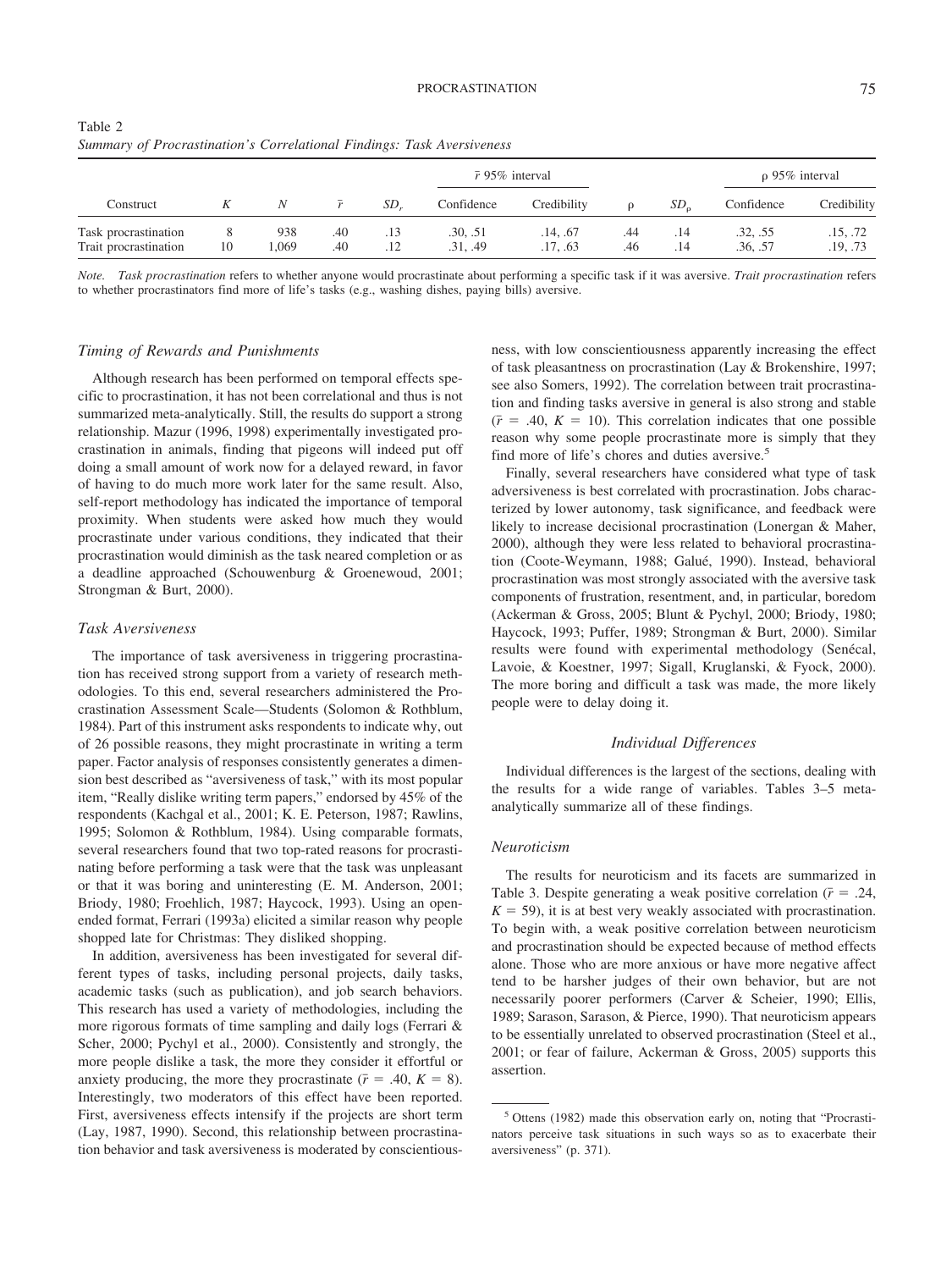Table 2
*Summary of Procrastination's Correlational Findings: Task Aversiveness*

| Construct | $K$ | $N$ | $\bar{r}$ | $SD_r$ | $\bar{r}$ 95% interval | | $\rho$ | $SD_\rho$ | $\rho$ 95% interval | |
|---|---|---|---|---|---|---|---|---|---|---|
| | | | | | Confidence | Credibility | | | Confidence | Credibility |
| Task procrastination | 8 | 938 | .40 | .13 | .30, .51 | .14, .67 | .44 | .14 | .32, .55 | .15, .72 |
| Trait procrastination | 10 | 1,069 | .40 | .12 | .31, .49 | .17, .63 | .46 | .14 | .36, .57 | .19, .73 |

*Note.* *Task procrastination* refers to whether anyone would procrastinate about performing a specific task if it was aversive. *Trait procrastination* refers to whether procrastinators find more of life's tasks (e.g., washing dishes, paying bills) aversive.

### *Timing of Rewards and Punishments*

Although research has been performed on temporal effects specific to procrastination, it has not been correlational and thus is not summarized meta-analytically. Still, the results do support a strong relationship. Mazur (1996, 1998) experimentally investigated procrastination in animals, finding that pigeons will indeed put off doing a small amount of work now for a delayed reward, in favor of having to do much more work later for the same result. Also, self-report methodology has indicated the importance of temporal proximity. When students were asked how much they would procrastinate under various conditions, they indicated that their procrastination would diminish as the task neared completion or as a deadline approached (Schouwenburg & Groenewoud, 2001; Strongman & Burt, 2000).

### *Task Aversiveness*

The importance of task aversiveness in triggering procrastination has received strong support from a variety of research methodologies. To this end, several researchers administered the Procrastination Assessment Scale—Students (Solomon & Rothblum, 1984). Part of this instrument asks respondents to indicate why, out of 26 possible reasons, they might procrastinate in writing a term paper. Factor analysis of responses consistently generates a dimension best described as "aversiveness of task," with its most popular item, "Really dislike writing term papers," endorsed by 45% of the respondents (Kachgal et al., 2001; K. E. Peterson, 1987; Rawlins, 1995; Solomon & Rothblum, 1984). Using comparable formats, several researchers found that two top-rated reasons for procrastinating before performing a task were that the task was unpleasant or that it was boring and uninteresting (E. M. Anderson, 2001; Briody, 1980; Froehlich, 1987; Haycock, 1993). Using an open-ended format, Ferrari (1993a) elicited a similar reason why people shopped late for Christmas: They disliked shopping.

In addition, aversiveness has been investigated for several different types of tasks, including personal projects, daily tasks, academic tasks (such as publication), and job search behaviors. This research has used a variety of methodologies, including the more rigorous formats of time sampling and daily logs (Ferrari & Scher, 2000; Pychyl et al., 2000). Consistently and strongly, the more people dislike a task, the more they consider it effortful or anxiety producing, the more they procrastinate ($\bar{r}$ = .40, $K$ = 8). Interestingly, two moderators of this effect have been reported. First, aversiveness effects intensify if the projects are short term (Lay, 1987, 1990). Second, this relationship between procrastination behavior and task aversiveness is moderated by conscientiousness, with low conscientiousness apparently increasing the effect of task pleasantness on procrastination (Lay & Brokenshire, 1997; see also Somers, 1992). The correlation between trait procrastination and finding tasks aversive in general is also strong and stable ($\bar{r}$ = .40, $K$ = 10). This correlation indicates that one possible reason why some people procrastinate more is simply that they find more of life's chores and duties aversive.[5]

Finally, several researchers have considered what type of task adversiveness is best correlated with procrastination. Jobs characterized by lower autonomy, task significance, and feedback were likely to increase decisional procrastination (Lonergan & Maher, 2000), although they were less related to behavioral procrastination (Coote-Weymann, 1988; Galué, 1990). Instead, behavioral procrastination was most strongly associated with the aversive task components of frustration, resentment, and, in particular, boredom (Ackerman & Gross, 2005; Blunt & Pychyl, 2000; Briody, 1980; Haycock, 1993; Puffer, 1989; Strongman & Burt, 2000). Similar results were found with experimental methodology (Senécal, Lavoie, & Koestner, 1997; Sigall, Kruglanski, & Fyock, 2000). The more boring and difficult a task was made, the more likely people were to delay doing it.

## *Individual Differences*

Individual differences is the largest of the sections, dealing with the results for a wide range of variables. Tables 3–5 meta-analytically summarize all of these findings.

### *Neuroticism*

The results for neuroticism and its facets are summarized in Table 3. Despite generating a weak positive correlation ($\bar{r}$ = .24, $K$ = 59), it is at best very weakly associated with procrastination. To begin with, a weak positive correlation between neuroticism and procrastination should be expected because of method effects alone. Those who are more anxious or have more negative affect tend to be harsher judges of their own behavior, but are not necessarily poorer performers (Carver & Scheier, 1990; Ellis, 1989; Sarason, Sarason, & Pierce, 1990). That neuroticism appears to be essentially unrelated to observed procrastination (Steel et al., 2001; or fear of failure, Ackerman & Gross, 2005) supports this assertion.

[5] Ottens (1982) made this observation early on, noting that "Procrastinators perceive task situations in such ways so as to exacerbate their aversiveness" (p. 371).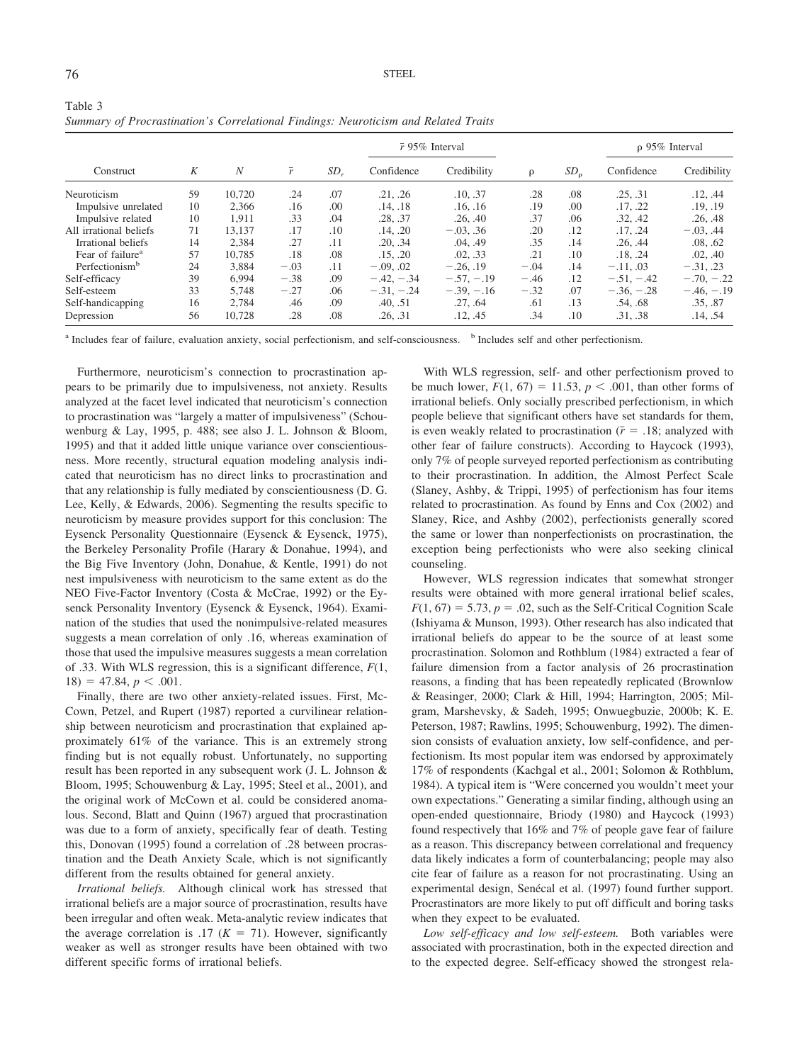Table 3
*Summary of Procrastination's Correlational Findings: Neuroticism and Related Traits*

| Construct | $K$ | $N$ | $\bar{r}$ | $SD_r$ | $\bar{r}$ 95% Interval | | $\rho$ | $SD_\rho$ | $\rho$ 95% Interval | |
|---|---|---|---|---|---|---|---|---|---|---|
| | | | | | Confidence | Credibility | | | Confidence | Credibility |
| Neuroticism | 59 | 10,720 | .24 | .07 | .21, .26 | .10, .37 | .28 | .08 | .25, .31 | .12, .44 |
| Impulsive unrelated | 10 | 2,366 | .16 | .00 | .14, .18 | .16, .16 | .19 | .00 | .17, .22 | .19, .19 |
| Impulsive related | 10 | 1,911 | .33 | .04 | .28, .37 | .26, .40 | .37 | .06 | .32, .42 | .26, .48 |
| All irrational beliefs | 71 | 13,137 | .17 | .10 | .14, .20 | −.03, .36 | .20 | .12 | .17, .24 | −.03, .44 |
| Irrational beliefs | 14 | 2,384 | .27 | .11 | .20, .34 | .04, .49 | .35 | .14 | .26, .44 | .08, .62 |
| Fear of failure[a] | 57 | 10,785 | .18 | .08 | .15, .20 | .02, .33 | .21 | .10 | .18, .24 | .02, .40 |
| Perfectionism[b] | 24 | 3,884 | −.03 | .11 | −.09, .02 | −.26, .19 | −.04 | .14 | −.11, .03 | −.31, .23 |
| Self-efficacy | 39 | 6,994 | −.38 | .09 | −.42, −.34 | −.57, −.19 | −.46 | .12 | −.51, −.42 | −.70, −.22 |
| Self-esteem | 33 | 5,748 | −.27 | .06 | −.31, −.24 | −.39, −.16 | −.32 | .07 | −.36, −.28 | −.46, −.19 |
| Self-handicapping | 16 | 2,784 | .46 | .09 | .40, .51 | .27, .64 | .61 | .13 | .54, .68 | .35, .87 |
| Depression | 56 | 10,728 | .28 | .08 | .26, .31 | .12, .45 | .34 | .10 | .31, .38 | .14, .54 |

[a] Includes fear of failure, evaluation anxiety, social perfectionism, and self-consciousness. [b] Includes self and other perfectionism.

Furthermore, neuroticism's connection to procrastination appears to be primarily due to impulsiveness, not anxiety. Results analyzed at the facet level indicated that neuroticism's connection to procrastination was "largely a matter of impulsiveness" (Schouwenburg & Lay, 1995, p. 488; see also J. L. Johnson & Bloom, 1995) and that it added little unique variance over conscientiousness. More recently, structural equation modeling analysis indicated that neuroticism has no direct links to procrastination and that any relationship is fully mediated by conscientiousness (D. G. Lee, Kelly, & Edwards, 2006). Segmenting the results specific to neuroticism by measure provides support for this conclusion: The Eysenck Personality Questionnaire (Eysenck & Eysenck, 1975), the Berkeley Personality Profile (Harary & Donahue, 1994), and the Big Five Inventory (John, Donahue, & Kentle, 1991) do not nest impulsiveness with neuroticism to the same extent as do the NEO Five-Factor Inventory (Costa & McCrae, 1992) or the Eysenck Personality Inventory (Eysenck & Eysenck, 1964). Examination of the studies that used the nonimpulsive-related measures suggests a mean correlation of only .16, whereas examination of those that used the impulsive measures suggests a mean correlation of .33. With WLS regression, this is a significant difference, $F(1, 18) = 47.84$, $p < .001$.

Finally, there are two other anxiety-related issues. First, McCown, Petzel, and Rupert (1987) reported a curvilinear relationship between neuroticism and procrastination that explained approximately 61% of the variance. This is an extremely strong finding but is not equally robust. Unfortunately, no supporting result has been reported in any subsequent work (J. L. Johnson & Bloom, 1995; Schouwenburg & Lay, 1995; Steel et al., 2001), and the original work of McCown et al. could be considered anomalous. Second, Blatt and Quinn (1967) argued that procrastination was due to a form of anxiety, specifically fear of death. Testing this, Donovan (1995) found a correlation of .28 between procrastination and the Death Anxiety Scale, which is not significantly different from the results obtained for general anxiety.

*Irrational beliefs.* Although clinical work has stressed that irrational beliefs are a major source of procrastination, results have been irregular and often weak. Meta-analytic review indicates that the average correlation is .17 ($K = 71$). However, significantly weaker as well as stronger results have been obtained with two different specific forms of irrational beliefs.

With WLS regression, self- and other perfectionism proved to be much lower, $F(1, 67) = 11.53$, $p < .001$, than other forms of irrational beliefs. Only socially prescribed perfectionism, in which people believe that significant others have set standards for them, is even weakly related to procrastination ($\bar{r} = .18$; analyzed with other fear of failure constructs). According to Haycock (1993), only 7% of people surveyed reported perfectionism as contributing to their procrastination. In addition, the Almost Perfect Scale (Slaney, Ashby, & Trippi, 1995) of perfectionism has four items related to procrastination. As found by Enns and Cox (2002) and Slaney, Rice, and Ashby (2002), perfectionists generally scored the same or lower than nonperfectionists on procrastination, the exception being perfectionists who were also seeking clinical counseling.

However, WLS regression indicates that somewhat stronger results were obtained with more general irrational belief scales, $F(1, 67) = 5.73$, $p = .02$, such as the Self-Critical Cognition Scale (Ishiyama & Munson, 1993). Other research has also indicated that irrational beliefs do appear to be the source of at least some procrastination. Solomon and Rothblum (1984) extracted a fear of failure dimension from a factor analysis of 26 procrastination reasons, a finding that has been repeatedly replicated (Brownlow & Reasinger, 2000; Clark & Hill, 1994; Harrington, 2005; Milgram, Marshevsky, & Sadeh, 1995; Onwuegbuzie, 2000b; K. E. Peterson, 1987; Rawlins, 1995; Schouwenburg, 1992). The dimension consists of evaluation anxiety, low self-confidence, and perfectionism. Its most popular item was endorsed by approximately 17% of respondents (Kachgal et al., 2001; Solomon & Rothblum, 1984). A typical item is "Were concerned you wouldn't meet your own expectations." Generating a similar finding, although using an open-ended questionnaire, Briody (1980) and Haycock (1993) found respectively that 16% and 7% of people gave fear of failure as a reason. This discrepancy between correlational and frequency data likely indicates a form of counterbalancing; people may also cite fear of failure as a reason for not procrastinating. Using an experimental design, Senécal et al. (1997) found further support. Procrastinators are more likely to put off difficult and boring tasks when they expect to be evaluated.

*Low self-efficacy and low self-esteem.* Both variables were associated with procrastination, both in the expected direction and to the expected degree. Self-efficacy showed the strongest rela-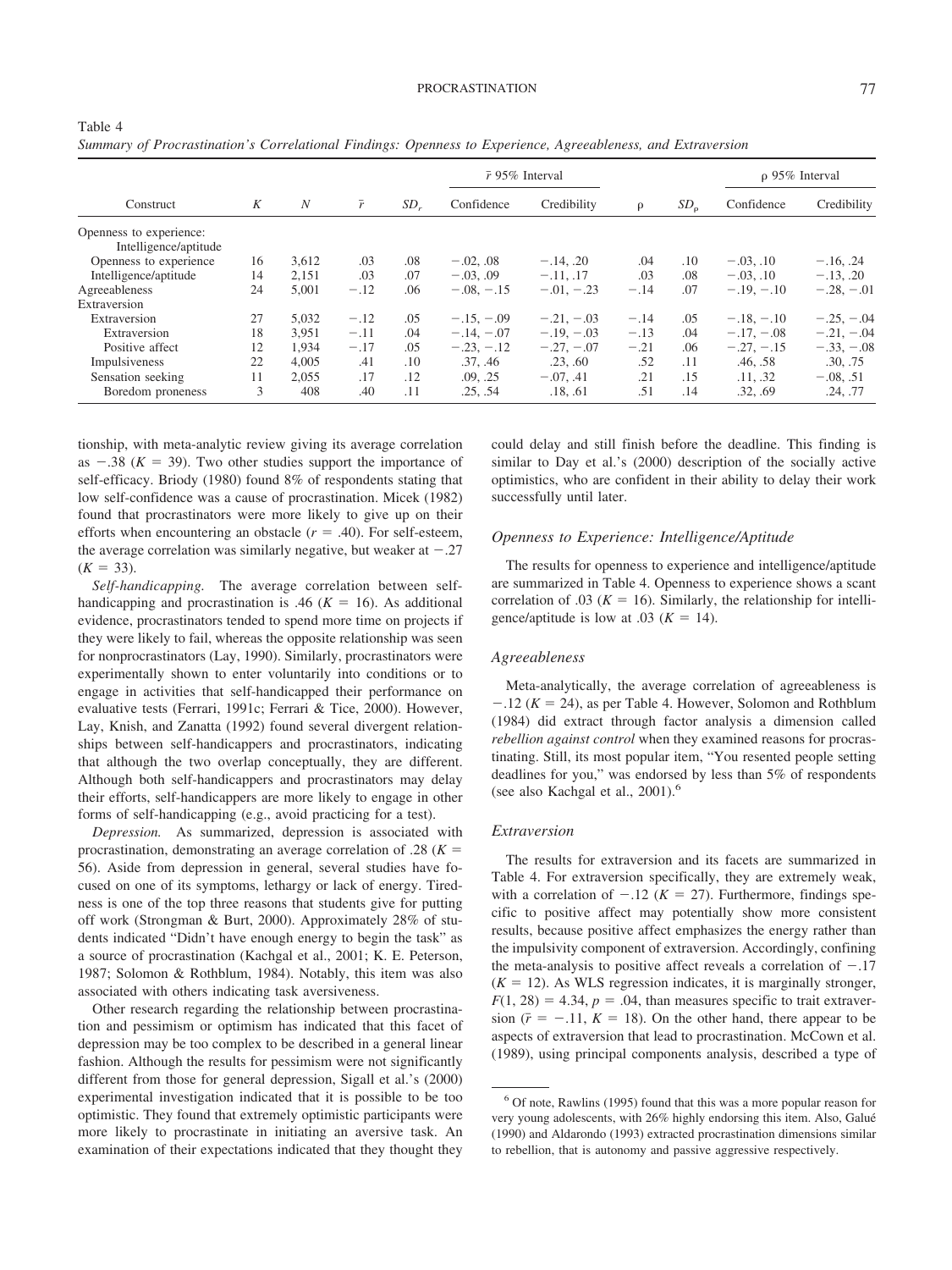Table 4
*Summary of Procrastination's Correlational Findings: Openness to Experience, Agreeableness, and Extraversion*

| Construct | $K$ | $N$ | $\bar{r}$ | $SD_r$ | $\bar{r}$ 95% Interval Confidence | $\bar{r}$ 95% Interval Credibility | $\rho$ | $SD_\rho$ | $\rho$ 95% Interval Confidence | $\rho$ 95% Interval Credibility |
|---|---|---|---|---|---|---|---|---|---|---|
| Openness to experience: Intelligence/aptitude | | | | | | | | | | |
| Openness to experience | 16 | 3,612 | .03 | .08 | −.02, .08 | −.14, .20 | .04 | .10 | −.03, .10 | −.16, .24 |
| Intelligence/aptitude | 14 | 2,151 | .03 | .07 | −.03, .09 | −.11, .17 | .03 | .08 | −.03, .10 | −.13, .20 |
| Agreeableness | 24 | 5,001 | −.12 | .06 | −.08, −.15 | −.01, −.23 | −.14 | .07 | −.19, −.10 | −.28, −.01 |
| Extraversion | | | | | | | | | | |
| Extraversion | 27 | 5,032 | −.12 | .05 | −.15, −.09 | −.21, −.03 | −.14 | .05 | −.18, −.10 | −.25, −.04 |
| Extraversion | 18 | 3,951 | −.11 | .04 | −.14, −.07 | −.19, −.03 | −.13 | .04 | −.17, −.08 | −.21, −.04 |
| Positive affect | 12 | 1,934 | −.17 | .05 | −.23, −.12 | −.27, −.07 | −.21 | .06 | −.27, −.15 | −.33, −.08 |
| Impulsiveness | 22 | 4,005 | .41 | .10 | .37, .46 | .23, .60 | .52 | .11 | .46, .58 | .30, .75 |
| Sensation seeking | 11 | 2,055 | .17 | .12 | .09, .25 | −.07, .41 | .21 | .15 | .11, .32 | −.08, .51 |
| Boredom proneness | 3 | 408 | .40 | .11 | .25, .54 | .18, .61 | .51 | .14 | .32, .69 | .24, .77 |

tionship, with meta-analytic review giving its average correlation as −.38 ($K$ = 39). Two other studies support the importance of self-efficacy. Briody (1980) found 8% of respondents stating that low self-confidence was a cause of procrastination. Micek (1982) found that procrastinators were more likely to give up on their efforts when encountering an obstacle ($r$ = .40). For self-esteem, the average correlation was similarly negative, but weaker at −.27 ($K$ = 33).

*Self-handicapping.* The average correlation between self-handicapping and procrastination is .46 ($K$ = 16). As additional evidence, procrastinators tended to spend more time on projects if they were likely to fail, whereas the opposite relationship was seen for nonprocrastinators (Lay, 1990). Similarly, procrastinators were experimentally shown to enter voluntarily into conditions or to engage in activities that self-handicapped their performance on evaluative tests (Ferrari, 1991c; Ferrari & Tice, 2000). However, Lay, Knish, and Zanatta (1992) found several divergent relationships between self-handicappers and procrastinators, indicating that although the two overlap conceptually, they are different. Although both self-handicappers and procrastinators may delay their efforts, self-handicappers are more likely to engage in other forms of self-handicapping (e.g., avoid practicing for a test).

*Depression.* As summarized, depression is associated with procrastination, demonstrating an average correlation of .28 ($K$ = 56). Aside from depression in general, several studies have focused on one of its symptoms, lethargy or lack of energy. Tiredness is one of the top three reasons that students give for putting off work (Strongman & Burt, 2000). Approximately 28% of students indicated "Didn't have enough energy to begin the task" as a source of procrastination (Kachgal et al., 2001; K. E. Peterson, 1987; Solomon & Rothblum, 1984). Notably, this item was also associated with others indicating task aversiveness.

Other research regarding the relationship between procrastination and pessimism or optimism has indicated that this facet of depression may be too complex to be described in a general linear fashion. Although the results for pessimism were not significantly different from those for general depression, Sigall et al.'s (2000) experimental investigation indicated that it is possible to be too optimistic. They found that extremely optimistic participants were more likely to procrastinate in initiating an aversive task. An examination of their expectations indicated that they thought they could delay and still finish before the deadline. This finding is similar to Day et al.'s (2000) description of the socially active optimistics, who are confident in their ability to delay their work successfully until later.

### Openness to Experience: Intelligence/Aptitude

The results for openness to experience and intelligence/aptitude are summarized in Table 4. Openness to experience shows a scant correlation of .03 ($K$ = 16). Similarly, the relationship for intelligence/aptitude is low at .03 ($K$ = 14).

### Agreeableness

Meta-analytically, the average correlation of agreeableness is −.12 ($K$ = 24), as per Table 4. However, Solomon and Rothblum (1984) did extract through factor analysis a dimension called *rebellion against control* when they examined reasons for procrastinating. Still, its most popular item, "You resented people setting deadlines for you," was endorsed by less than 5% of respondents (see also Kachgal et al., 2001).[6]

### Extraversion

The results for extraversion and its facets are summarized in Table 4. For extraversion specifically, they are extremely weak, with a correlation of −.12 ($K$ = 27). Furthermore, findings specific to positive affect may potentially show more consistent results, because positive affect emphasizes the energy rather than the impulsivity component of extraversion. Accordingly, confining the meta-analysis to positive affect reveals a correlation of −.17 ($K$ = 12). As WLS regression indicates, it is marginally stronger, $F(1, 28) = 4.34$, $p = .04$, than measures specific to trait extraversion ($\bar{r}$ = −.11, $K$ = 18). On the other hand, there appear to be aspects of extraversion that lead to procrastination. McCown et al. (1989), using principal components analysis, described a type of

[6] Of note, Rawlins (1995) found that this was a more popular reason for very young adolescents, with 26% highly endorsing this item. Also, Galué (1990) and Aldarondo (1993) extracted procrastination dimensions similar to rebellion, that is autonomy and passive aggressive respectively.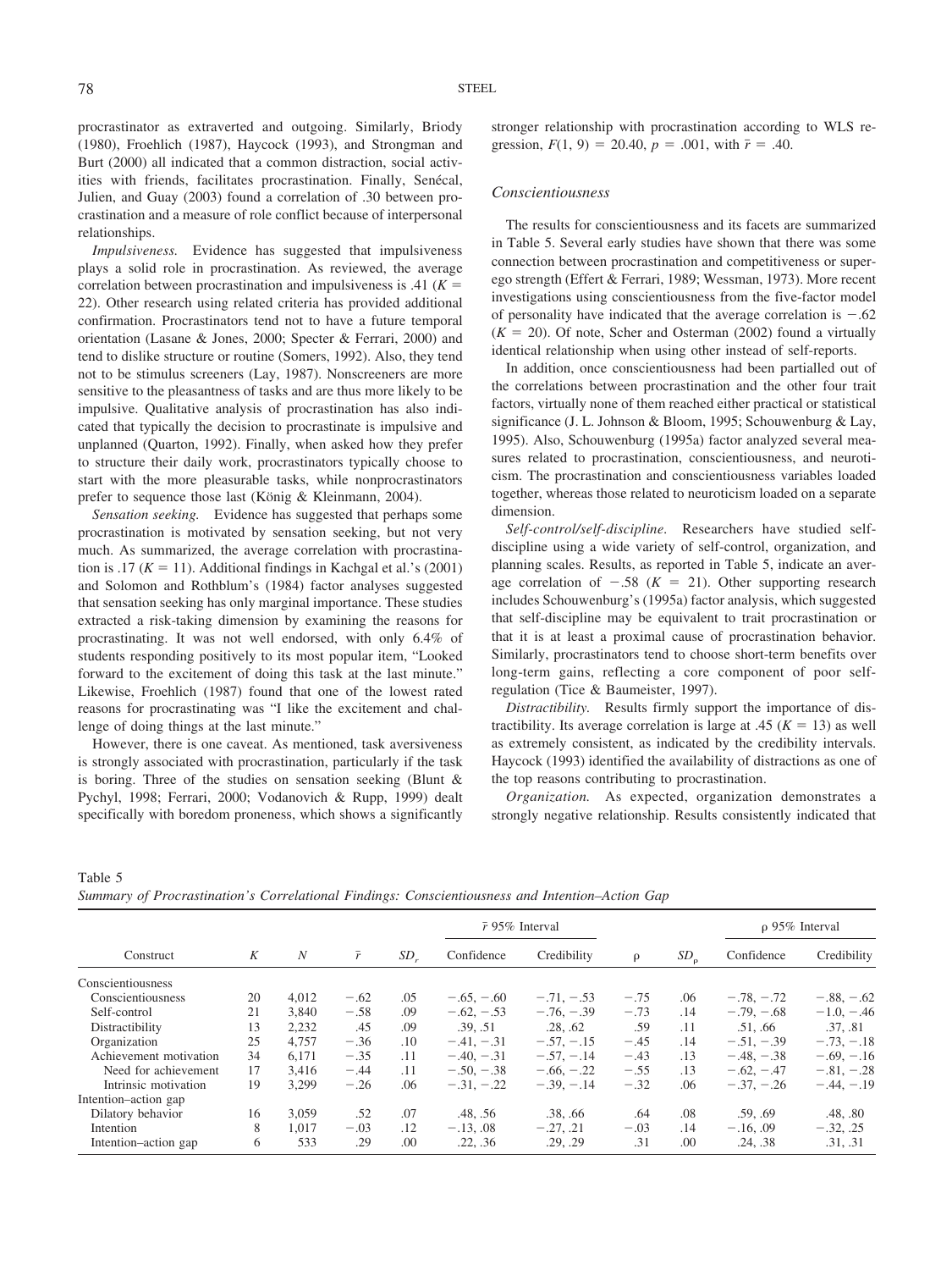procrastinator as extraverted and outgoing. Similarly, Briody (1980), Froehlich (1987), Haycock (1993), and Strongman and Burt (2000) all indicated that a common distraction, social activities with friends, facilitates procrastination. Finally, Senécal, Julien, and Guay (2003) found a correlation of .30 between procrastination and a measure of role conflict because of interpersonal relationships.

*Impulsiveness.* Evidence has suggested that impulsiveness plays a solid role in procrastination. As reviewed, the average correlation between procrastination and impulsiveness is .41 ($K$ = 22). Other research using related criteria has provided additional confirmation. Procrastinators tend not to have a future temporal orientation (Lasane & Jones, 2000; Specter & Ferrari, 2000) and tend to dislike structure or routine (Somers, 1992). Also, they tend not to be stimulus screeners (Lay, 1987). Nonscreeners are more sensitive to the pleasantness of tasks and are thus more likely to be impulsive. Qualitative analysis of procrastination has also indicated that typically the decision to procrastinate is impulsive and unplanned (Quarton, 1992). Finally, when asked how they prefer to structure their daily work, procrastinators typically choose to start with the more pleasurable tasks, while nonprocrastinators prefer to sequence those last (König & Kleinmann, 2004).

*Sensation seeking.* Evidence has suggested that perhaps some procrastination is motivated by sensation seeking, but not very much. As summarized, the average correlation with procrastination is .17 ($K$ = 11). Additional findings in Kachgal et al.'s (2001) and Solomon and Rothblum's (1984) factor analyses suggested that sensation seeking has only marginal importance. These studies extracted a risk-taking dimension by examining the reasons for procrastinating. It was not well endorsed, with only 6.4% of students responding positively to its most popular item, "Looked forward to the excitement of doing this task at the last minute." Likewise, Froehlich (1987) found that one of the lowest rated reasons for procrastinating was "I like the excitement and challenge of doing things at the last minute."

However, there is one caveat. As mentioned, task aversiveness is strongly associated with procrastination, particularly if the task is boring. Three of the studies on sensation seeking (Blunt & Pychyl, 1998; Ferrari, 2000; Vodanovich & Rupp, 1999) dealt specifically with boredom proneness, which shows a significantly stronger relationship with procrastination according to WLS regression, $F(1, 9) = 20.40$, $p = .001$, with $\bar{r} = .40$.

### Conscientiousness

The results for conscientiousness and its facets are summarized in Table 5. Several early studies have shown that there was some connection between procrastination and competitiveness or superego strength (Effert & Ferrari, 1989; Wessman, 1973). More recent investigations using conscientiousness from the five-factor model of personality have indicated that the average correlation is −.62 ($K$ = 20). Of note, Scher and Osterman (2002) found a virtually identical relationship when using other instead of self-reports.

In addition, once conscientiousness had been partialled out of the correlations between procrastination and the other four trait factors, virtually none of them reached either practical or statistical significance (J. L. Johnson & Bloom, 1995; Schouwenburg & Lay, 1995). Also, Schouwenburg (1995a) factor analyzed several measures related to procrastination, conscientiousness, and neuroticism. The procrastination and conscientiousness variables loaded together, whereas those related to neuroticism loaded on a separate dimension.

*Self-control/self-discipline.* Researchers have studied self-discipline using a wide variety of self-control, organization, and planning scales. Results, as reported in Table 5, indicate an average correlation of −.58 ($K$ = 21). Other supporting research includes Schouwenburg's (1995a) factor analysis, which suggested that self-discipline may be equivalent to trait procrastination or that it is at least a proximal cause of procrastination behavior. Similarly, procrastinators tend to choose short-term benefits over long-term gains, reflecting a core component of poor self-regulation (Tice & Baumeister, 1997).

*Distractibility.* Results firmly support the importance of distractibility. Its average correlation is large at .45 ($K$ = 13) as well as extremely consistent, as indicated by the credibility intervals. Haycock (1993) identified the availability of distractions as one of the top reasons contributing to procrastination.

*Organization.* As expected, organization demonstrates a strongly negative relationship. Results consistently indicated that

Table 5
*Summary of Procrastination's Correlational Findings: Conscientiousness and Intention–Action Gap*

| Construct | $K$ | $N$ | $\bar{r}$ | $SD_r$ | $\bar{r}$ 95% Interval | | $\rho$ | $SD_\rho$ | $\rho$ 95% Interval | |
|---|---|---|---|---|---|---|---|---|---|---|
| | | | | | Confidence | Credibility | | | Confidence | Credibility |
| Conscientiousness | | | | | | | | | | |
| Conscientiousness | 20 | 4,012 | −.62 | .05 | −.65, −.60 | −.71, −.53 | −.75 | .06 | −.78, −.72 | −.88, −.62 |
| Self-control | 21 | 3,840 | −.58 | .09 | −.62, −.53 | −.76, −.39 | −.73 | .14 | −.79, −.68 | −1.0, −.46 |
| Distractibility | 13 | 2,232 | .45 | .09 | .39, .51 | .28, .62 | .59 | .11 | .51, .66 | .37, .81 |
| Organization | 25 | 4,757 | −.36 | .10 | −.41, −.31 | −.57, −.15 | −.45 | .14 | −.51, −.39 | −.73, −.18 |
| Achievement motivation | 34 | 6,171 | −.35 | .11 | −.40, −.31 | −.57, −.14 | −.43 | .13 | −.48, −.38 | −.69, −.16 |
| Need for achievement | 17 | 3,416 | −.44 | .11 | −.50, −.38 | −.66, −.22 | −.55 | .13 | −.62, −.47 | −.81, −.28 |
| Intrinsic motivation | 19 | 3,299 | −.26 | .06 | −.31, −.22 | −.39, −.14 | −.32 | .06 | −.37, −.26 | −.44, −.19 |
| Intention–action gap | | | | | | | | | | |
| Dilatory behavior | 16 | 3,059 | .52 | .07 | .48, .56 | .38, .66 | .64 | .08 | .59, .69 | .48, .80 |
| Intention | 8 | 1,017 | −.03 | .12 | −.13, .08 | −.27, .21 | −.03 | .14 | −.16, .09 | −.32, .25 |
| Intention–action gap | 6 | 533 | .29 | .00 | .22, .36 | .29, .29 | .31 | .00 | .24, .38 | .31, .31 |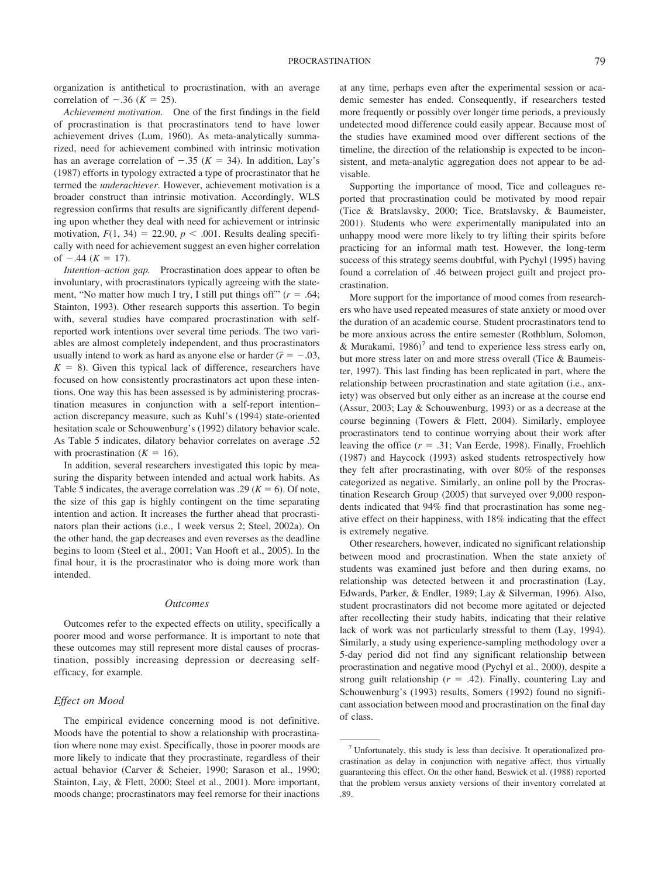organization is antithetical to procrastination, with an average correlation of $-.36$ ($K = 25$).

*Achievement motivation.* One of the first findings in the field of procrastination is that procrastinators tend to have lower achievement drives (Lum, 1960). As meta-analytically summarized, need for achievement combined with intrinsic motivation has an average correlation of $-.35$ ($K = 34$). In addition, Lay's (1987) efforts in typology extracted a type of procrastinator that he termed the *underachiever*. However, achievement motivation is a broader construct than intrinsic motivation. Accordingly, WLS regression confirms that results are significantly different depending upon whether they deal with need for achievement or intrinsic motivation, $F(1, 34) = 22.90$, $p < .001$. Results dealing specifically with need for achievement suggest an even higher correlation of $-.44$ ($K = 17$).

*Intention–action gap.* Procrastination does appear to often be involuntary, with procrastinators typically agreeing with the statement, "No matter how much I try, I still put things off" ($r = .64$; Stainton, 1993). Other research supports this assertion. To begin with, several studies have compared procrastination with self-reported work intentions over several time periods. The two variables are almost completely independent, and thus procrastinators usually intend to work as hard as anyone else or harder ($\bar{r} = -.03$, $K = 8$). Given this typical lack of difference, researchers have focused on how consistently procrastinators act upon these intentions. One way this has been assessed is by administering procrastination measures in conjunction with a self-report intention–action discrepancy measure, such as Kuhl's (1994) state-oriented hesitation scale or Schouwenburg's (1992) dilatory behavior scale. As Table 5 indicates, dilatory behavior correlates on average .52 with procrastination ($K = 16$).

In addition, several researchers investigated this topic by measuring the disparity between intended and actual work habits. As Table 5 indicates, the average correlation was .29 ($K = 6$). Of note, the size of this gap is highly contingent on the time separating intention and action. It increases the further ahead that procrastinators plan their actions (i.e., 1 week versus 2; Steel, 2002a). On the other hand, the gap decreases and even reverses as the deadline begins to loom (Steel et al., 2001; Van Hooft et al., 2005). In the final hour, it is the procrastinator who is doing more work than intended.

## Outcomes

Outcomes refer to the expected effects on utility, specifically a poorer mood and worse performance. It is important to note that these outcomes may still represent more distal causes of procrastination, possibly increasing depression or decreasing self-efficacy, for example.

### Effect on Mood

The empirical evidence concerning mood is not definitive. Moods have the potential to show a relationship with procrastination where none may exist. Specifically, those in poorer moods are more likely to indicate that they procrastinate, regardless of their actual behavior (Carver & Scheier, 1990; Sarason et al., 1990; Stainton, Lay, & Flett, 2000; Steel et al., 2001). More important, moods change; procrastinators may feel remorse for their inactions at any time, perhaps even after the experimental session or academic semester has ended. Consequently, if researchers tested more frequently or possibly over longer time periods, a previously undetected mood difference could easily appear. Because most of the studies have examined mood over different sections of the timeline, the direction of the relationship is expected to be inconsistent, and meta-analytic aggregation does not appear to be advisable.

Supporting the importance of mood, Tice and colleagues reported that procrastination could be motivated by mood repair (Tice & Bratslavsky, 2000; Tice, Bratslavsky, & Baumeister, 2001). Students who were experimentally manipulated into an unhappy mood were more likely to try lifting their spirits before practicing for an informal math test. However, the long-term success of this strategy seems doubtful, with Pychyl (1995) having found a correlation of .46 between project guilt and project procrastination.

More support for the importance of mood comes from researchers who have used repeated measures of state anxiety or mood over the duration of an academic course. Student procrastinators tend to be more anxious across the entire semester (Rothblum, Solomon, & Murakami, 1986)[7] and tend to experience less stress early on, but more stress later on and more stress overall (Tice & Baumeister, 1997). This last finding has been replicated in part, where the relationship between procrastination and state agitation (i.e., anxiety) was observed but only either as an increase at the course end (Assur, 2003; Lay & Schouwenburg, 1993) or as a decrease at the course beginning (Towers & Flett, 2004). Similarly, employee procrastinators tend to continue worrying about their work after leaving the office ($r = .31$; Van Eerde, 1998). Finally, Froehlich (1987) and Haycock (1993) asked students retrospectively how they felt after procrastinating, with over 80% of the responses categorized as negative. Similarly, an online poll by the Procrastination Research Group (2005) that surveyed over 9,000 respondents indicated that 94% find that procrastination has some negative effect on their happiness, with 18% indicating that the effect is extremely negative.

Other researchers, however, indicated no significant relationship between mood and procrastination. When the state anxiety of students was examined just before and then during exams, no relationship was detected between it and procrastination (Lay, Edwards, Parker, & Endler, 1989; Lay & Silverman, 1996). Also, student procrastinators did not become more agitated or dejected after recollecting their study habits, indicating that their relative lack of work was not particularly stressful to them (Lay, 1994). Similarly, a study using experience-sampling methodology over a 5-day period did not find any significant relationship between procrastination and negative mood (Pychyl et al., 2000), despite a strong guilt relationship ($r = .42$). Finally, countering Lay and Schouwenburg's (1993) results, Somers (1992) found no significant association between mood and procrastination on the final day of class.

---

[7] Unfortunately, this study is less than decisive. It operationalized procrastination as delay in conjunction with negative affect, thus virtually guaranteeing this effect. On the other hand, Beswick et al. (1988) reported that the problem versus anxiety versions of their inventory correlated at .89.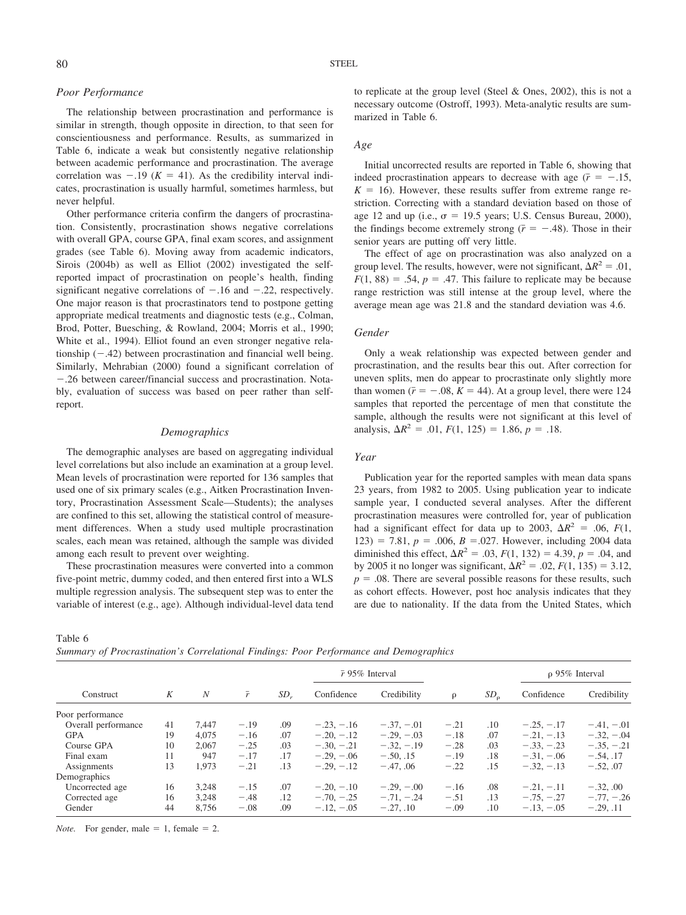### Poor Performance

The relationship between procrastination and performance is similar in strength, though opposite in direction, to that seen for conscientiousness and performance. Results, as summarized in Table 6, indicate a weak but consistently negative relationship between academic performance and procrastination. The average correlation was −.19 ($K$ = 41). As the credibility interval indicates, procrastination is usually harmful, sometimes harmless, but never helpful.

Other performance criteria confirm the dangers of procrastination. Consistently, procrastination shows negative correlations with overall GPA, course GPA, final exam scores, and assignment grades (see Table 6). Moving away from academic indicators, Sirois (2004b) as well as Elliot (2002) investigated the self-reported impact of procrastination on people's health, finding significant negative correlations of −.16 and −.22, respectively. One major reason is that procrastinators tend to postpone getting appropriate medical treatments and diagnostic tests (e.g., Colman, Brod, Potter, Buesching, & Rowland, 2004; Morris et al., 1990; White et al., 1994). Elliot found an even stronger negative relationship (−.42) between procrastination and financial well being. Similarly, Mehrabian (2000) found a significant correlation of −.26 between career/financial success and procrastination. Notably, evaluation of success was based on peer rather than self-report.

## Demographics

The demographic analyses are based on aggregating individual level correlations but also include an examination at a group level. Mean levels of procrastination were reported for 136 samples that used one of six primary scales (e.g., Aitken Procrastination Inventory, Procrastination Assessment Scale—Students); the analyses are confined to this set, allowing the statistical control of measurement differences. When a study used multiple procrastination scales, each mean was retained, although the sample was divided among each result to prevent over weighting.

These procrastination measures were converted into a common five-point metric, dummy coded, and then entered first into a WLS multiple regression analysis. The subsequent step was to enter the variable of interest (e.g., age). Although individual-level data tend to replicate at the group level (Steel & Ones, 2002), this is not a necessary outcome (Ostroff, 1993). Meta-analytic results are summarized in Table 6.

### Age

Initial uncorrected results are reported in Table 6, showing that indeed procrastination appears to decrease with age ($\bar{r}$ = −.15, $K$ = 16). However, these results suffer from extreme range restriction. Correcting with a standard deviation based on those of age 12 and up (i.e., $\sigma$ = 19.5 years; U.S. Census Bureau, 2000), the findings become extremely strong ($\bar{r}$ = −.48). Those in their senior years are putting off very little.

The effect of age on procrastination was also analyzed on a group level. The results, however, were not significant, $\Delta R^2$ = .01, $F(1, 88)$ = .54, $p$ = .47. This failure to replicate may be because range restriction was still intense at the group level, where the average mean age was 21.8 and the standard deviation was 4.6.

### Gender

Only a weak relationship was expected between gender and procrastination, and the results bear this out. After correction for uneven splits, men do appear to procrastinate only slightly more than women ($\bar{r}$ = −.08, $K$ = 44). At a group level, there were 124 samples that reported the percentage of men that constitute the sample, although the results were not significant at this level of analysis, $\Delta R^2$ = .01, $F(1, 125)$ = 1.86, $p$ = .18.

### Year

Publication year for the reported samples with mean data spans 23 years, from 1982 to 2005. Using publication year to indicate sample year, I conducted several analyses. After the different procrastination measures were controlled for, year of publication had a significant effect for data up to 2003, $\Delta R^2$ = .06, $F(1, 123)$ = 7.81, $p$ = .006, $B$ = .027. However, including 2004 data diminished this effect, $\Delta R^2$ = .03, $F(1, 132)$ = 4.39, $p$ = .04, and by 2005 it no longer was significant, $\Delta R^2$ = .02, $F(1, 135)$ = 3.12, $p$ = .08. There are several possible reasons for these results, such as cohort effects. However, post hoc analysis indicates that they are due to nationality. If the data from the United States, which

Table 6
*Summary of Procrastination's Correlational Findings: Poor Performance and Demographics*

| Construct | $K$ | $N$ | $\bar{r}$ | $SD_r$ | $\bar{r}$ 95% Interval | | $\rho$ | $SD_\rho$ | $\rho$ 95% Interval | |
|---|---|---|---|---|---|---|---|---|---|---|
| | | | | | Confidence | Credibility | | | Confidence | Credibility |
| Poor performance | | | | | | | | | | |
| Overall performance | 41 | 7,447 | −.19 | .09 | −.23, −.16 | −.37, −.01 | −.21 | .10 | −.25, −.17 | −.41, −.01 |
| GPA | 19 | 4,075 | −.16 | .07 | −.20, −.12 | −.29, −.03 | −.18 | .07 | −.21, −.13 | −.32, −.04 |
| Course GPA | 10 | 2,067 | −.25 | .03 | −.30, −.21 | −.32, −.19 | −.28 | .03 | −.33, −.23 | −.35, −.21 |
| Final exam | 11 | 947 | −.17 | .17 | −.29, −.06 | −.50, .15 | −.19 | .18 | −.31, −.06 | −.54, .17 |
| Assignments | 13 | 1,973 | −.21 | .13 | −.29, −.12 | −.47, .06 | −.22 | .15 | −.32, −.13 | −.52, .07 |
| Demographics | | | | | | | | | | |
| Uncorrected age | 16 | 3,248 | −.15 | .07 | −.20, −.10 | −.29, −.00 | −.16 | .08 | −.21, −.11 | −.32, .00 |
| Corrected age | 16 | 3,248 | −.48 | .12 | −.70, −.25 | −.71, −.24 | −.51 | .13 | −.75, −.27 | −.77, −.26 |
| Gender | 44 | 8,756 | −.08 | .09 | −.12, −.05 | −.27, .10 | −.09 | .10 | −.13, −.05 | −.29, .11 |

*Note.* For gender, male = 1, female = 2.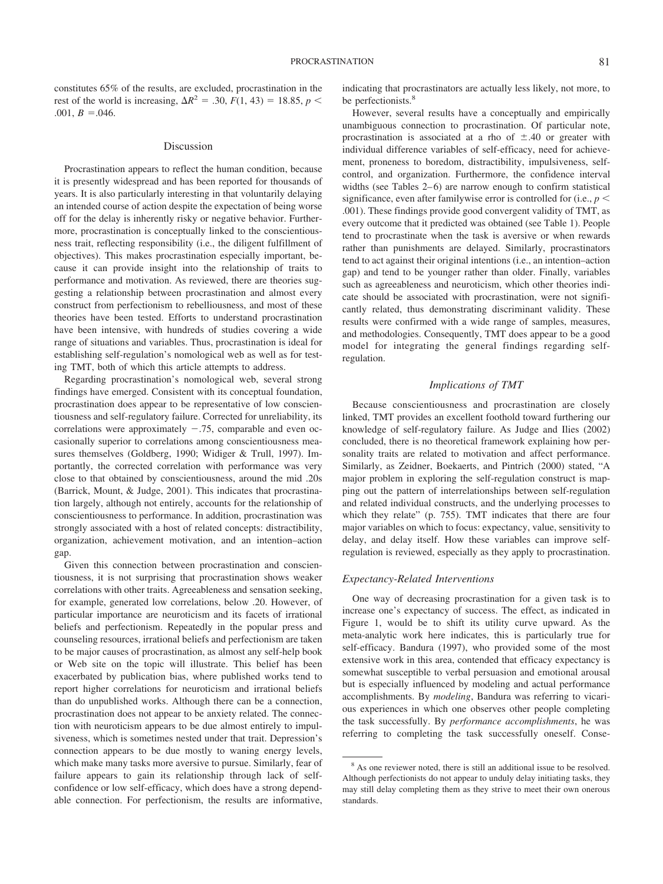constitutes 65% of the results, are excluded, procrastination in the rest of the world is increasing, $\Delta R^2 = .30$, $F(1, 43) = 18.85$, $p < .001$, $B = .046$.

## Discussion

Procrastination appears to reflect the human condition, because it is presently widespread and has been reported for thousands of years. It is also particularly interesting in that voluntarily delaying an intended course of action despite the expectation of being worse off for the delay is inherently risky or negative behavior. Furthermore, procrastination is conceptually linked to the conscientiousness trait, reflecting responsibility (i.e., the diligent fulfillment of objectives). This makes procrastination especially important, because it can provide insight into the relationship of traits to performance and motivation. As reviewed, there are theories suggesting a relationship between procrastination and almost every construct from perfectionism to rebelliousness, and most of these theories have been tested. Efforts to understand procrastination have been intensive, with hundreds of studies covering a wide range of situations and variables. Thus, procrastination is ideal for establishing self-regulation's nomological web as well as for testing TMT, both of which this article attempts to address.

Regarding procrastination's nomological web, several strong findings have emerged. Consistent with its conceptual foundation, procrastination does appear to be representative of low conscientiousness and self-regulatory failure. Corrected for unreliability, its correlations were approximately $-.75$, comparable and even occasionally superior to correlations among conscientiousness measures themselves (Goldberg, 1990; Widiger & Trull, 1997). Importantly, the corrected correlation with performance was very close to that obtained by conscientiousness, around the mid .20s (Barrick, Mount, & Judge, 2001). This indicates that procrastination largely, although not entirely, accounts for the relationship of conscientiousness to performance. In addition, procrastination was strongly associated with a host of related concepts: distractibility, organization, achievement motivation, and an intention–action gap.

Given this connection between procrastination and conscientiousness, it is not surprising that procrastination shows weaker correlations with other traits. Agreeableness and sensation seeking, for example, generated low correlations, below .20. However, of particular importance are neuroticism and its facets of irrational beliefs and perfectionism. Repeatedly in the popular press and counseling resources, irrational beliefs and perfectionism are taken to be major causes of procrastination, as almost any self-help book or Web site on the topic will illustrate. This belief has been exacerbated by publication bias, where published works tend to report higher correlations for neuroticism and irrational beliefs than do unpublished works. Although there can be a connection, procrastination does not appear to be anxiety related. The connection with neuroticism appears to be due almost entirely to impulsiveness, which is sometimes nested under that trait. Depression's connection appears to be due mostly to waning energy levels, which make many tasks more aversive to pursue. Similarly, fear of failure appears to gain its relationship through lack of self-confidence or low self-efficacy, which does have a strong dependable connection. For perfectionism, the results are informative, indicating that procrastinators are actually less likely, not more, to be perfectionists.[8]

However, several results have a conceptually and empirically unambiguous connection to procrastination. Of particular note, procrastination is associated at a rho of $\pm.40$ or greater with individual difference variables of self-efficacy, need for achievement, proneness to boredom, distractibility, impulsiveness, self-control, and organization. Furthermore, the confidence interval widths (see Tables 2–6) are narrow enough to confirm statistical significance, even after familywise error is controlled for (i.e., $p < .001$). These findings provide good convergent validity of TMT, as every outcome that it predicted was obtained (see Table 1). People tend to procrastinate when the task is aversive or when rewards rather than punishments are delayed. Similarly, procrastinators tend to act against their original intentions (i.e., an intention–action gap) and tend to be younger rather than older. Finally, variables such as agreeableness and neuroticism, which other theories indicate should be associated with procrastination, were not significantly related, thus demonstrating discriminant validity. These results were confirmed with a wide range of samples, measures, and methodologies. Consequently, TMT does appear to be a good model for integrating the general findings regarding self-regulation.

### *Implications of TMT*

Because conscientiousness and procrastination are closely linked, TMT provides an excellent foothold toward furthering our knowledge of self-regulatory failure. As Judge and Ilies (2002) concluded, there is no theoretical framework explaining how personality traits are related to motivation and affect performance. Similarly, as Zeidner, Boekaerts, and Pintrich (2000) stated, "A major problem in exploring the self-regulation construct is mapping out the pattern of interrelationships between self-regulation and related individual constructs, and the underlying processes to which they relate" (p. 755). TMT indicates that there are four major variables on which to focus: expectancy, value, sensitivity to delay, and delay itself. How these variables can improve self-regulation is reviewed, especially as they apply to procrastination.

### *Expectancy-Related Interventions*

One way of decreasing procrastination for a given task is to increase one's expectancy of success. The effect, as indicated in Figure 1, would be to shift its utility curve upward. As the meta-analytic work here indicates, this is particularly true for self-efficacy. Bandura (1997), who provided some of the most extensive work in this area, contended that efficacy expectancy is somewhat susceptible to verbal persuasion and emotional arousal but is especially influenced by modeling and actual performance accomplishments. By *modeling*, Bandura was referring to vicarious experiences in which one observes other people completing the task successfully. By *performance accomplishments*, he was referring to completing the task successfully oneself. Conse-

[8] As one reviewer noted, there is still an additional issue to be resolved. Although perfectionists do not appear to unduly delay initiating tasks, they may still delay completing them as they strive to meet their own onerous standards.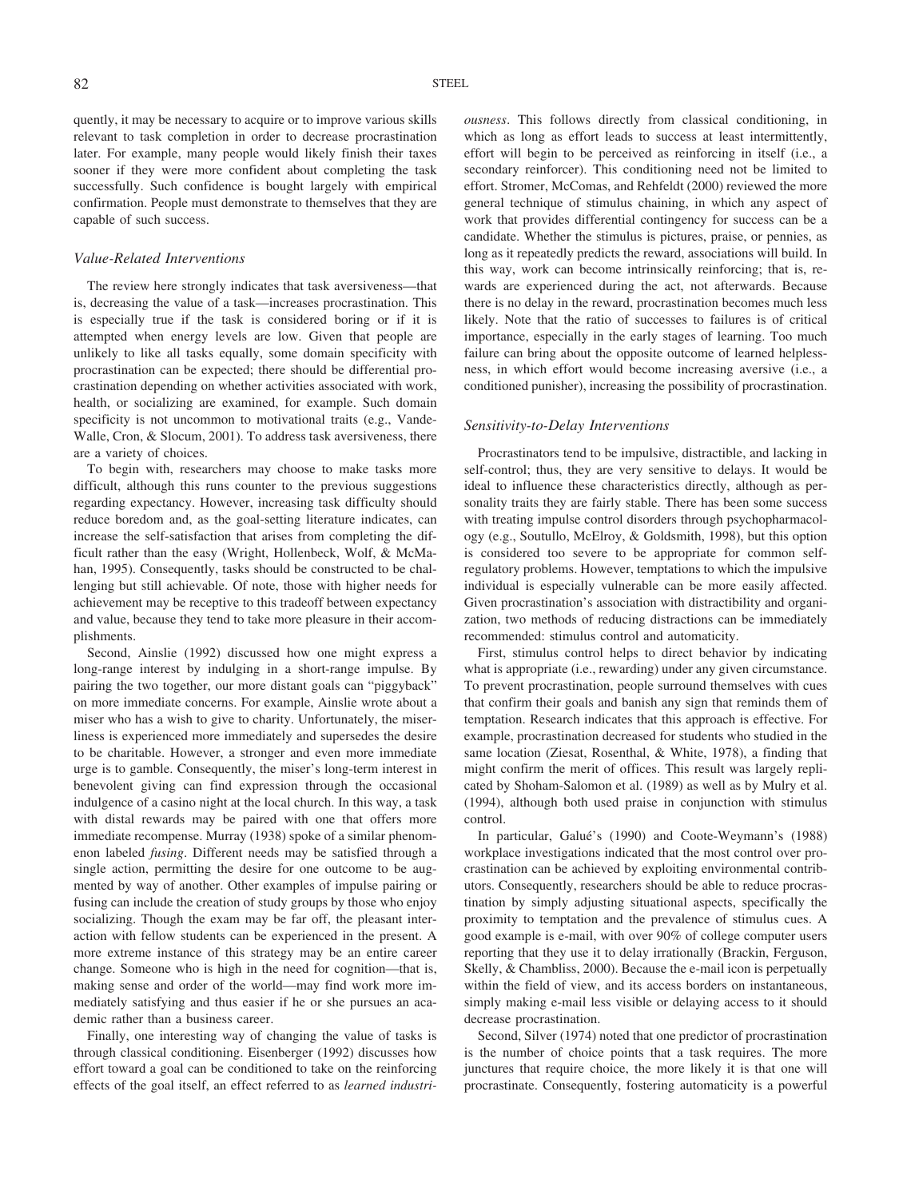quently, it may be necessary to acquire or to improve various skills relevant to task completion in order to decrease procrastination later. For example, many people would likely finish their taxes sooner if they were more confident about completing the task successfully. Such confidence is bought largely with empirical confirmation. People must demonstrate to themselves that they are capable of such success.

### *Value-Related Interventions*

The review here strongly indicates that task aversiveness—that is, decreasing the value of a task—increases procrastination. This is especially true if the task is considered boring or if it is attempted when energy levels are low. Given that people are unlikely to like all tasks equally, some domain specificity with procrastination can be expected; there should be differential procrastination depending on whether activities associated with work, health, or socializing are examined, for example. Such domain specificity is not uncommon to motivational traits (e.g., Vande-Walle, Cron, & Slocum, 2001). To address task aversiveness, there are a variety of choices.

To begin with, researchers may choose to make tasks more difficult, although this runs counter to the previous suggestions regarding expectancy. However, increasing task difficulty should reduce boredom and, as the goal-setting literature indicates, can increase the self-satisfaction that arises from completing the difficult rather than the easy (Wright, Hollenbeck, Wolf, & McMahan, 1995). Consequently, tasks should be constructed to be challenging but still achievable. Of note, those with higher needs for achievement may be receptive to this tradeoff between expectancy and value, because they tend to take more pleasure in their accomplishments.

Second, Ainslie (1992) discussed how one might express a long-range interest by indulging in a short-range impulse. By pairing the two together, our more distant goals can "piggyback" on more immediate concerns. For example, Ainslie wrote about a miser who has a wish to give to charity. Unfortunately, the miserliness is experienced more immediately and supersedes the desire to be charitable. However, a stronger and even more immediate urge is to gamble. Consequently, the miser's long-term interest in benevolent giving can find expression through the occasional indulgence of a casino night at the local church. In this way, a task with distal rewards may be paired with one that offers more immediate recompense. Murray (1938) spoke of a similar phenomenon labeled *fusing*. Different needs may be satisfied through a single action, permitting the desire for one outcome to be augmented by way of another. Other examples of impulse pairing or fusing can include the creation of study groups by those who enjoy socializing. Though the exam may be far off, the pleasant interaction with fellow students can be experienced in the present. A more extreme instance of this strategy may be an entire career change. Someone who is high in the need for cognition—that is, making sense and order of the world—may find work more immediately satisfying and thus easier if he or she pursues an academic rather than a business career.

Finally, one interesting way of changing the value of tasks is through classical conditioning. Eisenberger (1992) discusses how effort toward a goal can be conditioned to take on the reinforcing effects of the goal itself, an effect referred to as *learned industriousness*. This follows directly from classical conditioning, in which as long as effort leads to success at least intermittently, effort will begin to be perceived as reinforcing in itself (i.e., a secondary reinforcer). This conditioning need not be limited to effort. Stromer, McComas, and Rehfeldt (2000) reviewed the more general technique of stimulus chaining, in which any aspect of work that provides differential contingency for success can be a candidate. Whether the stimulus is pictures, praise, or pennies, as long as it repeatedly predicts the reward, associations will build. In this way, work can become intrinsically reinforcing; that is, rewards are experienced during the act, not afterwards. Because there is no delay in the reward, procrastination becomes much less likely. Note that the ratio of successes to failures is of critical importance, especially in the early stages of learning. Too much failure can bring about the opposite outcome of learned helplessness, in which effort would become increasing aversive (i.e., a conditioned punisher), increasing the possibility of procrastination.

### *Sensitivity-to-Delay Interventions*

Procrastinators tend to be impulsive, distractible, and lacking in self-control; thus, they are very sensitive to delays. It would be ideal to influence these characteristics directly, although as personality traits they are fairly stable. There has been some success with treating impulse control disorders through psychopharmacology (e.g., Soutullo, McElroy, & Goldsmith, 1998), but this option is considered too severe to be appropriate for common self-regulatory problems. However, temptations to which the impulsive individual is especially vulnerable can be more easily affected. Given procrastination's association with distractibility and organization, two methods of reducing distractions can be immediately recommended: stimulus control and automaticity.

First, stimulus control helps to direct behavior by indicating what is appropriate (i.e., rewarding) under any given circumstance. To prevent procrastination, people surround themselves with cues that confirm their goals and banish any sign that reminds them of temptation. Research indicates that this approach is effective. For example, procrastination decreased for students who studied in the same location (Ziesat, Rosenthal, & White, 1978), a finding that might confirm the merit of offices. This result was largely replicated by Shoham-Salomon et al. (1989) as well as by Mulry et al. (1994), although both used praise in conjunction with stimulus control.

In particular, Galué's (1990) and Coote-Weymann's (1988) workplace investigations indicated that the most control over procrastination can be achieved by exploiting environmental contributors. Consequently, researchers should be able to reduce procrastination by simply adjusting situational aspects, specifically the proximity to temptation and the prevalence of stimulus cues. A good example is e-mail, with over 90% of college computer users reporting that they use it to delay irrationally (Brackin, Ferguson, Skelly, & Chambliss, 2000). Because the e-mail icon is perpetually within the field of view, and its access borders on instantaneous, simply making e-mail less visible or delaying access to it should decrease procrastination.

Second, Silver (1974) noted that one predictor of procrastination is the number of choice points that a task requires. The more junctures that require choice, the more likely it is that one will procrastinate. Consequently, fostering automaticity is a powerful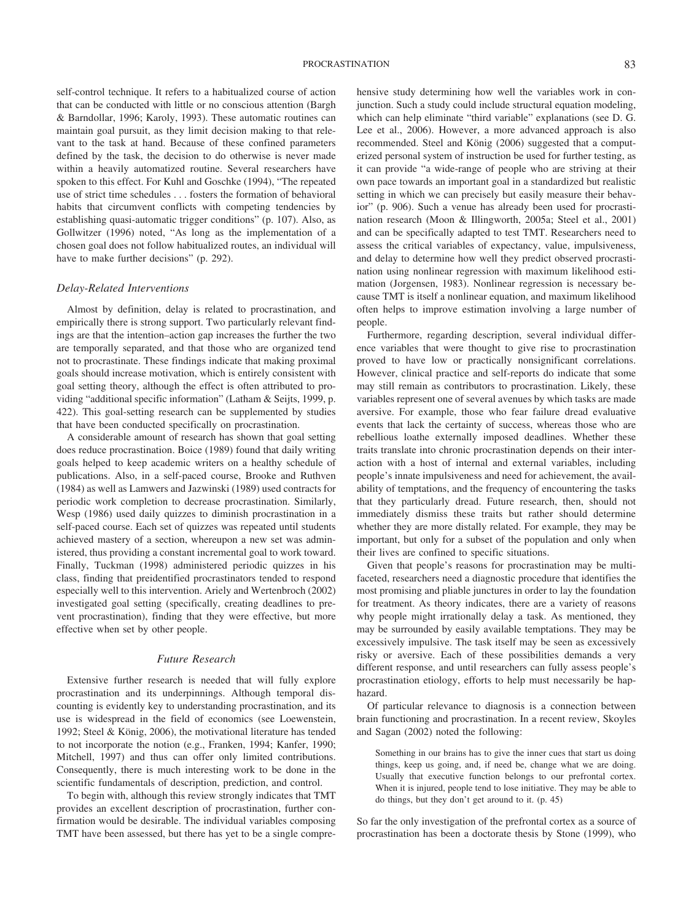self-control technique. It refers to a habitualized course of action that can be conducted with little or no conscious attention (Bargh & Barndollar, 1996; Karoly, 1993). These automatic routines can maintain goal pursuit, as they limit decision making to that relevant to the task at hand. Because of these confined parameters defined by the task, the decision to do otherwise is never made within a heavily automatized routine. Several researchers have spoken to this effect. For Kuhl and Goschke (1994), "The repeated use of strict time schedules . . . fosters the formation of behavioral habits that circumvent conflicts with competing tendencies by establishing quasi-automatic trigger conditions" (p. 107). Also, as Gollwitzer (1996) noted, "As long as the implementation of a chosen goal does not follow habitualized routes, an individual will have to make further decisions" (p. 292).

### *Delay-Related Interventions*

Almost by definition, delay is related to procrastination, and empirically there is strong support. Two particularly relevant findings are that the intention–action gap increases the further the two are temporally separated, and that those who are organized tend not to procrastinate. These findings indicate that making proximal goals should increase motivation, which is entirely consistent with goal setting theory, although the effect is often attributed to providing "additional specific information" (Latham & Seijts, 1999, p. 422). This goal-setting research can be supplemented by studies that have been conducted specifically on procrastination.

A considerable amount of research has shown that goal setting does reduce procrastination. Boice (1989) found that daily writing goals helped to keep academic writers on a healthy schedule of publications. Also, in a self-paced course, Brooke and Ruthven (1984) as well as Lamwers and Jazwinski (1989) used contracts for periodic work completion to decrease procrastination. Similarly, Wesp (1986) used daily quizzes to diminish procrastination in a self-paced course. Each set of quizzes was repeated until students achieved mastery of a section, whereupon a new set was administered, thus providing a constant incremental goal to work toward. Finally, Tuckman (1998) administered periodic quizzes in his class, finding that preidentified procrastinators tended to respond especially well to this intervention. Ariely and Wertenbroch (2002) investigated goal setting (specifically, creating deadlines to prevent procrastination), finding that they were effective, but more effective when set by other people.

## *Future Research*

Extensive further research is needed that will fully explore procrastination and its underpinnings. Although temporal discounting is evidently key to understanding procrastination, and its use is widespread in the field of economics (see Loewenstein, 1992; Steel & König, 2006), the motivational literature has tended to not incorporate the notion (e.g., Franken, 1994; Kanfer, 1990; Mitchell, 1997) and thus can offer only limited contributions. Consequently, there is much interesting work to be done in the scientific fundamentals of description, prediction, and control.

To begin with, although this review strongly indicates that TMT provides an excellent description of procrastination, further confirmation would be desirable. The individual variables composing TMT have been assessed, but there has yet to be a single comprehensive study determining how well the variables work in conjunction. Such a study could include structural equation modeling, which can help eliminate "third variable" explanations (see D. G. Lee et al., 2006). However, a more advanced approach is also recommended. Steel and König (2006) suggested that a computerized personal system of instruction be used for further testing, as it can provide "a wide-range of people who are striving at their own pace towards an important goal in a standardized but realistic setting in which we can precisely but easily measure their behavior" (p. 906). Such a venue has already been used for procrastination research (Moon & Illingworth, 2005a; Steel et al., 2001) and can be specifically adapted to test TMT. Researchers need to assess the critical variables of expectancy, value, impulsiveness, and delay to determine how well they predict observed procrastination using nonlinear regression with maximum likelihood estimation (Jorgensen, 1983). Nonlinear regression is necessary because TMT is itself a nonlinear equation, and maximum likelihood often helps to improve estimation involving a large number of people.

Furthermore, regarding description, several individual difference variables that were thought to give rise to procrastination proved to have low or practically nonsignificant correlations. However, clinical practice and self-reports do indicate that some may still remain as contributors to procrastination. Likely, these variables represent one of several avenues by which tasks are made aversive. For example, those who fear failure dread evaluative events that lack the certainty of success, whereas those who are rebellious loathe externally imposed deadlines. Whether these traits translate into chronic procrastination depends on their interaction with a host of internal and external variables, including people's innate impulsiveness and need for achievement, the availability of temptations, and the frequency of encountering the tasks that they particularly dread. Future research, then, should not immediately dismiss these traits but rather should determine whether they are more distally related. For example, they may be important, but only for a subset of the population and only when their lives are confined to specific situations.

Given that people's reasons for procrastination may be multifaceted, researchers need a diagnostic procedure that identifies the most promising and pliable junctures in order to lay the foundation for treatment. As theory indicates, there are a variety of reasons why people might irrationally delay a task. As mentioned, they may be surrounded by easily available temptations. They may be excessively impulsive. The task itself may be seen as excessively risky or aversive. Each of these possibilities demands a very different response, and until researchers can fully assess people's procrastination etiology, efforts to help must necessarily be haphazard.

Of particular relevance to diagnosis is a connection between brain functioning and procrastination. In a recent review, Skoyles and Sagan (2002) noted the following:

> Something in our brains has to give the inner cues that start us doing things, keep us going, and, if need be, change what we are doing. Usually that executive function belongs to our prefrontal cortex. When it is injured, people tend to lose initiative. They may be able to do things, but they don't get around to it. (p. 45)

So far the only investigation of the prefrontal cortex as a source of procrastination has been a doctorate thesis by Stone (1999), who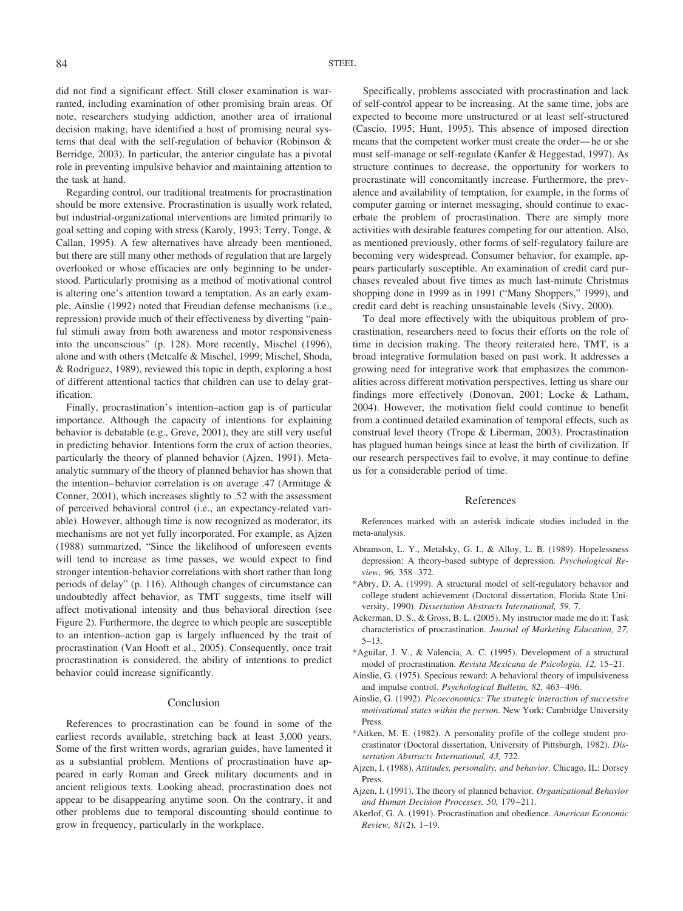did not find a significant effect. Still closer examination is warranted, including examination of other promising brain areas. Of note, researchers studying addiction, another area of irrational decision making, have identified a host of promising neural systems that deal with the self-regulation of behavior (Robinson & Berridge, 2003). In particular, the anterior cingulate has a pivotal role in preventing impulsive behavior and maintaining attention to the task at hand.

Regarding control, our traditional treatments for procrastination should be more extensive. Procrastination is usually work related, but industrial-organizational interventions are limited primarily to goal setting and coping with stress (Karoly, 1993; Terry, Tonge, & Callan, 1995). A few alternatives have already been mentioned, but there are still many other methods of regulation that are largely overlooked or whose efficacies are only beginning to be understood. Particularly promising as a method of motivational control is altering one's attention toward a temptation. As an early example, Ainslie (1992) noted that Freudian defense mechanisms (i.e., repression) provide much of their effectiveness by diverting "painful stimuli away from both awareness and motor responsiveness into the unconscious" (p. 128). More recently, Mischel (1996), alone and with others (Metcalfe & Mischel, 1999; Mischel, Shoda, & Rodriguez, 1989), reviewed this topic in depth, exploring a host of different attentional tactics that children can use to delay gratification.

Finally, procrastination's intention–action gap is of particular importance. Although the capacity of intentions for explaining behavior is debatable (e.g., Greve, 2001), they are still very useful in predicting behavior. Intentions form the crux of action theories, particularly the theory of planned behavior (Ajzen, 1991). Meta-analytic summary of the theory of planned behavior has shown that the intention–behavior correlation is on average .47 (Armitage & Conner, 2001), which increases slightly to .52 with the assessment of perceived behavioral control (i.e., an expectancy-related variable). However, although time is now recognized as moderator, its mechanisms are not yet fully incorporated. For example, as Ajzen (1988) summarized, "Since the likelihood of unforeseen events will tend to increase as time passes, we would expect to find stronger intention-behavior correlations with short rather than long periods of delay" (p. 116). Although changes of circumstance can undoubtedly affect behavior, as TMT suggests, time itself will affect motivational intensity and thus behavioral direction (see Figure 2). Furthermore, the degree to which people are susceptible to an intention–action gap is largely influenced by the trait of procrastination (Van Hooft et al., 2005). Consequently, once trait procrastination is considered, the ability of intentions to predict behavior could increase significantly.

## Conclusion

References to procrastination can be found in some of the earliest records available, stretching back at least 3,000 years. Some of the first written words, agrarian guides, have lamented it as a substantial problem. Mentions of procrastination have appeared in early Roman and Greek military documents and in ancient religious texts. Looking ahead, procrastination does not appear to be disappearing anytime soon. On the contrary, it and other problems due to temporal discounting should continue to grow in frequency, particularly in the workplace.

Specifically, problems associated with procrastination and lack of self-control appear to be increasing. At the same time, jobs are expected to become more unstructured or at least self-structured (Cascio, 1995; Hunt, 1995). This absence of imposed direction means that the competent worker must create the order—he or she must self-manage or self-regulate (Kanfer & Heggestad, 1997). As structure continues to decrease, the opportunity for workers to procrastinate will concomitantly increase. Furthermore, the prevalence and availability of temptation, for example, in the forms of computer gaming or internet messaging, should continue to exacerbate the problem of procrastination. There are simply more activities with desirable features competing for our attention. Also, as mentioned previously, other forms of self-regulatory failure are becoming very widespread. Consumer behavior, for example, appears particularly susceptible. An examination of credit card purchases revealed about five times as much last-minute Christmas shopping done in 1999 as in 1991 ("Many Shoppers," 1999), and credit card debt is reaching unsustainable levels (Sivy, 2000).

To deal more effectively with the ubiquitous problem of procrastination, researchers need to focus their efforts on the role of time in decision making. The theory reiterated here, TMT, is a broad integrative formulation based on past work. It addresses a growing need for integrative work that emphasizes the commonalities across different motivation perspectives, letting us share our findings more effectively (Donovan, 2001; Locke & Latham, 2004). However, the motivation field could continue to benefit from a continued detailed examination of temporal effects, such as construal level theory (Trope & Liberman, 2003). Procrastination has plagued human beings since at least the birth of civilization. If our research perspectives fail to evolve, it may continue to define us for a considerable period of time.

## References

References marked with an asterisk indicate studies included in the meta-analysis.

Abramson, L. Y., Metalsky, G. I., & Alloy, L. B. (1989). Hopelessness depression: A theory-based subtype of depression. *Psychological Review, 96,* 358–372.

*Abry, D. A. (1999). A structural model of self-regulatory behavior and college student achievement (Doctoral dissertation, Florida State University, 1990). *Dissertation Abstracts International, 59,* 7.

Ackerman, D. S., & Gross, B. L. (2005). My instructor made me do it: Task characteristics of procrastination. *Journal of Marketing Education, 27,* 5–13.

*Aguilar, J. V., & Valencia, A. C. (1995). Development of a structural model of procrastination. *Revista Mexicana de Psicologia, 12,* 15–21.

Ainslie, G. (1975). Specious reward: A behavioral theory of impulsiveness and impulse control. *Psychological Bulletin, 82,* 463–496.

Ainslie, G. (1992). *Picoeconomics: The strategic interaction of successive motivational states within the person.* New York: Cambridge University Press.

*Aitken, M. E. (1982). A personality profile of the college student procrastinator (Doctoral dissertation, University of Pittsburgh, 1982). *Dissertation Abstracts International, 43,* 722.

Ajzen, I. (1988). *Attitudes, personality, and behavior.* Chicago, IL: Dorsey Press.

Ajzen, I. (1991). The theory of planned behavior. *Organizational Behavior and Human Decision Processes, 50,* 179–211.

Akerlof, G. A. (1991). Procrastination and obedience. *American Economic Review, 81*(2), 1–19.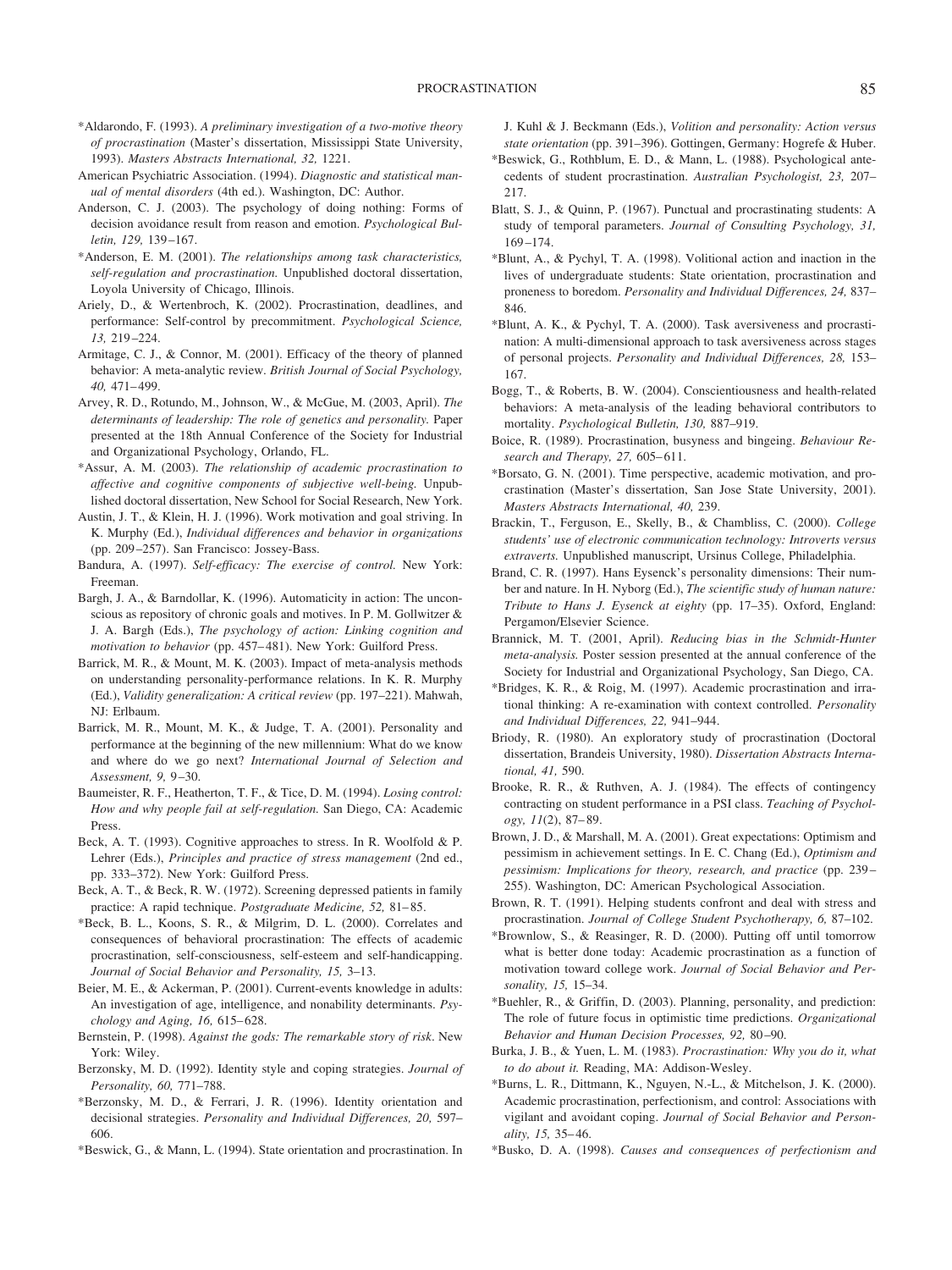*Aldarondo, F. (1993). *A preliminary investigation of a two-motive theory of procrastination* (Master's dissertation, Mississippi State University, 1993). *Masters Abstracts International, 32,* 1221.

American Psychiatric Association. (1994). *Diagnostic and statistical manual of mental disorders* (4th ed.). Washington, DC: Author.

Anderson, C. J. (2003). The psychology of doing nothing: Forms of decision avoidance result from reason and emotion. *Psychological Bulletin, 129,* 139–167.

*Anderson, E. M. (2001). *The relationships among task characteristics, self-regulation and procrastination.* Unpublished doctoral dissertation, Loyola University of Chicago, Illinois.

Ariely, D., & Wertenbroch, K. (2002). Procrastination, deadlines, and performance: Self-control by precommitment. *Psychological Science, 13,* 219–224.

Armitage, C. J., & Connor, M. (2001). Efficacy of the theory of planned behavior: A meta-analytic review. *British Journal of Social Psychology, 40,* 471–499.

Arvey, R. D., Rotundo, M., Johnson, W., & McGue, M. (2003, April). *The determinants of leadership: The role of genetics and personality.* Paper presented at the 18th Annual Conference of the Society for Industrial and Organizational Psychology, Orlando, FL.

*Assur, A. M. (2003). *The relationship of academic procrastination to affective and cognitive components of subjective well-being.* Unpublished doctoral dissertation, New School for Social Research, New York.

Austin, J. T., & Klein, H. J. (1996). Work motivation and goal striving. In K. Murphy (Ed.), *Individual differences and behavior in organizations* (pp. 209–257). San Francisco: Jossey-Bass.

Bandura, A. (1997). *Self-efficacy: The exercise of control.* New York: Freeman.

Bargh, J. A., & Barndollar, K. (1996). Automaticity in action: The unconscious as repository of chronic goals and motives. In P. M. Gollwitzer & J. A. Bargh (Eds.), *The psychology of action: Linking cognition and motivation to behavior* (pp. 457–481). New York: Guilford Press.

Barrick, M. R., & Mount, M. K. (2003). Impact of meta-analysis methods on understanding personality-performance relations. In K. R. Murphy (Ed.), *Validity generalization: A critical review* (pp. 197–221). Mahwah, NJ: Erlbaum.

Barrick, M. R., Mount, M. K., & Judge, T. A. (2001). Personality and performance at the beginning of the new millennium: What do we know and where do we go next? *International Journal of Selection and Assessment, 9,* 9–30.

Baumeister, R. F., Heatherton, T. F., & Tice, D. M. (1994). *Losing control: How and why people fail at self-regulation.* San Diego, CA: Academic Press.

Beck, A. T. (1993). Cognitive approaches to stress. In R. Woolfold & P. Lehrer (Eds.), *Principles and practice of stress management* (2nd ed., pp. 333–372). New York: Guilford Press.

Beck, A. T., & Beck, R. W. (1972). Screening depressed patients in family practice: A rapid technique. *Postgraduate Medicine, 52,* 81–85.

*Beck, B. L., Koons, S. R., & Milgrim, D. L. (2000). Correlates and consequences of behavioral procrastination: The effects of academic procrastination, self-consciousness, self-esteem and self-handicapping. *Journal of Social Behavior and Personality, 15,* 3–13.

Beier, M. E., & Ackerman, P. (2001). Current-events knowledge in adults: An investigation of age, intelligence, and nonability determinants. *Psychology and Aging, 16,* 615–628.

Bernstein, P. (1998). *Against the gods: The remarkable story of risk*. New York: Wiley.

Berzonsky, M. D. (1992). Identity style and coping strategies. *Journal of Personality, 60,* 771–788.

*Berzonsky, M. D., & Ferrari, J. R. (1996). Identity orientation and decisional strategies. *Personality and Individual Differences, 20,* 597–606.

*Beswick, G., & Mann, L. (1994). State orientation and procrastination. In J. Kuhl & J. Beckmann (Eds.), *Volition and personality: Action versus state orientation* (pp. 391–396). Gottingen, Germany: Hogrefe & Huber.

*Beswick, G., Rothblum, E. D., & Mann, L. (1988). Psychological antecedents of student procrastination. *Australian Psychologist, 23,* 207–217.

Blatt, S. J., & Quinn, P. (1967). Punctual and procrastinating students: A study of temporal parameters. *Journal of Consulting Psychology, 31,* 169–174.

*Blunt, A., & Pychyl, T. A. (1998). Volitional action and inaction in the lives of undergraduate students: State orientation, procrastination and proneness to boredom. *Personality and Individual Differences, 24,* 837–846.

*Blunt, A. K., & Pychyl, T. A. (2000). Task aversiveness and procrastination: A multi-dimensional approach to task aversiveness across stages of personal projects. *Personality and Individual Differences, 28,* 153–167.

Bogg, T., & Roberts, B. W. (2004). Conscientiousness and health-related behaviors: A meta-analysis of the leading behavioral contributors to mortality. *Psychological Bulletin, 130,* 887–919.

Boice, R. (1989). Procrastination, busyness and bingeing. *Behaviour Research and Therapy, 27,* 605–611.

*Borsato, G. N. (2001). Time perspective, academic motivation, and procrastination (Master's dissertation, San Jose State University, 2001). *Masters Abstracts International, 40,* 239.

Brackin, T., Ferguson, E., Skelly, B., & Chambliss, C. (2000). *College students' use of electronic communication technology: Introverts versus extraverts.* Unpublished manuscript, Ursinus College, Philadelphia.

Brand, C. R. (1997). Hans Eysenck's personality dimensions: Their number and nature. In H. Nyborg (Ed.), *The scientific study of human nature: Tribute to Hans J. Eysenck at eighty* (pp. 17–35). Oxford, England: Pergamon/Elsevier Science.

Brannick, M. T. (2001, April). *Reducing bias in the Schmidt-Hunter meta-analysis.* Poster session presented at the annual conference of the Society for Industrial and Organizational Psychology, San Diego, CA.

*Bridges, K. R., & Roig, M. (1997). Academic procrastination and irrational thinking: A re-examination with context controlled. *Personality and Individual Differences, 22,* 941–944.

Briody, R. (1980). An exploratory study of procrastination (Doctoral dissertation, Brandeis University, 1980). *Dissertation Abstracts International, 41,* 590.

Brooke, R. R., & Ruthven, A. J. (1984). The effects of contingency contracting on student performance in a PSI class. *Teaching of Psychology, 11*(2), 87–89.

Brown, J. D., & Marshall, M. A. (2001). Great expectations: Optimism and pessimism in achievement settings. In E. C. Chang (Ed.), *Optimism and pessimism: Implications for theory, research, and practice* (pp. 239–255). Washington, DC: American Psychological Association.

Brown, R. T. (1991). Helping students confront and deal with stress and procrastination. *Journal of College Student Psychotherapy, 6,* 87–102.

*Brownlow, S., & Reasinger, R. D. (2000). Putting off until tomorrow what is better done today: Academic procrastination as a function of motivation toward college work. *Journal of Social Behavior and Personality, 15,* 15–34.

*Buehler, R., & Griffin, D. (2003). Planning, personality, and prediction: The role of future focus in optimistic time predictions. *Organizational Behavior and Human Decision Processes, 92,* 80–90.

Burka, J. B., & Yuen, L. M. (1983). *Procrastination: Why you do it, what to do about it.* Reading, MA: Addison-Wesley.

*Burns, L. R., Dittmann, K., Nguyen, N.-L., & Mitchelson, J. K. (2000). Academic procrastination, perfectionism, and control: Associations with vigilant and avoidant coping. *Journal of Social Behavior and Personality, 15,* 35–46.

*Busko, D. A. (1998). *Causes and consequences of perfectionism and*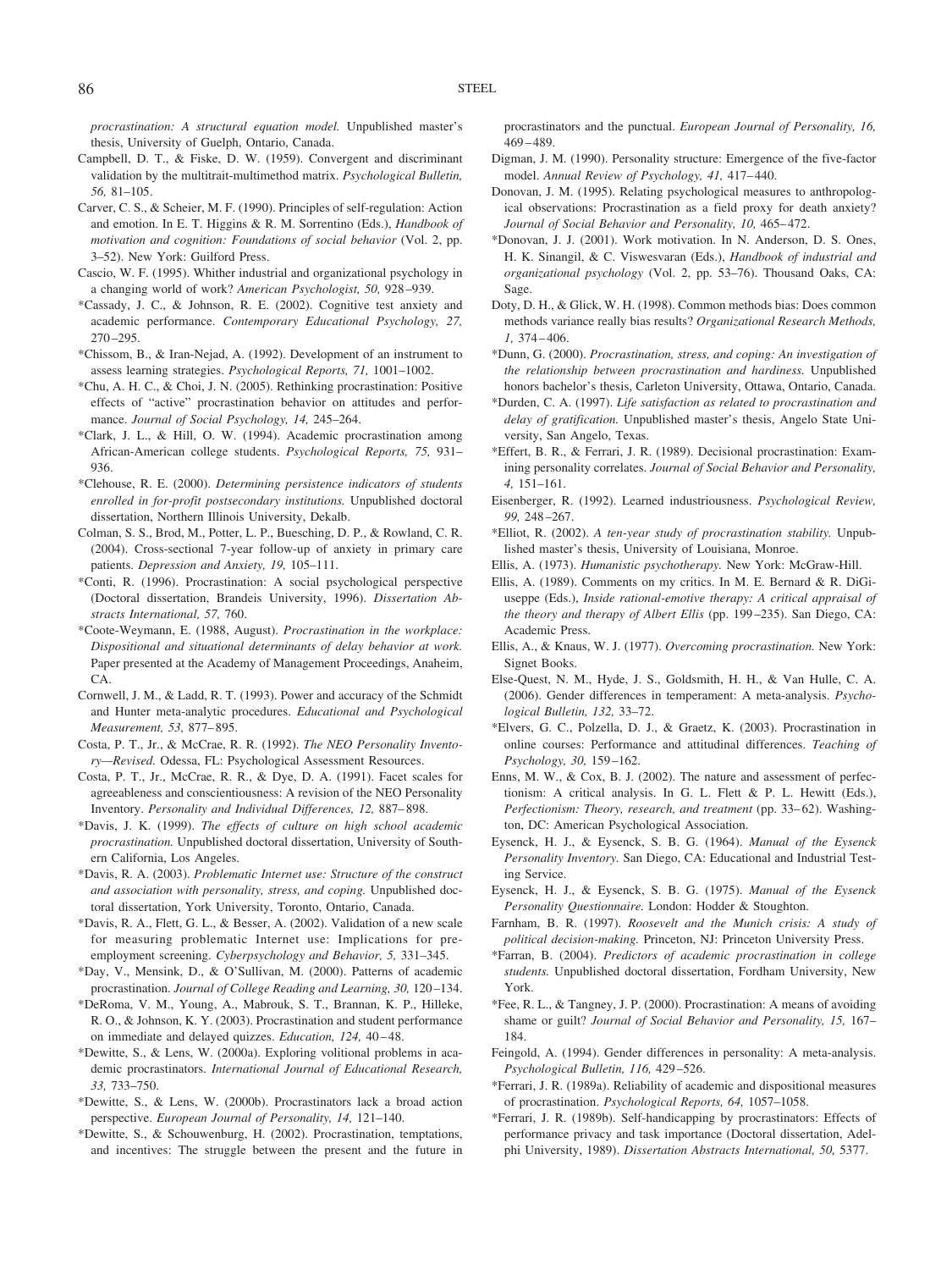*procrastination: A structural equation model.* Unpublished master's thesis, University of Guelph, Ontario, Canada.

Campbell, D. T., & Fiske, D. W. (1959). Convergent and discriminant validation by the multitrait-multimethod matrix. *Psychological Bulletin, 56,* 81–105.

Carver, C. S., & Scheier, M. F. (1990). Principles of self-regulation: Action and emotion. In E. T. Higgins & R. M. Sorrentino (Eds.), *Handbook of motivation and cognition: Foundations of social behavior* (Vol. 2, pp. 3–52). New York: Guilford Press.

Cascio, W. F. (1995). Whither industrial and organizational psychology in a changing world of work? *American Psychologist, 50,* 928–939.

*Cassady, J. C., & Johnson, R. E. (2002). Cognitive test anxiety and academic performance. *Contemporary Educational Psychology, 27,* 270–295.

*Chissom, B., & Iran-Nejad, A. (1992). Development of an instrument to assess learning strategies. *Psychological Reports, 71,* 1001–1002.

*Chu, A. H. C., & Choi, J. N. (2005). Rethinking procrastination: Positive effects of "active" procrastination behavior on attitudes and performance. *Journal of Social Psychology, 14,* 245–264.

*Clark, J. L., & Hill, O. W. (1994). Academic procrastination among African-American college students. *Psychological Reports, 75,* 931–936.

*Clehouse, R. E. (2000). *Determining persistence indicators of students enrolled in for-profit postsecondary institutions.* Unpublished doctoral dissertation, Northern Illinois University, Dekalb.

Colman, S. S., Brod, M., Potter, L. P., Buesching, D. P., & Rowland, C. R. (2004). Cross-sectional 7-year follow-up of anxiety in primary care patients. *Depression and Anxiety, 19,* 105–111.

*Conti, R. (1996). Procrastination: A social psychological perspective (Doctoral dissertation, Brandeis University, 1996). *Dissertation Abstracts International, 57,* 760.

*Coote-Weymann, E. (1988, August). *Procrastination in the workplace: Dispositional and situational determinants of delay behavior at work.* Paper presented at the Academy of Management Proceedings, Anaheim, CA.

Cornwell, J. M., & Ladd, R. T. (1993). Power and accuracy of the Schmidt and Hunter meta-analytic procedures. *Educational and Psychological Measurement, 53,* 877–895.

Costa, P. T., Jr., & McCrae, R. R. (1992). *The NEO Personality Inventory—Revised.* Odessa, FL: Psychological Assessment Resources.

Costa, P. T., Jr., McCrae, R. R., & Dye, D. A. (1991). Facet scales for agreeableness and conscientiousness: A revision of the NEO Personality Inventory. *Personality and Individual Differences, 12,* 887–898.

*Davis, J. K. (1999). *The effects of culture on high school academic procrastination.* Unpublished doctoral dissertation, University of Southern California, Los Angeles.

*Davis, R. A. (2003). *Problematic Internet use: Structure of the construct and association with personality, stress, and coping.* Unpublished doctoral dissertation, York University, Toronto, Ontario, Canada.

*Davis, R. A., Flett, G. L., & Besser, A. (2002). Validation of a new scale for measuring problematic Internet use: Implications for pre-employment screening. *Cyberpsychology and Behavior, 5,* 331–345.

*Day, V., Mensink, D., & O'Sullivan, M. (2000). Patterns of academic procrastination. *Journal of College Reading and Learning, 30,* 120–134.

*DeRoma, V. M., Young, A., Mabrouk, S. T., Brannan, K. P., Hilleke, R. O., & Johnson, K. Y. (2003). Procrastination and student performance on immediate and delayed quizzes. *Education, 124,* 40–48.

*Dewitte, S., & Lens, W. (2000a). Exploring volitional problems in academic procrastinators. *International Journal of Educational Research, 33,* 733–750.

*Dewitte, S., & Lens, W. (2000b). Procrastinators lack a broad action perspective. *European Journal of Personality, 14,* 121–140.

*Dewitte, S., & Schouwenburg, H. (2002). Procrastination, temptations, and incentives: The struggle between the present and the future in procrastinators and the punctual. *European Journal of Personality, 16,* 469–489.

Digman, J. M. (1990). Personality structure: Emergence of the five-factor model. *Annual Review of Psychology, 41,* 417–440.

Donovan, J. M. (1995). Relating psychological measures to anthropological observations: Procrastination as a field proxy for death anxiety? *Journal of Social Behavior and Personality, 10,* 465–472.

*Donovan, J. J. (2001). Work motivation. In N. Anderson, D. S. Ones, H. K. Sinangil, & C. Viswesvaran (Eds.), *Handbook of industrial and organizational psychology* (Vol. 2, pp. 53–76). Thousand Oaks, CA: Sage.

Doty, D. H., & Glick, W. H. (1998). Common methods bias: Does common methods variance really bias results? *Organizational Research Methods, 1,* 374–406.

*Dunn, G. (2000). *Procrastination, stress, and coping: An investigation of the relationship between procrastination and hardiness.* Unpublished honors bachelor's thesis, Carleton University, Ottawa, Ontario, Canada.

*Durden, C. A. (1997). *Life satisfaction as related to procrastination and delay of gratification.* Unpublished master's thesis, Angelo State University, San Angelo, Texas.

*Effert, B. R., & Ferrari, J. R. (1989). Decisional procrastination: Examining personality correlates. *Journal of Social Behavior and Personality, 4,* 151–161.

Eisenberger, R. (1992). Learned industriousness. *Psychological Review, 99,* 248–267.

*Elliot, R. (2002). *A ten-year study of procrastination stability.* Unpublished master's thesis, University of Louisiana, Monroe.

Ellis, A. (1973). *Humanistic psychotherapy.* New York: McGraw-Hill.

Ellis, A. (1989). Comments on my critics. In M. E. Bernard & R. DiGiuseppe (Eds.), *Inside rational-emotive therapy: A critical appraisal of the theory and therapy of Albert Ellis* (pp. 199–235). San Diego, CA: Academic Press.

Ellis, A., & Knaus, W. J. (1977). *Overcoming procrastination.* New York: Signet Books.

Else-Quest, N. M., Hyde, J. S., Goldsmith, H. H., & Van Hulle, C. A. (2006). Gender differences in temperament: A meta-analysis. *Psychological Bulletin, 132,* 33–72.

*Elvers, G. C., Polzella, D. J., & Graetz, K. (2003). Procrastination in online courses: Performance and attitudinal differences. *Teaching of Psychology, 30,* 159–162.

Enns, M. W., & Cox, B. J. (2002). The nature and assessment of perfectionism: A critical analysis. In G. L. Flett & P. L. Hewitt (Eds.), *Perfectionism: Theory, research, and treatment* (pp. 33–62). Washington, DC: American Psychological Association.

Eysenck, H. J., & Eysenck, S. B. G. (1964). *Manual of the Eysenck Personality Inventory.* San Diego, CA: Educational and Industrial Testing Service.

Eysenck, H. J., & Eysenck, S. B. G. (1975). *Manual of the Eysenck Personality Questionnaire.* London: Hodder & Stoughton.

Farnham, B. R. (1997). *Roosevelt and the Munich crisis: A study of political decision-making.* Princeton, NJ: Princeton University Press.

*Farran, B. (2004). *Predictors of academic procrastination in college students.* Unpublished doctoral dissertation, Fordham University, New York.

*Fee, R. L., & Tangney, J. P. (2000). Procrastination: A means of avoiding shame or guilt? *Journal of Social Behavior and Personality, 15,* 167–184.

Feingold, A. (1994). Gender differences in personality: A meta-analysis. *Psychological Bulletin, 116,* 429–526.

*Ferrari, J. R. (1989a). Reliability of academic and dispositional measures of procrastination. *Psychological Reports, 64,* 1057–1058.

*Ferrari, J. R. (1989b). Self-handicapping by procrastinators: Effects of performance privacy and task importance (Doctoral dissertation, Adelphi University, 1989). *Dissertation Abstracts International, 50,* 5377.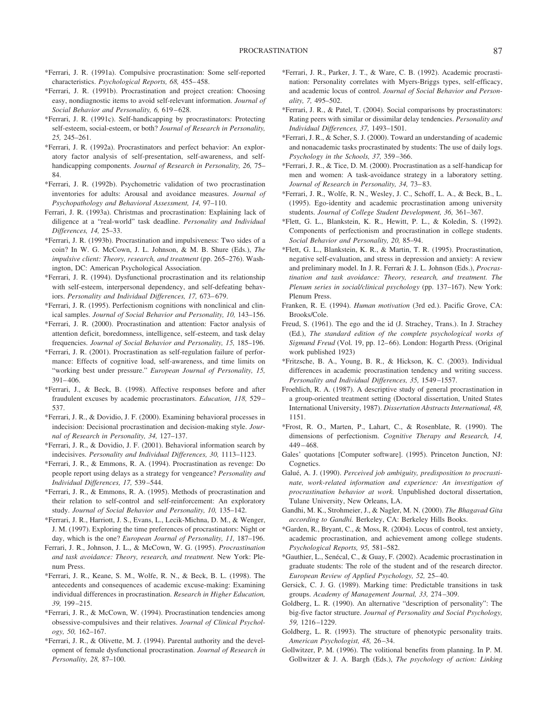*Ferrari, J. R. (1991a). Compulsive procrastination: Some self-reported characteristics. *Psychological Reports, 68,* 455–458.

*Ferrari, J. R. (1991b). Procrastination and project creation: Choosing easy, nondiagnostic items to avoid self-relevant information. *Journal of Social Behavior and Personality, 6,* 619–628.

*Ferrari, J. R. (1991c). Self-handicapping by procrastinators: Protecting self-esteem, social-esteem, or both? *Journal of Research in Personality, 25,* 245–261.

*Ferrari, J. R. (1992a). Procrastinators and perfect behavior: An exploratory factor analysis of self-presentation, self-awareness, and self-handicapping components. *Journal of Research in Personality, 26,* 75–84.

*Ferrari, J. R. (1992b). Psychometric validation of two procrastination inventories for adults: Arousal and avoidance measures. *Journal of Psychopathology and Behavioral Assessment, 14,* 97–110.

Ferrari, J. R. (1993a). Christmas and procrastination: Explaining lack of diligence at a "real-world" task deadline. *Personality and Individual Differences, 14,* 25–33.

*Ferrari, J. R. (1993b). Procrastination and impulsiveness: Two sides of a coin? In W. G. McCown, J. L. Johnson, & M. B. Shure (Eds.), *The impulsive client: Theory, research, and treatment* (pp. 265–276). Washington, DC: American Psychological Association.

*Ferrari, J. R. (1994). Dysfunctional procrastination and its relationship with self-esteem, interpersonal dependency, and self-defeating behaviors. *Personality and Individual Differences, 17,* 673–679.

*Ferrari, J. R. (1995). Perfectionism cognitions with nonclinical and clinical samples. *Journal of Social Behavior and Personality, 10,* 143–156.

*Ferrari, J. R. (2000). Procrastination and attention: Factor analysis of attention deficit, boredomness, intelligence, self-esteem, and task delay frequencies. *Journal of Social Behavior and Personality, 15,* 185–196.

*Ferrari, J. R. (2001). Procrastination as self-regulation failure of performance: Effects of cognitive load, self-awareness, and time limits on "working best under pressure." *European Journal of Personality, 15,* 391–406.

*Ferrari, J., & Beck, B. (1998). Affective responses before and after fraudulent excuses by academic procrastinators. *Education, 118,* 529–537.

*Ferrari, J. R., & Dovidio, J. F. (2000). Examining behavioral processes in indecision: Decisional procrastination and decision-making style. *Journal of Research in Personality, 34,* 127–137.

*Ferrari, J. R., & Dovidio, J. F. (2001). Behavioral information search by indecisives. *Personality and Individual Differences, 30,* 1113–1123.

*Ferrari, J. R., & Emmons, R. A. (1994). Procrastination as revenge: Do people report using delays as a strategy for vengeance? *Personality and Individual Differences, 17,* 539–544.

*Ferrari, J. R., & Emmons, R. A. (1995). Methods of procrastination and their relation to self-control and self-reinforcement: An exploratory study. *Journal of Social Behavior and Personality, 10,* 135–142.

*Ferrari, J. R., Harriott, J. S., Evans, L., Lecik-Michna, D. M., & Wenger, J. M. (1997). Exploring the time preferences of procrastinators: Night or day, which is the one? *European Journal of Personality, 11,* 187–196.

Ferrari, J. R., Johnson, J. L., & McCown, W. G. (1995). *Procrastination and task avoidance: Theory, research, and treatment.* New York: Plenum Press.

*Ferrari, J. R., Keane, S. M., Wolfe, R. N., & Beck, B. L. (1998). The antecedents and consequences of academic excuse-making: Examining individual differences in procrastination. *Research in Higher Education, 39,* 199–215.

*Ferrari, J. R., & McCown, W. (1994). Procrastination tendencies among obsessive-compulsives and their relatives. *Journal of Clinical Psychology, 50,* 162–167.

*Ferrari, J. R., & Olivette, M. J. (1994). Parental authority and the development of female dysfunctional procrastination. *Journal of Research in Personality, 28,* 87–100.

*Ferrari, J. R., Parker, J. T., & Ware, C. B. (1992). Academic procrastination: Personality correlates with Myers-Briggs types, self-efficacy, and academic locus of control. *Journal of Social Behavior and Personality, 7,* 495–502.

*Ferrari, J. R., & Patel, T. (2004). Social comparisons by procrastinators: Rating peers with similar or dissimilar delay tendencies. *Personality and Individual Differences, 37,* 1493–1501.

*Ferrari, J. R., & Scher, S. J. (2000). Toward an understanding of academic and nonacademic tasks procrastinated by students: The use of daily logs. *Psychology in the Schools, 37,* 359–366.

*Ferrari, J. R., & Tice, D. M. (2000). Procrastination as a self-handicap for men and women: A task-avoidance strategy in a laboratory setting. *Journal of Research in Personality, 34,* 73–83.

*Ferrari, J. R., Wolfe, R. N., Wesley, J. C., Schoff, L. A., & Beck, B., L. (1995). Ego-identity and academic procrastination among university students. *Journal of College Student Development, 36,* 361–367.

*Flett, G. L., Blankstein, K. R., Hewitt, P. L., & Koledin, S. (1992). Components of perfectionism and procrastination in college students. *Social Behavior and Personality, 20,* 85–94.

*Flett, G. L., Blankstein, K. R., & Martin, T. R. (1995). Procrastination, negative self-evaluation, and stress in depression and anxiety: A review and preliminary model. In J. R. Ferrari & J. L. Johnson (Eds.), *Procrastination and task avoidance: Theory, research, and treatment. The Plenum series in social/clinical psychology* (pp. 137–167). New York: Plenum Press.

Franken, R. E. (1994). *Human motivation* (3rd ed.). Pacific Grove, CA: Brooks/Cole.

Freud, S. (1961). The ego and the id (J. Strachey, Trans.). In J. Strachey (Ed.), *The standard edition of the complete psychological works of Sigmund Freud* (Vol. 19, pp. 12–66). London: Hogarth Press. (Original work published 1923)

*Fritzsche, B. A., Young, B. R., & Hickson, K. C. (2003). Individual differences in academic procrastination tendency and writing success. *Personality and Individual Differences, 35,* 1549–1557.

Froehlich, R. A. (1987). A descriptive study of general procrastination in a group-oriented treatment setting (Doctoral dissertation, United States International University, 1987). *Dissertation Abstracts International, 48,* 1151.

*Frost, R. O., Marten, P., Lahart, C., & Rosenblate, R. (1990). The dimensions of perfectionism. *Cognitive Therapy and Research, 14,* 449–468.

Gales' quotations [Computer software]. (1995). Princeton Junction, NJ: Cognetics.

Galué, A. J. (1990). *Perceived job ambiguity, predisposition to procrastinate, work-related information and experience: An investigation of procrastination behavior at work.* Unpublished doctoral dissertation, Tulane University, New Orleans, LA.

Gandhi, M. K., Strohmeier, J., & Nagler, M. N. (2000). *The Bhagavad Gita according to Gandhi.* Berkeley, CA: Berkeley Hills Books.

*Garden, R., Bryant, C., & Moss, R. (2004). Locus of control, test anxiety, academic procrastination, and achievement among college students. *Psychological Reports, 95,* 581–582.

*Gauthier, L., Senécal, C., & Guay, F. (2002). Academic procrastination in graduate students: The role of the student and of the research director. *European Review of Applied Psychology, 52,* 25–40.

Gersick, C. J. G. (1989). Marking time: Predictable transitions in task groups. *Academy of Management Journal, 33,* 274–309.

Goldberg, L. R. (1990). An alternative "description of personality": The big-five factor structure. *Journal of Personality and Social Psychology, 59,* 1216–1229.

Goldberg, L. R. (1993). The structure of phenotypic personality traits. *American Psychologist, 48,* 26–34.

Gollwitzer, P. M. (1996). The volitional benefits from planning. In P. M. Gollwitzer & J. A. Bargh (Eds.), *The psychology of action: Linking*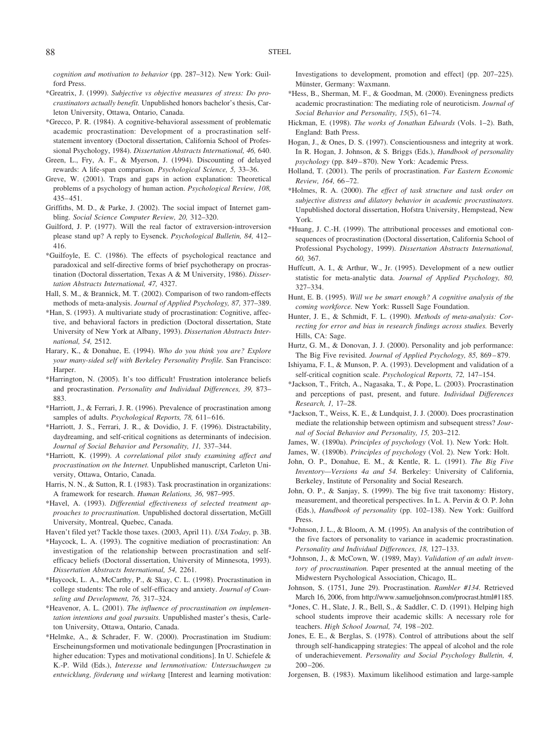*cognition and motivation to behavior* (pp. 287–312). New York: Guilford Press.

*Greatrix, J. (1999). *Subjective vs objective measures of stress: Do procrastinators actually benefit.* Unpublished honors bachelor's thesis, Carleton University, Ottawa, Ontario, Canada.

*Grecco, P. R. (1984). A cognitive-behavioral assessment of problematic academic procrastination: Development of a procrastination self-statement inventory (Doctoral dissertation, California School of Professional Psychology, 1984). *Dissertation Abstracts International, 46,* 640.

Green, L., Fry, A. F., & Myerson, J. (1994). Discounting of delayed rewards: A life-span comparison. *Psychological Science, 5,* 33–36.

Greve, W. (2001). Traps and gaps in action explanation: Theoretical problems of a psychology of human action. *Psychological Review, 108,* 435–451.

Griffiths, M. D., & Parke, J. (2002). The social impact of Internet gambling. *Social Science Computer Review, 20,* 312–320.

Guilford, J. P. (1977). Will the real factor of extraversion-introversion please stand up? A reply to Eysenck. *Psychological Bulletin, 84,* 412–416.

*Guilfoyle, E. C. (1986). The effects of psychological reactance and paradoxical and self-directive forms of brief psychotherapy on procrastination (Doctoral dissertation, Texas A & M University, 1986). *Dissertation Abstracts International, 47,* 4327.

Hall, S. M., & Brannick, M. T. (2002). Comparison of two random-effects methods of meta-analysis. *Journal of Applied Psychology, 87,* 377–389.

*Han, S. (1993). A multivariate study of procrastination: Cognitive, affective, and behavioral factors in prediction (Doctoral dissertation, State University of New York at Albany, 1993). *Dissertation Abstracts International, 54,* 2512.

Harary, K., & Donahue, E. (1994). *Who do you think you are? Explore your many-sided self with Berkeley Personality Profile.* San Francisco: Harper.

*Harrington, N. (2005). It's too difficult! Frustration intolerance beliefs and procrastination. *Personality and Individual Differences, 39,* 873–883.

*Harriott, J., & Ferrari, J. R. (1996). Prevalence of procrastination among samples of adults. *Psychological Reports, 78,* 611–616.

*Harriott, J. S., Ferrari, J. R., & Dovidio, J. F. (1996). Distractability, daydreaming, and self-critical cognitions as determinants of indecision. *Journal of Social Behavior and Personality, 11,* 337–344.

*Harriott, K. (1999). *A correlational pilot study examining affect and procrastination on the Internet.* Unpublished manuscript, Carleton University, Ottawa, Ontario, Canada.

Harris, N. N., & Sutton, R. I. (1983). Task procrastination in organizations: A framework for research. *Human Relations, 36,* 987–995.

*Havel, A. (1993). *Differential effectiveness of selected treatment approaches to procrastination.* Unpublished doctoral dissertation, McGill University, Montreal, Quebec, Canada.

Haven't filed yet? Tackle those taxes. (2003, April 11). *USA Today,* p. 3B.

*Haycock, L. A. (1993). The cognitive mediation of procrastination: An investigation of the relationship between procrastination and self-efficacy beliefs (Doctoral dissertation, University of Minnesota, 1993). *Dissertation Abstracts International, 54,* 2261.

*Haycock, L. A., McCarthy, P., & Skay, C. L. (1998). Procrastination in college students: The role of self-efficacy and anxiety. *Journal of Counseling and Development, 76,* 317–324.

*Heavenor, A. L. (2001). *The influence of procrastination on implementation intentions and goal pursuits.* Unpublished master's thesis, Carleton University, Ottawa, Ontario, Canada.

*Helmke, A., & Schrader, F. W. (2000). Procrastination im Studium: Erscheinungsformen und motivationale bedingungen [Procrastination in higher education: Types and motivational conditions]. In U. Schiefele & K.-P. Wild (Eds.), *Interesse und lernmotivation: Untersuchungen zu entwicklung, förderung und wirkung* [Interest and learning motivation: Investigations to development, promotion and effect] (pp. 207–225). Münster, Germany: Waxmann.

*Hess, B., Sherman, M. F., & Goodman, M. (2000). Eveningness predicts academic procrastination: The mediating role of neuroticism. *Journal of Social Behavior and Personality, 15*(5), 61–74.

Hickman, E. (1998). *The works of Jonathan Edwards* (Vols. 1–2). Bath, England: Bath Press.

Hogan, J., & Ones, D. S. (1997). Conscientiousness and integrity at work. In R. Hogan, J. Johnson, & S. Briggs (Eds.), *Handbook of personality psychology* (pp. 849–870). New York: Academic Press.

Holland, T. (2001). The perils of procrastination. *Far Eastern Economic Review, 164,* 66–72.

*Holmes, R. A. (2000). *The effect of task structure and task order on subjective distress and dilatory behavior in academic procrastinators.* Unpublished doctoral dissertation, Hofstra University, Hempstead, New York.

*Huang, J. C.-H. (1999). The attributional processes and emotional consequences of procrastination (Doctoral dissertation, California School of Professional Psychology, 1999). *Dissertation Abstracts International, 60,* 367.

Huffcutt, A. I., & Arthur, W., Jr. (1995). Development of a new outlier statistic for meta-analytic data. *Journal of Applied Psychology, 80,* 327–334.

Hunt, E. B. (1995). *Will we be smart enough? A cognitive analysis of the coming workforce.* New York: Russell Sage Foundation.

Hunter, J. E., & Schmidt, F. L. (1990). *Methods of meta-analysis: Correcting for error and bias in research findings across studies.* Beverly Hills, CA: Sage.

Hurtz, G. M., & Donovan, J. J. (2000). Personality and job performance: The Big Five revisited. *Journal of Applied Psychology, 85,* 869–879.

Ishiyama, F. I., & Munson, P. A. (1993). Development and validation of a self-critical cognition scale. *Psychological Reports, 72,* 147–154.

*Jackson, T., Fritch, A., Nagasaka, T., & Pope, L. (2003). Procrastination and perceptions of past, present, and future. *Individual Differences Research, 1,* 17–28.

*Jackson, T., Weiss, K. E., & Lundquist, J. J. (2000). Does procrastination mediate the relationship between optimism and subsequent stress? *Journal of Social Behavior and Personality, 15,* 203–212.

James, W. (1890a). *Principles of psychology* (Vol. 1). New York: Holt.

James, W. (1890b). *Principles of psychology* (Vol. 2). New York: Holt.

John, O. P., Donahue, E. M., & Kentle, R. L. (1991). *The Big Five Inventory—Versions 4a and 54.* Berkeley: University of California, Berkeley, Institute of Personality and Social Research.

John, O. P., & Sanjay, S. (1999). The big five trait taxonomy: History, measurement, and theoretical perspectives. In L. A. Pervin & O. P. John (Eds.), *Handbook of personality* (pp. 102–138). New York: Guilford Press.

*Johnson, J. L., & Bloom, A. M. (1995). An analysis of the contribution of the five factors of personality to variance in academic procrastination. *Personality and Individual Differences, 18,* 127–133.

*Johnson, J., & McCown, W. (1989, May). *Validation of an adult inventory of procrastination.* Paper presented at the annual meeting of the Midwestern Psychological Association, Chicago, IL.

Johnson, S. (1751, June 29). Procrastination. *Rambler #134.* Retrieved March 16, 2006, from http://www.samueljohnson.com/procrast.html#1185.

*Jones, C. H., Slate, J. R., Bell, S., & Saddler, C. D. (1991). Helping high school students improve their academic skills: A necessary role for teachers. *High School Journal, 74,* 198–202.

Jones, E. E., & Berglas, S. (1978). Control of attributions about the self through self-handicapping strategies: The appeal of alcohol and the role of underachievement. *Personality and Social Psychology Bulletin, 4,* 200–206.

Jorgensen, B. (1983). Maximum likelihood estimation and large-sample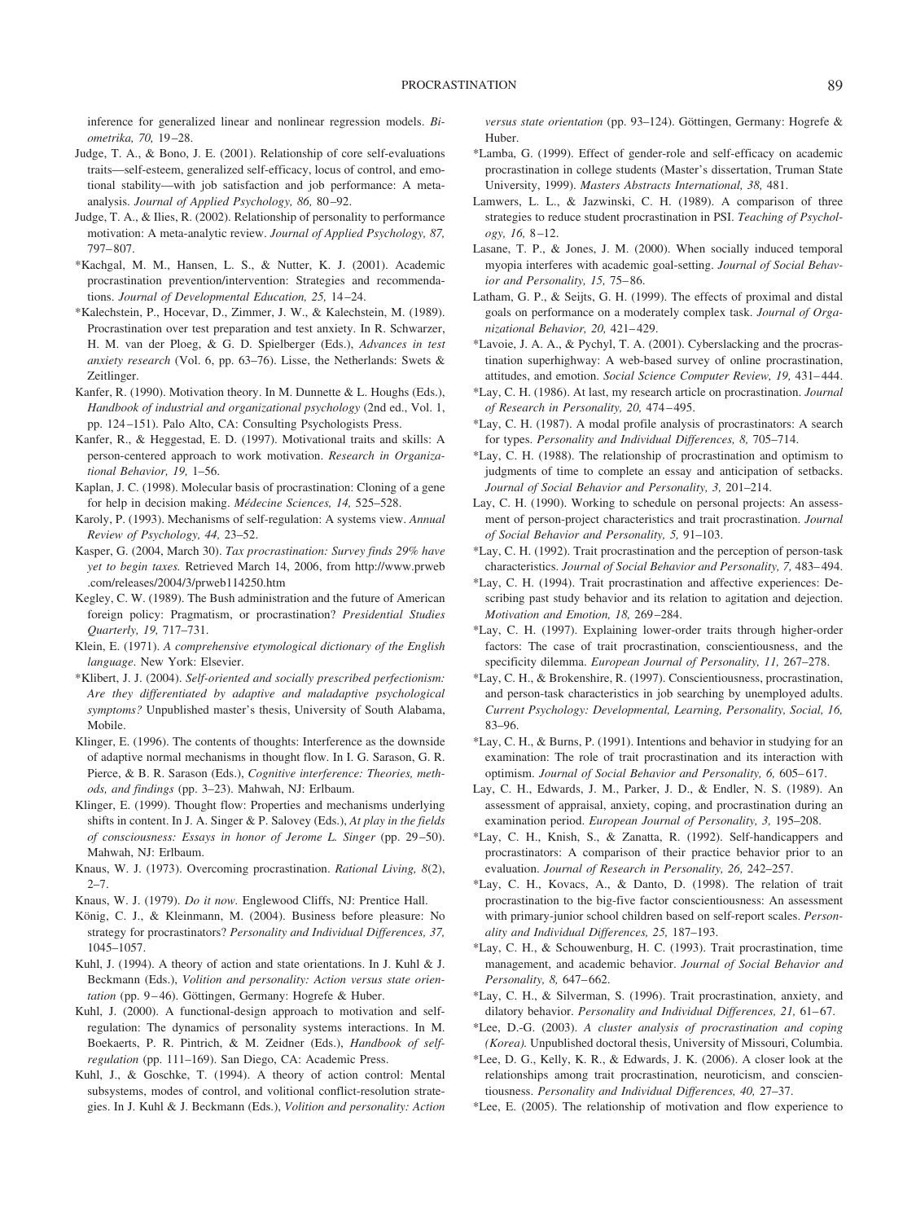inference for generalized linear and nonlinear regression models. *Biometrika, 70,* 19–28.

Judge, T. A., & Bono, J. E. (2001). Relationship of core self-evaluations traits—self-esteem, generalized self-efficacy, locus of control, and emotional stability—with job satisfaction and job performance: A meta-analysis. *Journal of Applied Psychology, 86,* 80–92.

Judge, T. A., & Ilies, R. (2002). Relationship of personality to performance motivation: A meta-analytic review. *Journal of Applied Psychology, 87,* 797–807.

*Kachgal, M. M., Hansen, L. S., & Nutter, K. J. (2001). Academic procrastination prevention/intervention: Strategies and recommendations. *Journal of Developmental Education, 25,* 14–24.

*Kalechstein, P., Hocevar, D., Zimmer, J. W., & Kalechstein, M. (1989). Procrastination over test preparation and test anxiety. In R. Schwarzer, H. M. van der Ploeg, & G. D. Spielberger (Eds.), *Advances in test anxiety research* (Vol. 6, pp. 63–76). Lisse, the Netherlands: Swets & Zeitlinger.

Kanfer, R. (1990). Motivation theory. In M. Dunnette & L. Houghs (Eds.), *Handbook of industrial and organizational psychology* (2nd ed., Vol. 1, pp. 124–151). Palo Alto, CA: Consulting Psychologists Press.

Kanfer, R., & Heggestad, E. D. (1997). Motivational traits and skills: A person-centered approach to work motivation. *Research in Organizational Behavior, 19,* 1–56.

Kaplan, J. C. (1998). Molecular basis of procrastination: Cloning of a gene for help in decision making. *Médecine Sciences, 14,* 525–528.

Karoly, P. (1993). Mechanisms of self-regulation: A systems view. *Annual Review of Psychology, 44,* 23–52.

Kasper, G. (2004, March 30). *Tax procrastination: Survey finds 29% have yet to begin taxes.* Retrieved March 14, 2006, from http://www.prweb.com/releases/2004/3/prweb114250.htm

Kegley, C. W. (1989). The Bush administration and the future of American foreign policy: Pragmatism, or procrastination? *Presidential Studies Quarterly, 19,* 717–731.

Klein, E. (1971). *A comprehensive etymological dictionary of the English language.* New York: Elsevier.

*Klibert, J. J. (2004). *Self-oriented and socially prescribed perfectionism: Are they differentiated by adaptive and maladaptive psychological symptoms?* Unpublished master's thesis, University of South Alabama, Mobile.

Klinger, E. (1996). The contents of thoughts: Interference as the downside of adaptive normal mechanisms in thought flow. In I. G. Sarason, G. R. Pierce, & B. R. Sarason (Eds.), *Cognitive interference: Theories, methods, and findings* (pp. 3–23). Mahwah, NJ: Erlbaum.

Klinger, E. (1999). Thought flow: Properties and mechanisms underlying shifts in content. In J. A. Singer & P. Salovey (Eds.), *At play in the fields of consciousness: Essays in honor of Jerome L. Singer* (pp. 29–50). Mahwah, NJ: Erlbaum.

Knaus, W. J. (1973). Overcoming procrastination. *Rational Living, 8*(2), 2–7.

Knaus, W. J. (1979). *Do it now.* Englewood Cliffs, NJ: Prentice Hall.

König, C. J., & Kleinmann, M. (2004). Business before pleasure: No strategy for procrastinators? *Personality and Individual Differences, 37,* 1045–1057.

Kuhl, J. (1994). A theory of action and state orientations. In J. Kuhl & J. Beckmann (Eds.), *Volition and personality: Action versus state orientation* (pp. 9–46). Göttingen, Germany: Hogrefe & Huber.

Kuhl, J. (2000). A functional-design approach to motivation and self-regulation: The dynamics of personality systems interactions. In M. Boekaerts, P. R. Pintrich, & M. Zeidner (Eds.), *Handbook of self-regulation* (pp. 111–169). San Diego, CA: Academic Press.

Kuhl, J., & Goschke, T. (1994). A theory of action control: Mental subsystems, modes of control, and volitional conflict-resolution strategies. In J. Kuhl & J. Beckmann (Eds.), *Volition and personality: Action versus state orientation* (pp. 93–124). Göttingen, Germany: Hogrefe & Huber.

*Lamba, G. (1999). Effect of gender-role and self-efficacy on academic procrastination in college students (Master's dissertation, Truman State University, 1999). *Masters Abstracts International, 38,* 481.

Lamwers, L. L., & Jazwinski, C. H. (1989). A comparison of three strategies to reduce student procrastination in PSI. *Teaching of Psychology, 16,* 8–12.

Lasane, T. P., & Jones, J. M. (2000). When socially induced temporal myopia interferes with academic goal-setting. *Journal of Social Behavior and Personality, 15,* 75–86.

Latham, G. P., & Seijts, G. H. (1999). The effects of proximal and distal goals on performance on a moderately complex task. *Journal of Organizational Behavior, 20,* 421–429.

*Lavoie, J. A. A., & Pychyl, T. A. (2001). Cyberslacking and the procrastination superhighway: A web-based survey of online procrastination, attitudes, and emotion. *Social Science Computer Review, 19,* 431–444.

*Lay, C. H. (1986). At last, my research article on procrastination. *Journal of Research in Personality, 20,* 474–495.

*Lay, C. H. (1987). A modal profile analysis of procrastinators: A search for types. *Personality and Individual Differences, 8,* 705–714.

*Lay, C. H. (1988). The relationship of procrastination and optimism to judgments of time to complete an essay and anticipation of setbacks. *Journal of Social Behavior and Personality, 3,* 201–214.

Lay, C. H. (1990). Working to schedule on personal projects: An assessment of person-project characteristics and trait procrastination. *Journal of Social Behavior and Personality, 5,* 91–103.

*Lay, C. H. (1992). Trait procrastination and the perception of person-task characteristics. *Journal of Social Behavior and Personality, 7,* 483–494.

*Lay, C. H. (1994). Trait procrastination and affective experiences: Describing past study behavior and its relation to agitation and dejection. *Motivation and Emotion, 18,* 269–284.

*Lay, C. H. (1997). Explaining lower-order traits through higher-order factors: The case of trait procrastination, conscientiousness, and the specificity dilemma. *European Journal of Personality, 11,* 267–278.

*Lay, C. H., & Brokenshire, R. (1997). Conscientiousness, procrastination, and person-task characteristics in job searching by unemployed adults. *Current Psychology: Developmental, Learning, Personality, Social, 16,* 83–96.

*Lay, C. H., & Burns, P. (1991). Intentions and behavior in studying for an examination: The role of trait procrastination and its interaction with optimism. *Journal of Social Behavior and Personality, 6,* 605–617.

Lay, C. H., Edwards, J. M., Parker, J. D., & Endler, N. S. (1989). An assessment of appraisal, anxiety, coping, and procrastination during an examination period. *European Journal of Personality, 3,* 195–208.

*Lay, C. H., Knish, S., & Zanatta, R. (1992). Self-handicappers and procrastinators: A comparison of their practice behavior prior to an evaluation. *Journal of Research in Personality, 26,* 242–257.

*Lay, C. H., Kovacs, A., & Danto, D. (1998). The relation of trait procrastination to the big-five factor conscientiousness: An assessment with primary-junior school children based on self-report scales. *Personality and Individual Differences, 25,* 187–193.

*Lay, C. H., & Schouwenburg, H. C. (1993). Trait procrastination, time management, and academic behavior. *Journal of Social Behavior and Personality, 8,* 647–662.

*Lay, C. H., & Silverman, S. (1996). Trait procrastination, anxiety, and dilatory behavior. *Personality and Individual Differences, 21,* 61–67.

*Lee, D.-G. (2003). *A cluster analysis of procrastination and coping (Korea).* Unpublished doctoral thesis, University of Missouri, Columbia.

*Lee, D. G., Kelly, K. R., & Edwards, J. K. (2006). A closer look at the relationships among trait procrastination, neuroticism, and conscientiousness. *Personality and Individual Differences, 40,* 27–37.

*Lee, E. (2005). The relationship of motivation and flow experience to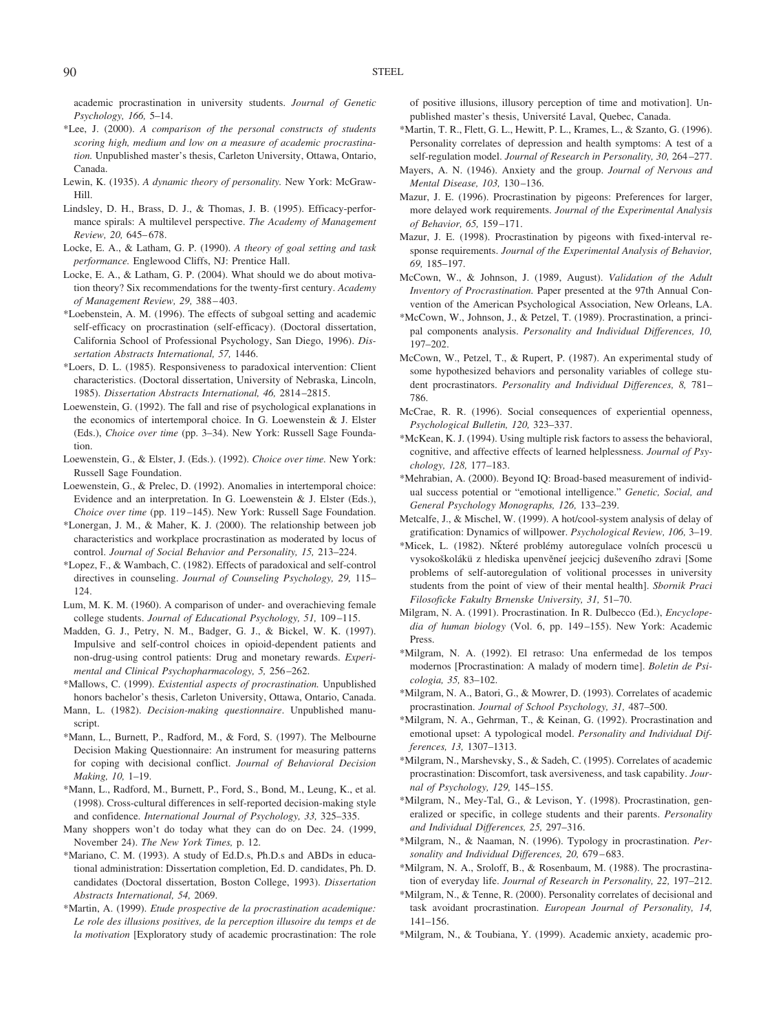academic procrastination in university students. *Journal of Genetic Psychology, 166,* 5–14.

*Lee, J. (2000). *A comparison of the personal constructs of students scoring high, medium and low on a measure of academic procrastination.* Unpublished master's thesis, Carleton University, Ottawa, Ontario, Canada.

Lewin, K. (1935). *A dynamic theory of personality.* New York: McGraw-Hill.

Lindsley, D. H., Brass, D. J., & Thomas, J. B. (1995). Efficacy-performance spirals: A multilevel perspective. *The Academy of Management Review, 20,* 645–678.

Locke, E. A., & Latham, G. P. (1990). *A theory of goal setting and task performance.* Englewood Cliffs, NJ: Prentice Hall.

Locke, E. A., & Latham, G. P. (2004). What should we do about motivation theory? Six recommendations for the twenty-first century. *Academy of Management Review, 29,* 388–403.

*Loebenstein, A. M. (1996). The effects of subgoal setting and academic self-efficacy on procrastination (self-efficacy). (Doctoral dissertation, California School of Professional Psychology, San Diego, 1996). *Dissertation Abstracts International, 57,* 1446.

*Loers, D. L. (1985). Responsiveness to paradoxical intervention: Client characteristics. (Doctoral dissertation, University of Nebraska, Lincoln, 1985). *Dissertation Abstracts International, 46,* 2814–2815.

Loewenstein, G. (1992). The fall and rise of psychological explanations in the economics of intertemporal choice. In G. Loewenstein & J. Elster (Eds.), *Choice over time* (pp. 3–34). New York: Russell Sage Foundation.

Loewenstein, G., & Elster, J. (Eds.). (1992). *Choice over time.* New York: Russell Sage Foundation.

Loewenstein, G., & Prelec, D. (1992). Anomalies in intertemporal choice: Evidence and an interpretation. In G. Loewenstein & J. Elster (Eds.), *Choice over time* (pp. 119–145). New York: Russell Sage Foundation.

*Lonergan, J. M., & Maher, K. J. (2000). The relationship between job characteristics and workplace procrastination as moderated by locus of control. *Journal of Social Behavior and Personality, 15,* 213–224.

*Lopez, F., & Wambach, C. (1982). Effects of paradoxical and self-control directives in counseling. *Journal of Counseling Psychology, 29,* 115–124.

Lum, M. K. M. (1960). A comparison of under- and overachieving female college students. *Journal of Educational Psychology, 51,* 109–115.

Madden, G. J., Petry, N. M., Badger, G. J., & Bickel, W. K. (1997). Impulsive and self-control choices in opioid-dependent patients and non-drug-using control patients: Drug and monetary rewards. *Experimental and Clinical Psychopharmacology, 5,* 256–262.

*Mallows, C. (1999). *Existential aspects of procrastination.* Unpublished honors bachelor's thesis, Carleton University, Ottawa, Ontario, Canada.

Mann, L. (1982). *Decision-making questionnaire*. Unpublished manuscript.

*Mann, L., Burnett, P., Radford, M., & Ford, S. (1997). The Melbourne Decision Making Questionnaire: An instrument for measuring patterns for coping with decisional conflict. *Journal of Behavioral Decision Making, 10,* 1–19.

*Mann, L., Radford, M., Burnett, P., Ford, S., Bond, M., Leung, K., et al. (1998). Cross-cultural differences in self-reported decision-making style and confidence. *International Journal of Psychology, 33,* 325–335.

Many shoppers won't do today what they can do on Dec. 24. (1999, November 24). *The New York Times,* p. 12.

*Mariano, C. M. (1993). A study of Ed.D.s, Ph.D.s and ABDs in educational administration: Dissertation completion, Ed. D. candidates, Ph. D. candidates (Doctoral dissertation, Boston College, 1993). *Dissertation Abstracts International, 54,* 2069.

*Martin, A. (1999). *Etude prospective de la procrastination academique: Le role des illusions positives, de la perception illusoire du temps et de la motivation* [Exploratory study of academic procrastination: The role of positive illusions, illusory perception of time and motivation]. Unpublished master's thesis, Université Laval, Quebec, Canada.

*Martin, T. R., Flett, G. L., Hewitt, P. L., Krames, L., & Szanto, G. (1996). Personality correlates of depression and health symptoms: A test of a self-regulation model. *Journal of Research in Personality, 30,* 264–277.

Mayers, A. N. (1946). Anxiety and the group. *Journal of Nervous and Mental Disease, 103,* 130–136.

Mazur, J. E. (1996). Procrastination by pigeons: Preferences for larger, more delayed work requirements. *Journal of the Experimental Analysis of Behavior, 65,* 159–171.

Mazur, J. E. (1998). Procrastination by pigeons with fixed-interval response requirements. *Journal of the Experimental Analysis of Behavior, 69,* 185–197.

McCown, W., & Johnson, J. (1989, August). *Validation of the Adult Inventory of Procrastination.* Paper presented at the 97th Annual Convention of the American Psychological Association, New Orleans, LA.

*McCown, W., Johnson, J., & Petzel, T. (1989). Procrastination, a principal components analysis. *Personality and Individual Differences, 10,* 197–202.

McCown, W., Petzel, T., & Rupert, P. (1987). An experimental study of some hypothesized behaviors and personality variables of college student procrastinators. *Personality and Individual Differences, 8,* 781–786.

McCrae, R. R. (1996). Social consequences of experiential openness, *Psychological Bulletin, 120,* 323–337.

*McKean, K. J. (1994). Using multiple risk factors to assess the behavioral, cognitive, and affective effects of learned helplessness. *Journal of Psychology, 128,* 177–183.

*Mehrabian, A. (2000). Beyond IQ: Broad-based measurement of individual success potential or "emotional intelligence." *Genetic, Social, and General Psychology Monographs, 126,* 133–239.

Metcalfe, J., & Mischel, W. (1999). A hot/cool-system analysis of delay of gratification: Dynamics of willpower. *Psychological Review, 106,* 3–19.

*Micek, L. (1982). Ňkteré problémy autoregulace volních procescü u vysokoškolákü z hlediska upenvěneí jeejcicj duševního zdravi [Some problems of self-autoregulation of volitional processes in university students from the point of view of their mental health]. *Sbornik Praci Filosoficke Fakulty Brnenske University, 31,* 51–70.

Milgram, N. A. (1991). Procrastination. In R. Dulbecco (Ed.), *Encyclopedia of human biology* (Vol. 6, pp. 149–155). New York: Academic Press.

*Milgram, N. A. (1992). El retraso: Una enfermedad de los tempos modernos [Procrastination: A malady of modern time]. *Boletin de Psicologia, 35,* 83–102.

*Milgram, N. A., Batori, G., & Mowrer, D. (1993). Correlates of academic procrastination. *Journal of School Psychology, 31,* 487–500.

*Milgram, N. A., Gehrman, T., & Keinan, G. (1992). Procrastination and emotional upset: A typological model. *Personality and Individual Differences, 13,* 1307–1313.

*Milgram, N., Marshevsky, S., & Sadeh, C. (1995). Correlates of academic procrastination: Discomfort, task aversiveness, and task capability. *Journal of Psychology, 129,* 145–155.

*Milgram, N., Mey-Tal, G., & Levison, Y. (1998). Procrastination, generalized or specific, in college students and their parents. *Personality and Individual Differences, 25,* 297–316.

*Milgram, N., & Naaman, N. (1996). Typology in procrastination. *Personality and Individual Differences, 20,* 679–683.

*Milgram, N. A., Sroloff, B., & Rosenbaum, M. (1988). The procrastination of everyday life. *Journal of Research in Personality, 22,* 197–212.

*Milgram, N., & Tenne, R. (2000). Personality correlates of decisional and task avoidant procrastination. *European Journal of Personality, 14,* 141–156.

*Milgram, N., & Toubiana, Y. (1999). Academic anxiety, academic pro-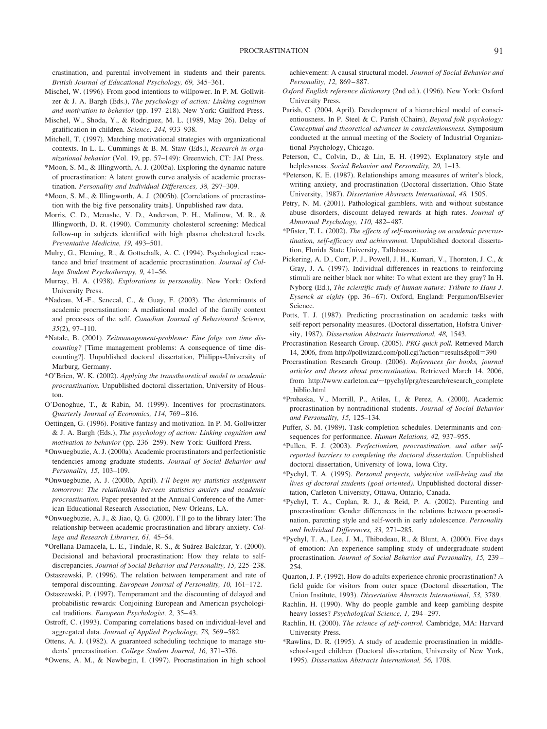crastination, and parental involvement in students and their parents. *British Journal of Educational Psychology, 69,* 345–361.

Mischel, W. (1996). From good intentions to willpower. In P. M. Gollwitzer & J. A. Bargh (Eds.), *The psychology of action: Linking cognition and motivation to behavior* (pp. 197–218). New York: Guilford Press.

Mischel, W., Shoda, Y., & Rodriguez, M. L. (1989, May 26). Delay of gratification in children. *Science, 244,* 933–938.

Mitchell, T. (1997). Matching motivational strategies with organizational contexts. In L. L. Cummings & B. M. Staw (Eds.), *Research in organizational behavior* (Vol. 19, pp. 57–149): Greenwich, CT: JAI Press.

*Moon, S. M., & Illingworth, A. J. (2005a). Exploring the dynamic nature of procrastination: A latent growth curve analysis of academic procrastination. *Personality and Individual Differences, 38,* 297–309.

*Moon, S. M., & Illingworth, A. J. (2005b). [Correlations of procrastination with the big five personality traits]. Unpublished raw data.

Morris, C. D., Menashe, V. D., Anderson, P. H., Malinow, M. R., & Illingworth, D. R. (1990). Community cholesterol screening: Medical follow-up in subjects identified with high plasma cholesterol levels. *Preventative Medicine, 19,* 493–501.

Mulry, G., Fleming, R., & Gottschalk, A. C. (1994). Psychological reactance and brief treatment of academic procrastination. *Journal of College Student Psychotherapy, 9,* 41–56.

Murray, H. A. (1938). *Explorations in personality.* New York: Oxford University Press.

*Nadeau, M.-F., Senecal, C., & Guay, F. (2003). The determinants of academic procrastination: A mediational model of the family context and processes of the self. *Canadian Journal of Behavioural Science, 35*(2), 97–110.

*Natale, B. (2001). *Zeitmanagement-probleme: Eine folge von time discounting?* [Time management problems: A consequence of time discounting?]. Unpublished doctoral dissertation, Philipps-University of Marburg, Germany.

*O'Brien, W. K. (2002). *Applying the transtheoretical model to academic procrastination.* Unpublished doctoral dissertation, University of Houston.

O'Donoghue, T., & Rabin, M. (1999). Incentives for procrastinators. *Quarterly Journal of Economics, 114,* 769–816.

Oettingen, G. (1996). Positive fantasy and motivation. In P. M. Gollwitzer & J. A. Bargh (Eds.), *The psychology of action: Linking cognition and motivation to behavior* (pp. 236–259). New York: Guilford Press.

*Onwuegbuzie, A. J. (2000a). Academic procrastinators and perfectionistic tendencies among graduate students. *Journal of Social Behavior and Personality, 15,* 103–109.

*Onwuegbuzie, A. J. (2000b, April). *I'll begin my statistics assignment tomorrow: The relationship between statistics anxiety and academic procrastination.* Paper presented at the Annual Conference of the American Educational Research Association, New Orleans, LA.

*Onwuegbuzie, A. J., & Jiao, Q. G. (2000). I'll go to the library later: The relationship between academic procrastination and library anxiety. *College and Research Libraries, 61,* 45–54.

*Orellana-Damacela, L. E., Tindale, R. S., & Suárez-Balcázar, Y. (2000). Decisional and behavioral procrastination: How they relate to self-discrepancies. *Journal of Social Behavior and Personality, 15,* 225–238.

Ostaszewski, P. (1996). The relation between temperament and rate of temporal discounting. *European Journal of Personality, 10,* 161–172.

Ostaszewski, P. (1997). Temperament and the discounting of delayed and probabilistic rewards: Conjoining European and American psychological traditions. *European Psychologist, 2,* 35–43.

Ostroff, C. (1993). Comparing correlations based on individual-level and aggregated data. *Journal of Applied Psychology, 78,* 569–582.

Ottens, A. J. (1982). A guaranteed scheduling technique to manage students' procrastination. *College Student Journal, 16,* 371–376.

*Owens, A. M., & Newbegin, I. (1997). Procrastination in high school achievement: A causal structural model. *Journal of Social Behavior and Personality, 12,* 869–887.

*Oxford English reference dictionary* (2nd ed.). (1996). New York: Oxford University Press.

Parish, C. (2004, April). Development of a hierarchical model of conscientiousness. In P. Steel & C. Parish (Chairs), *Beyond folk psychology: Conceptual and theoretical advances in conscientiousness.* Symposium conducted at the annual meeting of the Society of Industrial Organizational Psychology, Chicago.

Peterson, C., Colvin, D., & Lin, E. H. (1992). Explanatory style and helplessness. *Social Behavior and Personality, 20,* 1–13.

*Peterson, K. E. (1987). Relationships among measures of writer's block, writing anxiety, and procrastination (Doctoral dissertation, Ohio State University, 1987). *Dissertation Abstracts International, 48,* 1505.

Petry, N. M. (2001). Pathological gamblers, with and without substance abuse disorders, discount delayed rewards at high rates. *Journal of Abnormal Psychology, 110,* 482–487.

*Pfister, T. L. (2002). *The effects of self-monitoring on academic procrastination, self-efficacy and achievement.* Unpublished doctoral dissertation, Florida State University, Tallahassee.

Pickering, A. D., Corr, P. J., Powell, J. H., Kumari, V., Thornton, J. C., & Gray, J. A. (1997). Individual differences in reactions to reinforcing stimuli are neither black nor white: To what extent are they gray? In H. Nyborg (Ed.), *The scientific study of human nature: Tribute to Hans J. Eysenck at eighty* (pp. 36–67). Oxford, England: Pergamon/Elsevier Science.

Potts, T. J. (1987). Predicting procrastination on academic tasks with self-report personality measures. (Doctoral dissertation, Hofstra University, 1987). *Dissertation Abstracts International, 48,* 1543.

Procrastination Research Group. (2005). *PRG quick poll.* Retrieved March 14, 2006, from http://pollwizard.com/poll.cgi?action=results&poll=390

Procrastination Research Group. (2006). *References for books, journal articles and theses about procrastination.* Retrieved March 14, 2006, from http://www.carleton.ca/~tpychyl/prg/research/research_complete_biblio.html

*Prohaska, V., Morrill, P., Atiles, I., & Perez, A. (2000). Academic procrastination by nontraditional students. *Journal of Social Behavior and Personality, 15,* 125–134.

Puffer, S. M. (1989). Task-completion schedules. Determinants and consequences for performance. *Human Relations, 42,* 937–955.

*Pullen, F. J. (2003). *Perfectionism, procrastination, and other self-reported barriers to completing the doctoral dissertation.* Unpublished doctoral dissertation, University of Iowa, Iowa City.

*Pychyl, T. A. (1995). *Personal projects, subjective well-being and the lives of doctoral students (goal oriented).* Unpublished doctoral dissertation, Carleton University, Ottawa, Ontario, Canada.

*Pychyl, T. A., Coplan, R. J., & Reid, P. A. (2002). Parenting and procrastination: Gender differences in the relations between procrastination, parenting style and self-worth in early adolescence. *Personality and Individual Differences, 33,* 271–285.

*Pychyl, T. A., Lee, J. M., Thibodeau, R., & Blunt, A. (2000). Five days of emotion: An experience sampling study of undergraduate student procrastination. *Journal of Social Behavior and Personality, 15,* 239–254.

Quarton, J. P. (1992). How do adults experience chronic procrastination? A field guide for visitors from outer space (Doctoral dissertation, The Union Institute, 1993). *Dissertation Abstracts International, 53,* 3789.

Rachlin, H. (1990). Why do people gamble and keep gambling despite heavy losses? *Psychological Science, 1,* 294–297.

Rachlin, H. (2000). *The science of self-control.* Cambridge, MA: Harvard University Press.

*Rawlins, D. R. (1995). A study of academic procrastination in middle-school-aged children (Doctoral dissertation, University of New York, 1995). *Dissertation Abstracts International, 56,* 1708.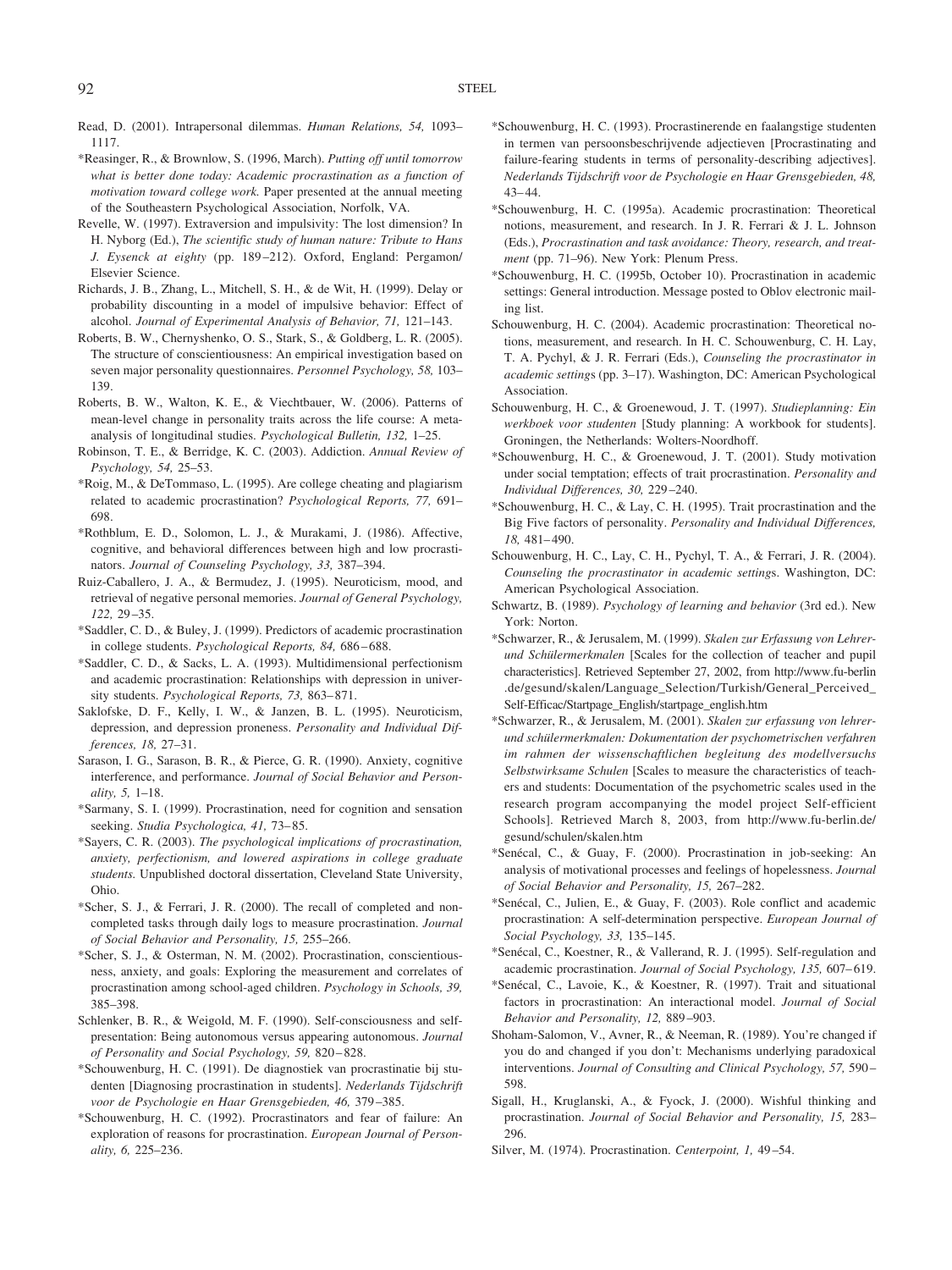Read, D. (2001). Intrapersonal dilemmas. *Human Relations, 54,* 1093–1117.

*Reasinger, R., & Brownlow, S. (1996, March). *Putting off until tomorrow what is better done today: Academic procrastination as a function of motivation toward college work.* Paper presented at the annual meeting of the Southeastern Psychological Association, Norfolk, VA.

Revelle, W. (1997). Extraversion and impulsivity: The lost dimension? In H. Nyborg (Ed.), *The scientific study of human nature: Tribute to Hans J. Eysenck at eighty* (pp. 189–212). Oxford, England: Pergamon/Elsevier Science.

Richards, J. B., Zhang, L., Mitchell, S. H., & de Wit, H. (1999). Delay or probability discounting in a model of impulsive behavior: Effect of alcohol. *Journal of Experimental Analysis of Behavior, 71,* 121–143.

Roberts, B. W., Chernyshenko, O. S., Stark, S., & Goldberg, L. R. (2005). The structure of conscientiousness: An empirical investigation based on seven major personality questionnaires. *Personnel Psychology, 58,* 103–139.

Roberts, B. W., Walton, K. E., & Viechtbauer, W. (2006). Patterns of mean-level change in personality traits across the life course: A meta-analysis of longitudinal studies. *Psychological Bulletin, 132,* 1–25.

Robinson, T. E., & Berridge, K. C. (2003). Addiction. *Annual Review of Psychology, 54,* 25–53.

*Roig, M., & DeTommaso, L. (1995). Are college cheating and plagiarism related to academic procrastination? *Psychological Reports, 77,* 691–698.

*Rothblum, E. D., Solomon, L. J., & Murakami, J. (1986). Affective, cognitive, and behavioral differences between high and low procrastinators. *Journal of Counseling Psychology, 33,* 387–394.

Ruiz-Caballero, J. A., & Bermudez, J. (1995). Neuroticism, mood, and retrieval of negative personal memories. *Journal of General Psychology, 122,* 29–35.

*Saddler, C. D., & Buley, J. (1999). Predictors of academic procrastination in college students. *Psychological Reports, 84,* 686–688.

*Saddler, C. D., & Sacks, L. A. (1993). Multidimensional perfectionism and academic procrastination: Relationships with depression in university students. *Psychological Reports, 73,* 863–871.

Saklofske, D. F., Kelly, I. W., & Janzen, B. L. (1995). Neuroticism, depression, and depression proneness. *Personality and Individual Differences, 18,* 27–31.

Sarason, I. G., Sarason, B. R., & Pierce, G. R. (1990). Anxiety, cognitive interference, and performance. *Journal of Social Behavior and Personality, 5,* 1–18.

*Sarmany, S. I. (1999). Procrastination, need for cognition and sensation seeking. *Studia Psychologica, 41,* 73–85.

*Sayers, C. R. (2003). *The psychological implications of procrastination, anxiety, perfectionism, and lowered aspirations in college graduate students.* Unpublished doctoral dissertation, Cleveland State University, Ohio.

*Scher, S. J., & Ferrari, J. R. (2000). The recall of completed and noncompleted tasks through daily logs to measure procrastination. *Journal of Social Behavior and Personality, 15,* 255–266.

*Scher, S. J., & Osterman, N. M. (2002). Procrastination, conscientiousness, anxiety, and goals: Exploring the measurement and correlates of procrastination among school-aged children. *Psychology in Schools, 39,* 385–398.

Schlenker, B. R., & Weigold, M. F. (1990). Self-consciousness and self-presentation: Being autonomous versus appearing autonomous. *Journal of Personality and Social Psychology, 59,* 820–828.

*Schouwenburg, H. C. (1991). De diagnostiek van procrastinatie bij studenten [Diagnosing procrastination in students]. *Nederlands Tijdschrift voor de Psychologie en Haar Grensgebieden, 46,* 379–385.

*Schouwenburg, H. C. (1992). Procrastinators and fear of failure: An exploration of reasons for procrastination. *European Journal of Personality, 6,* 225–236.

*Schouwenburg, H. C. (1993). Procrastinerende en faalangstige studenten in termen van persoonsbeschrijvende adjectieven [Procrastinating and failure-fearing students in terms of personality-describing adjectives]. *Nederlands Tijdschrift voor de Psychologie en Haar Grensgebieden, 48,* 43–44.

*Schouwenburg, H. C. (1995a). Academic procrastination: Theoretical notions, measurement, and research. In J. R. Ferrari & J. L. Johnson (Eds.), *Procrastination and task avoidance: Theory, research, and treatment* (pp. 71–96). New York: Plenum Press.

*Schouwenburg, H. C. (1995b, October 10). Procrastination in academic settings: General introduction. Message posted to Oblov electronic mailing list.

Schouwenburg, H. C. (2004). Academic procrastination: Theoretical notions, measurement, and research. In H. C. Schouwenburg, C. H. Lay, T. A. Pychyl, & J. R. Ferrari (Eds.), *Counseling the procrastinator in academic settings* (pp. 3–17). Washington, DC: American Psychological Association.

Schouwenburg, H. C., & Groenewoud, J. T. (1997). *Studieplanning: Ein werkboek voor studenten* [Study planning: A workbook for students]. Groningen, the Netherlands: Wolters-Noordhoff.

*Schouwenburg, H. C., & Groenewoud, J. T. (2001). Study motivation under social temptation; effects of trait procrastination. *Personality and Individual Differences, 30,* 229–240.

*Schouwenburg, H. C., & Lay, C. H. (1995). Trait procrastination and the Big Five factors of personality. *Personality and Individual Differences, 18,* 481–490.

Schouwenburg, H. C., Lay, C. H., Pychyl, T. A., & Ferrari, J. R. (2004). *Counseling the procrastinator in academic settings*. Washington, DC: American Psychological Association.

Schwartz, B. (1989). *Psychology of learning and behavior* (3rd ed.). New York: Norton.

*Schwarzer, R., & Jerusalem, M. (1999). *Skalen zur Erfassung von Lehrer- und Schülermerkmalen* [Scales for the collection of teacher and pupil characteristics]. Retrieved September 27, 2002, from http://www.fu-berlin.de/gesund/skalen/Language_Selection/Turkish/General_Perceived_Self-Efficac/Startpage_English/startpage_english.htm

*Schwarzer, R., & Jerusalem, M. (2001). *Skalen zur erfassung von lehrer- und schülermerkmalen: Dokumentation der psychometrischen verfahren im rahmen der wissenschaftlichen begleitung des modellversuchs Selbstwirksame Schulen* [Scales to measure the characteristics of teachers and students: Documentation of the psychometric scales used in the research program accompanying the model project Self-efficient Schools]. Retrieved March 8, 2003, from http://www.fu-berlin.de/gesund/schulen/skalen.htm

*Senécal, C., & Guay, F. (2000). Procrastination in job-seeking: An analysis of motivational processes and feelings of hopelessness. *Journal of Social Behavior and Personality, 15,* 267–282.

*Senécal, C., Julien, E., & Guay, F. (2003). Role conflict and academic procrastination: A self-determination perspective. *European Journal of Social Psychology, 33,* 135–145.

*Senécal, C., Koestner, R., & Vallerand, R. J. (1995). Self-regulation and academic procrastination. *Journal of Social Psychology, 135,* 607–619.

*Senécal, C., Lavoie, K., & Koestner, R. (1997). Trait and situational factors in procrastination: An interactional model. *Journal of Social Behavior and Personality, 12,* 889–903.

Shoham-Salomon, V., Avner, R., & Neeman, R. (1989). You're changed if you do and changed if you don't: Mechanisms underlying paradoxical interventions. *Journal of Consulting and Clinical Psychology, 57,* 590–598.

Sigall, H., Kruglanski, A., & Fyock, J. (2000). Wishful thinking and procrastination. *Journal of Social Behavior and Personality, 15,* 283–296.

Silver, M. (1974). Procrastination. *Centerpoint, 1,* 49–54.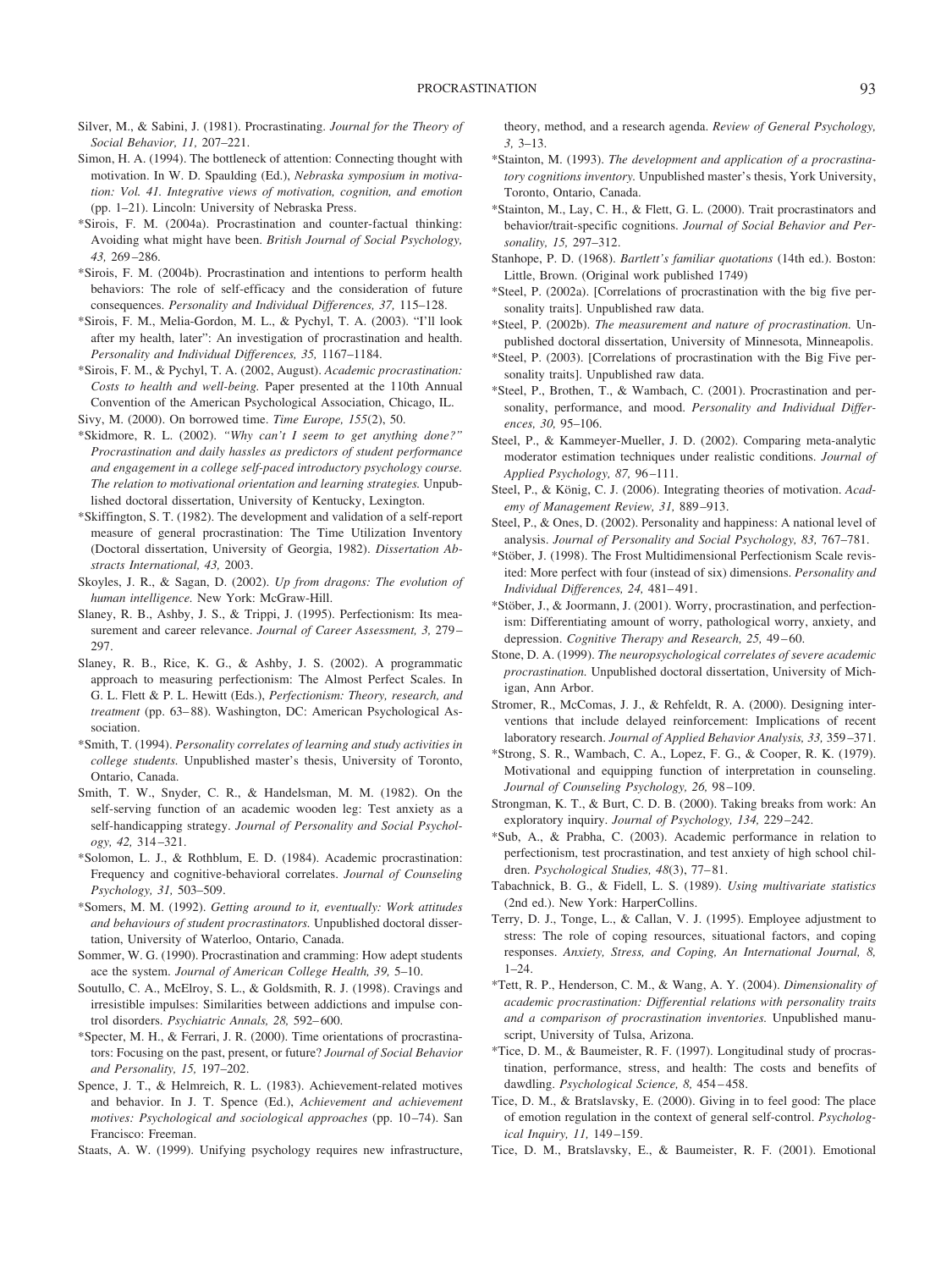Silver, M., & Sabini, J. (1981). Procrastinating. *Journal for the Theory of Social Behavior, 11,* 207–221.

Simon, H. A. (1994). The bottleneck of attention: Connecting thought with motivation. In W. D. Spaulding (Ed.), *Nebraska symposium in motivation: Vol. 41. Integrative views of motivation, cognition, and emotion* (pp. 1–21). Lincoln: University of Nebraska Press.

*Sirois, F. M. (2004a). Procrastination and counter-factual thinking: Avoiding what might have been. *British Journal of Social Psychology, 43,* 269–286.

*Sirois, F. M. (2004b). Procrastination and intentions to perform health behaviors: The role of self-efficacy and the consideration of future consequences. *Personality and Individual Differences, 37,* 115–128.

*Sirois, F. M., Melia-Gordon, M. L., & Pychyl, T. A. (2003). "I'll look after my health, later": An investigation of procrastination and health. *Personality and Individual Differences, 35,* 1167–1184.

*Sirois, F. M., & Pychyl, T. A. (2002, August). *Academic procrastination: Costs to health and well-being.* Paper presented at the 110th Annual Convention of the American Psychological Association, Chicago, IL.

Sivy, M. (2000). On borrowed time. *Time Europe, 155*(2), 50.

*Skidmore, R. L. (2002). *"Why can't I seem to get anything done?" Procrastination and daily hassles as predictors of student performance and engagement in a college self-paced introductory psychology course. The relation to motivational orientation and learning strategies.* Unpublished doctoral dissertation, University of Kentucky, Lexington.

*Skiffington, S. T. (1982). The development and validation of a self-report measure of general procrastination: The Time Utilization Inventory (Doctoral dissertation, University of Georgia, 1982). *Dissertation Abstracts International, 43,* 2003.

Skoyles, J. R., & Sagan, D. (2002). *Up from dragons: The evolution of human intelligence.* New York: McGraw-Hill.

Slaney, R. B., Ashby, J. S., & Trippi, J. (1995). Perfectionism: Its measurement and career relevance. *Journal of Career Assessment, 3,* 279–297.

Slaney, R. B., Rice, K. G., & Ashby, J. S. (2002). A programmatic approach to measuring perfectionism: The Almost Perfect Scales. In G. L. Flett & P. L. Hewitt (Eds.), *Perfectionism: Theory, research, and treatment* (pp. 63–88). Washington, DC: American Psychological Association.

*Smith, T. (1994). *Personality correlates of learning and study activities in college students.* Unpublished master's thesis, University of Toronto, Ontario, Canada.

Smith, T. W., Snyder, C. R., & Handelsman, M. M. (1982). On the self-serving function of an academic wooden leg: Test anxiety as a self-handicapping strategy. *Journal of Personality and Social Psychology, 42,* 314–321.

*Solomon, L. J., & Rothblum, E. D. (1984). Academic procrastination: Frequency and cognitive-behavioral correlates. *Journal of Counseling Psychology, 31,* 503–509.

*Somers, M. M. (1992). *Getting around to it, eventually: Work attitudes and behaviours of student procrastinators.* Unpublished doctoral dissertation, University of Waterloo, Ontario, Canada.

Sommer, W. G. (1990). Procrastination and cramming: How adept students ace the system. *Journal of American College Health, 39,* 5–10.

Soutullo, C. A., McElroy, S. L., & Goldsmith, R. J. (1998). Cravings and irresistible impulses: Similarities between addictions and impulse control disorders. *Psychiatric Annals, 28,* 592–600.

*Specter, M. H., & Ferrari, J. R. (2000). Time orientations of procrastinators: Focusing on the past, present, or future? *Journal of Social Behavior and Personality, 15,* 197–202.

Spence, J. T., & Helmreich, R. L. (1983). Achievement-related motives and behavior. In J. T. Spence (Ed.), *Achievement and achievement motives: Psychological and sociological approaches* (pp. 10–74). San Francisco: Freeman.

Staats, A. W. (1999). Unifying psychology requires new infrastructure, theory, method, and a research agenda. *Review of General Psychology, 3,* 3–13.

*Stainton, M. (1993). *The development and application of a procrastinatory cognitions inventory.* Unpublished master's thesis, York University, Toronto, Ontario, Canada.

*Stainton, M., Lay, C. H., & Flett, G. L. (2000). Trait procrastinators and behavior/trait-specific cognitions. *Journal of Social Behavior and Personality, 15,* 297–312.

Stanhope, P. D. (1968). *Bartlett's familiar quotations* (14th ed.). Boston: Little, Brown. (Original work published 1749)

*Steel, P. (2002a). [Correlations of procrastination with the big five personality traits]. Unpublished raw data.

*Steel, P. (2002b). *The measurement and nature of procrastination.* Unpublished doctoral dissertation, University of Minnesota, Minneapolis.

*Steel, P. (2003). [Correlations of procrastination with the Big Five personality traits]. Unpublished raw data.

*Steel, P., Brothen, T., & Wambach, C. (2001). Procrastination and personality, performance, and mood. *Personality and Individual Differences, 30,* 95–106.

Steel, P., & Kammeyer-Mueller, J. D. (2002). Comparing meta-analytic moderator estimation techniques under realistic conditions. *Journal of Applied Psychology, 87,* 96–111.

Steel, P., & König, C. J. (2006). Integrating theories of motivation. *Academy of Management Review, 31,* 889–913.

Steel, P., & Ones, D. (2002). Personality and happiness: A national level of analysis. *Journal of Personality and Social Psychology, 83,* 767–781.

*Stöber, J. (1998). The Frost Multidimensional Perfectionism Scale revisited: More perfect with four (instead of six) dimensions. *Personality and Individual Differences, 24,* 481–491.

*Stöber, J., & Joormann, J. (2001). Worry, procrastination, and perfectionism: Differentiating amount of worry, pathological worry, anxiety, and depression. *Cognitive Therapy and Research, 25,* 49–60.

Stone, D. A. (1999). *The neuropsychological correlates of severe academic procrastination.* Unpublished doctoral dissertation, University of Michigan, Ann Arbor.

Stromer, R., McComas, J. J., & Rehfeldt, R. A. (2000). Designing interventions that include delayed reinforcement: Implications of recent laboratory research. *Journal of Applied Behavior Analysis, 33,* 359–371.

*Strong, S. R., Wambach, C. A., Lopez, F. G., & Cooper, R. K. (1979). Motivational and equipping function of interpretation in counseling. *Journal of Counseling Psychology, 26,* 98–109.

Strongman, K. T., & Burt, C. D. B. (2000). Taking breaks from work: An exploratory inquiry. *Journal of Psychology, 134,* 229–242.

*Sub, A., & Prabha, C. (2003). Academic performance in relation to perfectionism, test procrastination, and test anxiety of high school children. *Psychological Studies, 48*(3), 77–81.

Tabachnick, B. G., & Fidell, L. S. (1989). *Using multivariate statistics* (2nd ed.). New York: HarperCollins.

Terry, D. J., Tonge, L., & Callan, V. J. (1995). Employee adjustment to stress: The role of coping resources, situational factors, and coping responses. *Anxiety, Stress, and Coping, An International Journal, 8,* 1–24.

*Tett, R. P., Henderson, C. M., & Wang, A. Y. (2004). *Dimensionality of academic procrastination: Differential relations with personality traits and a comparison of procrastination inventories.* Unpublished manuscript, University of Tulsa, Arizona.

*Tice, D. M., & Baumeister, R. F. (1997). Longitudinal study of procrastination, performance, stress, and health: The costs and benefits of dawdling. *Psychological Science, 8,* 454–458.

Tice, D. M., & Bratslavsky, E. (2000). Giving in to feel good: The place of emotion regulation in the context of general self-control. *Psychological Inquiry, 11,* 149–159.

Tice, D. M., Bratslavsky, E., & Baumeister, R. F. (2001). Emotional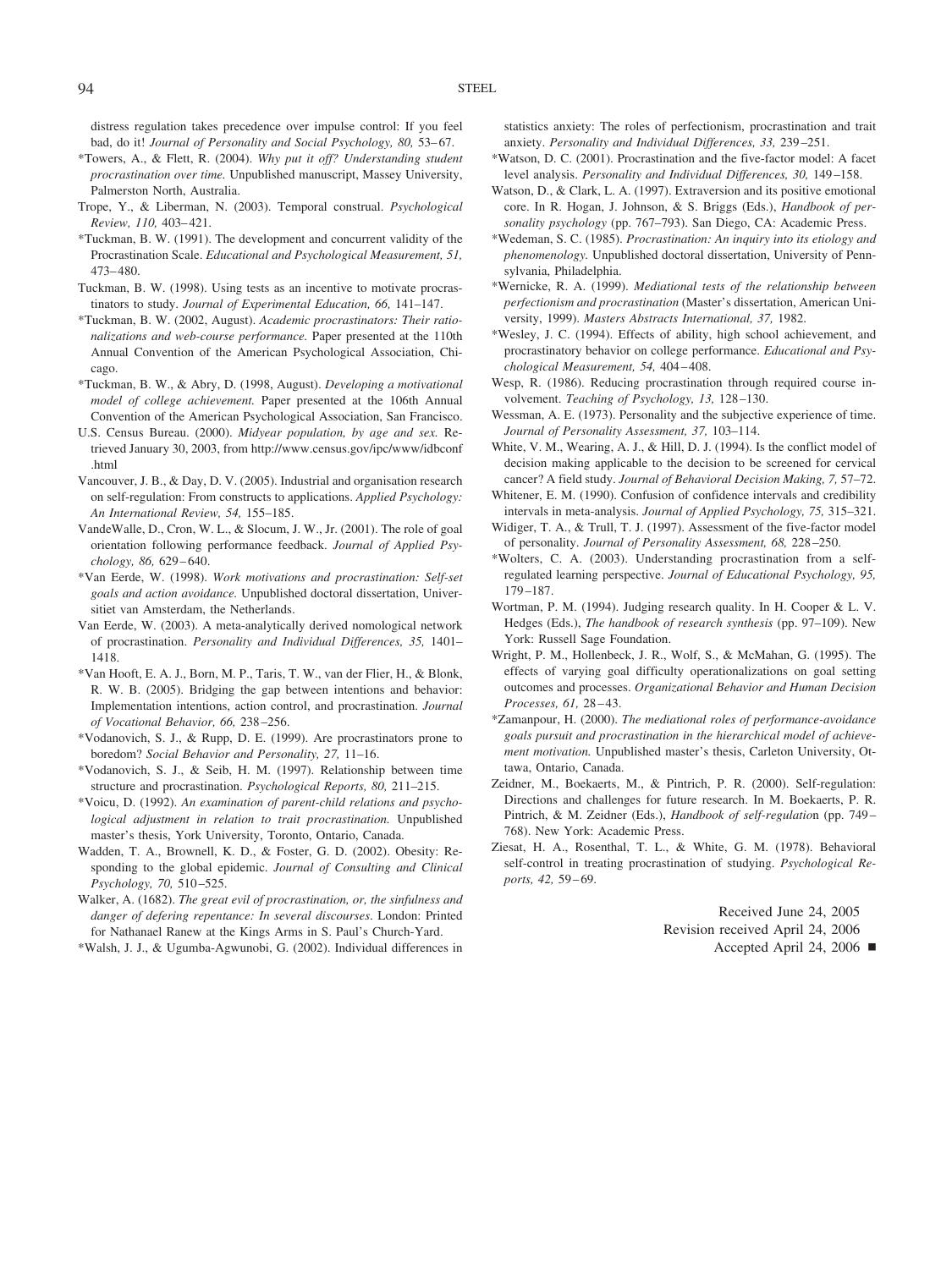distress regulation takes precedence over impulse control: If you feel bad, do it! *Journal of Personality and Social Psychology, 80,* 53–67.

*Towers, A., & Flett, R. (2004). *Why put it off? Understanding student procrastination over time.* Unpublished manuscript, Massey University, Palmerston North, Australia.

Trope, Y., & Liberman, N. (2003). Temporal construal. *Psychological Review, 110,* 403–421.

*Tuckman, B. W. (1991). The development and concurrent validity of the Procrastination Scale. *Educational and Psychological Measurement, 51,* 473–480.

Tuckman, B. W. (1998). Using tests as an incentive to motivate procrastinators to study. *Journal of Experimental Education, 66,* 141–147.

*Tuckman, B. W. (2002, August). *Academic procrastinators: Their rationalizations and web-course performance.* Paper presented at the 110th Annual Convention of the American Psychological Association, Chicago.

*Tuckman, B. W., & Abry, D. (1998, August). *Developing a motivational model of college achievement.* Paper presented at the 106th Annual Convention of the American Psychological Association, San Francisco.

U.S. Census Bureau. (2000). *Midyear population, by age and sex.* Retrieved January 30, 2003, from http://www.census.gov/ipc/www/idbconf.html

Vancouver, J. B., & Day, D. V. (2005). Industrial and organisation research on self-regulation: From constructs to applications. *Applied Psychology: An International Review, 54,* 155–185.

VandeWalle, D., Cron, W. L., & Slocum, J. W., Jr. (2001). The role of goal orientation following performance feedback. *Journal of Applied Psychology, 86,* 629–640.

*Van Eerde, W. (1998). *Work motivations and procrastination: Self-set goals and action avoidance.* Unpublished doctoral dissertation, Universitiet van Amsterdam, the Netherlands.

Van Eerde, W. (2003). A meta-analytically derived nomological network of procrastination. *Personality and Individual Differences, 35,* 1401–1418.

*Van Hooft, E. A. J., Born, M. P., Taris, T. W., van der Flier, H., & Blonk, R. W. B. (2005). Bridging the gap between intentions and behavior: Implementation intentions, action control, and procrastination. *Journal of Vocational Behavior, 66,* 238–256.

*Vodanovich, S. J., & Rupp, D. E. (1999). Are procrastinators prone to boredom? *Social Behavior and Personality, 27,* 11–16.

*Vodanovich, S. J., & Seib, H. M. (1997). Relationship between time structure and procrastination. *Psychological Reports, 80,* 211–215.

*Voicu, D. (1992). *An examination of parent-child relations and psychological adjustment in relation to trait procrastination.* Unpublished master's thesis, York University, Toronto, Ontario, Canada.

Wadden, T. A., Brownell, K. D., & Foster, G. D. (2002). Obesity: Responding to the global epidemic. *Journal of Consulting and Clinical Psychology, 70,* 510–525.

Walker, A. (1682). *The great evil of procrastination, or, the sinfulness and danger of defering repentance: In several discourses.* London: Printed for Nathanael Ranew at the Kings Arms in S. Paul's Church-Yard.

*Walsh, J. J., & Ugumba-Agwunobi, G. (2002). Individual differences in statistics anxiety: The roles of perfectionism, procrastination and trait anxiety. *Personality and Individual Differences, 33,* 239–251.

*Watson, D. C. (2001). Procrastination and the five-factor model: A facet level analysis. *Personality and Individual Differences, 30,* 149–158.

Watson, D., & Clark, L. A. (1997). Extraversion and its positive emotional core. In R. Hogan, J. Johnson, & S. Briggs (Eds.), *Handbook of personality psychology* (pp. 767–793). San Diego, CA: Academic Press.

*Wedeman, S. C. (1985). *Procrastination: An inquiry into its etiology and phenomenology.* Unpublished doctoral dissertation, University of Pennsylvania, Philadelphia.

*Wernicke, R. A. (1999). *Mediational tests of the relationship between perfectionism and procrastination* (Master's dissertation, American University, 1999). *Masters Abstracts International, 37,* 1982.

*Wesley, J. C. (1994). Effects of ability, high school achievement, and procrastinatory behavior on college performance. *Educational and Psychological Measurement, 54,* 404–408.

Wesp, R. (1986). Reducing procrastination through required course involvement. *Teaching of Psychology, 13,* 128–130.

Wessman, A. E. (1973). Personality and the subjective experience of time. *Journal of Personality Assessment, 37,* 103–114.

White, V. M., Wearing, A. J., & Hill, D. J. (1994). Is the conflict model of decision making applicable to the decision to be screened for cervical cancer? A field study. *Journal of Behavioral Decision Making, 7,* 57–72.

Whitener, E. M. (1990). Confusion of confidence intervals and credibility intervals in meta-analysis. *Journal of Applied Psychology, 75,* 315–321.

Widiger, T. A., & Trull, T. J. (1997). Assessment of the five-factor model of personality. *Journal of Personality Assessment, 68,* 228–250.

*Wolters, C. A. (2003). Understanding procrastination from a self-regulated learning perspective. *Journal of Educational Psychology, 95,* 179–187.

Wortman, P. M. (1994). Judging research quality. In H. Cooper & L. V. Hedges (Eds.), *The handbook of research synthesis* (pp. 97–109). New York: Russell Sage Foundation.

Wright, P. M., Hollenbeck, J. R., Wolf, S., & McMahan, G. (1995). The effects of varying goal difficulty operationalizations on goal setting outcomes and processes. *Organizational Behavior and Human Decision Processes, 61,* 28–43.

*Zamanpour, H. (2000). *The mediational roles of performance-avoidance goals pursuit and procrastination in the hierarchical model of achievement motivation.* Unpublished master's thesis, Carleton University, Ottawa, Ontario, Canada.

Zeidner, M., Boekaerts, M., & Pintrich, P. R. (2000). Self-regulation: Directions and challenges for future research. In M. Boekaerts, P. R. Pintrich, & M. Zeidner (Eds.), *Handbook of self-regulation* (pp. 749–768). New York: Academic Press.

Ziesat, H. A., Rosenthal, T. L., & White, G. M. (1978). Behavioral self-control in treating procrastination of studying. *Psychological Reports, 42,* 59–69.

Received June 24, 2005
Revision received April 24, 2006
Accepted April 24, 2006 ■